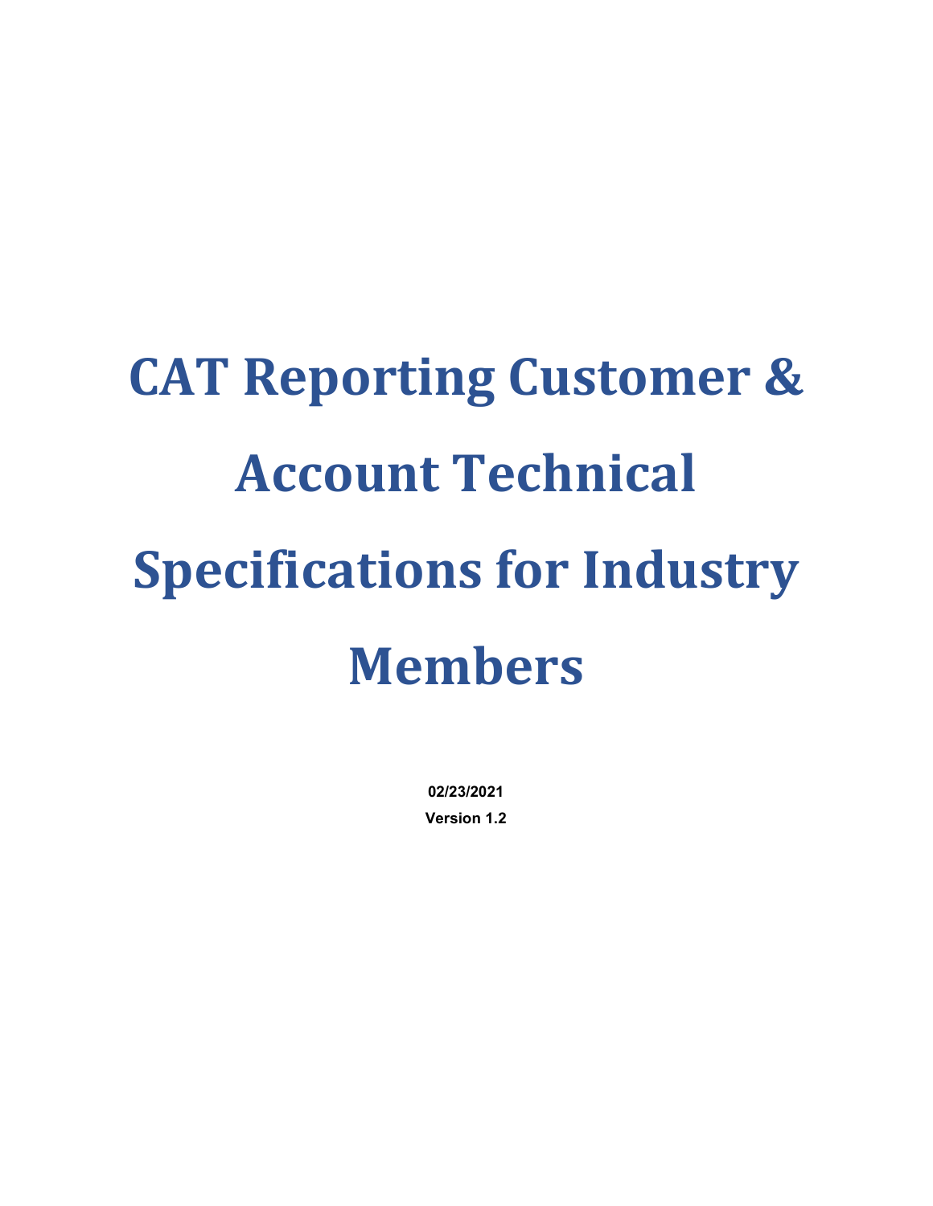# CAT Reporting Customer & Account Technical Specifications for Industry Members

**02/23/2021**

**Version 1.2**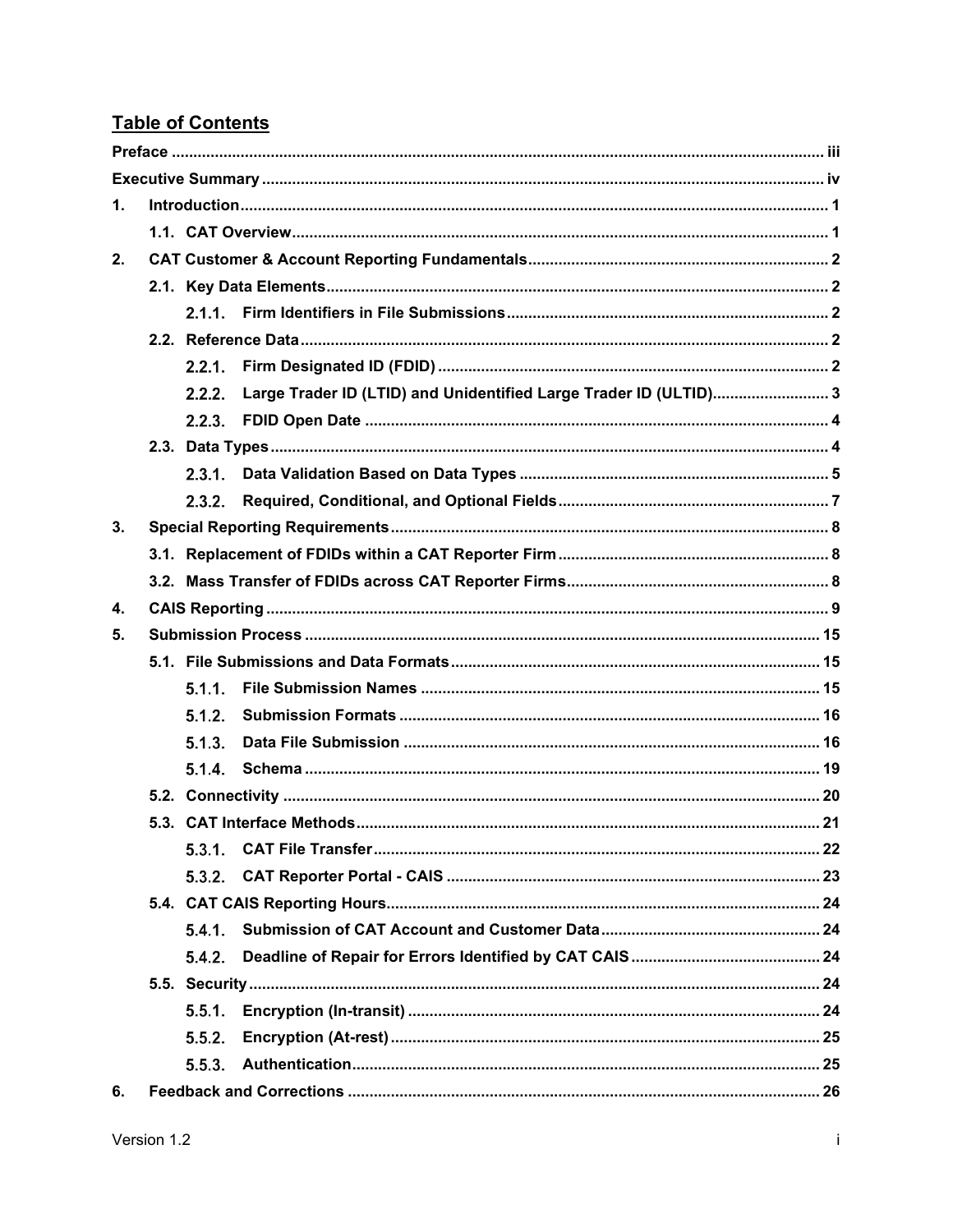## Table of Contents

| | |
|---|---|
| **Preface** | **iii** |
| **Executive Summary** | **iv** |
| **1. Introduction** | **1** |
| **1.1. CAT Overview** | **1** |
| **2. CAT Customer & Account Reporting Fundamentals** | **2** |
| **2.1. Key Data Elements** | **2** |
| **2.1.1. Firm Identifiers in File Submissions** | **2** |
| **2.2. Reference Data** | **2** |
| **2.2.1. Firm Designated ID (FDID)** | **2** |
| **2.2.2. Large Trader ID (LTID) and Unidentified Large Trader ID (ULTID)** | **3** |
| **2.2.3. FDID Open Date** | **4** |
| **2.3. Data Types** | **4** |
| **2.3.1. Data Validation Based on Data Types** | **5** |
| **2.3.2. Required, Conditional, and Optional Fields** | **7** |
| **3. Special Reporting Requirements** | **8** |
| **3.1. Replacement of FDIDs within a CAT Reporter Firm** | **8** |
| **3.2. Mass Transfer of FDIDs across CAT Reporter Firms** | **8** |
| **4. CAIS Reporting** | **9** |
| **5. Submission Process** | **15** |
| **5.1. File Submissions and Data Formats** | **15** |
| **5.1.1. File Submission Names** | **15** |
| **5.1.2. Submission Formats** | **16** |
| **5.1.3. Data File Submission** | **16** |
| **5.1.4. Schema** | **19** |
| **5.2. Connectivity** | **20** |
| **5.3. CAT Interface Methods** | **21** |
| **5.3.1. CAT File Transfer** | **22** |
| **5.3.2. CAT Reporter Portal - CAIS** | **23** |
| **5.4. CAT CAIS Reporting Hours** | **24** |
| **5.4.1. Submission of CAT Account and Customer Data** | **24** |
| **5.4.2. Deadline of Repair for Errors Identified by CAT CAIS** | **24** |
| **5.5. Security** | **24** |
| **5.5.1. Encryption (In-transit)** | **24** |
| **5.5.2. Encryption (At-rest)** | **25** |
| **5.5.3. Authentication** | **25** |
| **6. Feedback and Corrections** | **26** |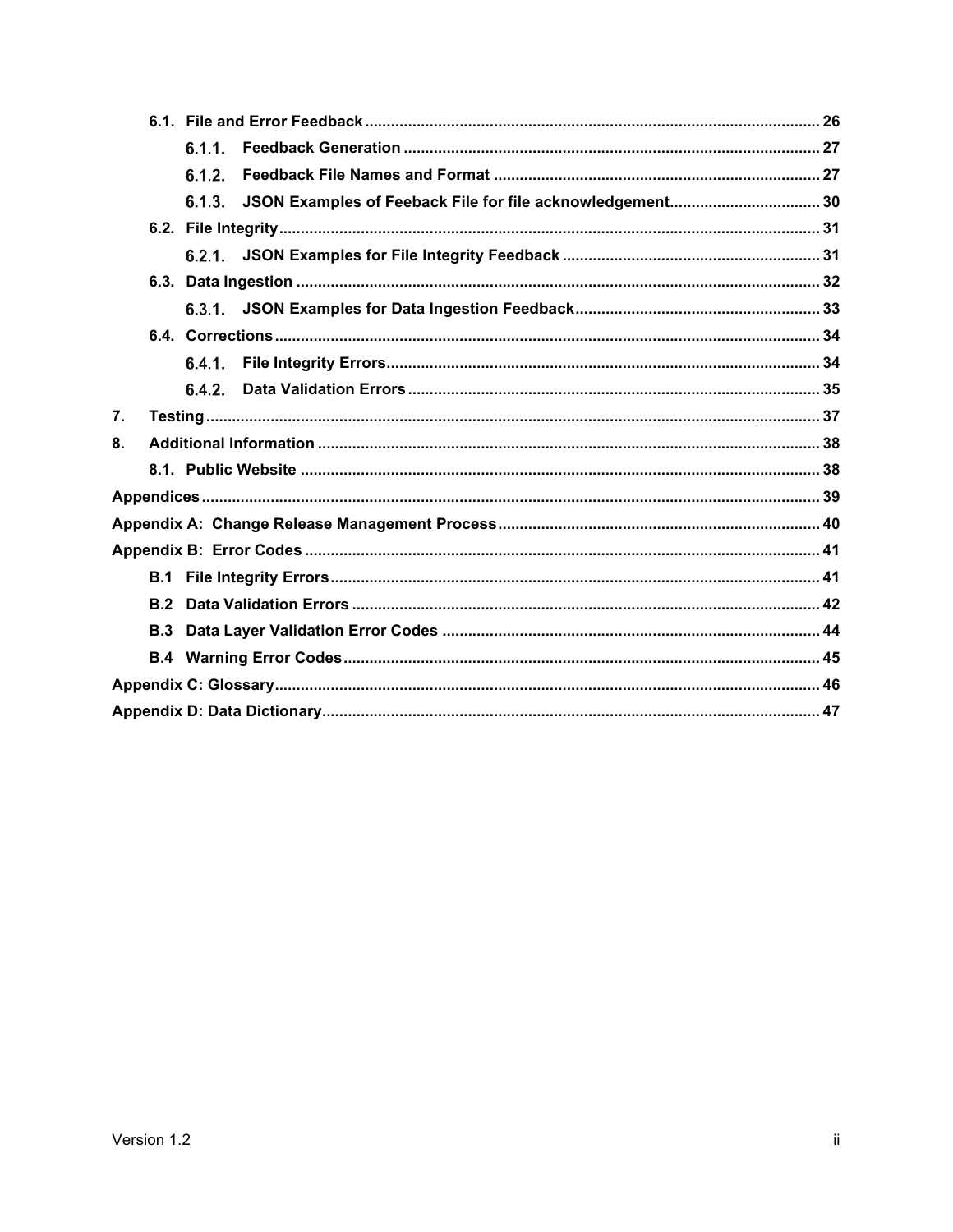- 6.1. File and Error Feedback ........................................................................................................ 26
  - 6.1.1. Feedback Generation ................................................................................................ 27
  - 6.1.2. Feedback File Names and Format ............................................................................ 27
  - 6.1.3. JSON Examples of Feeback File for file acknowledgement................................... 30
- 6.2. File Integrity............................................................................................................................ 31
  - 6.2.1. JSON Examples for File Integrity Feedback ............................................................ 31
- 6.3. Data Ingestion ........................................................................................................................ 32
  - 6.3.1. JSON Examples for Data Ingestion Feedback......................................................... 33
- 6.4. Corrections ............................................................................................................................. 34
  - 6.4.1. File Integrity Errors.................................................................................................... 34
  - 6.4.2. Data Validation Errors ............................................................................................... 35

7. Testing ............................................................................................................................................. 37
8. Additional Information .................................................................................................................... 38
   - 8.1. Public Website ....................................................................................................................... 38

Appendices ........................................................................................................................................... 39

Appendix A: Change Release Management Process.......................................................................... 40

Appendix B: Error Codes ...................................................................................................................... 41

- B.1 File Integrity Errors................................................................................................................ 41
- B.2 Data Validation Errors ........................................................................................................... 42
- B.3 Data Layer Validation Error Codes ...................................................................................... 44
- B.4 Warning Error Codes............................................................................................................. 45

Appendix C: Glossary........................................................................................................................... 46

Appendix D: Data Dictionary................................................................................................................. 47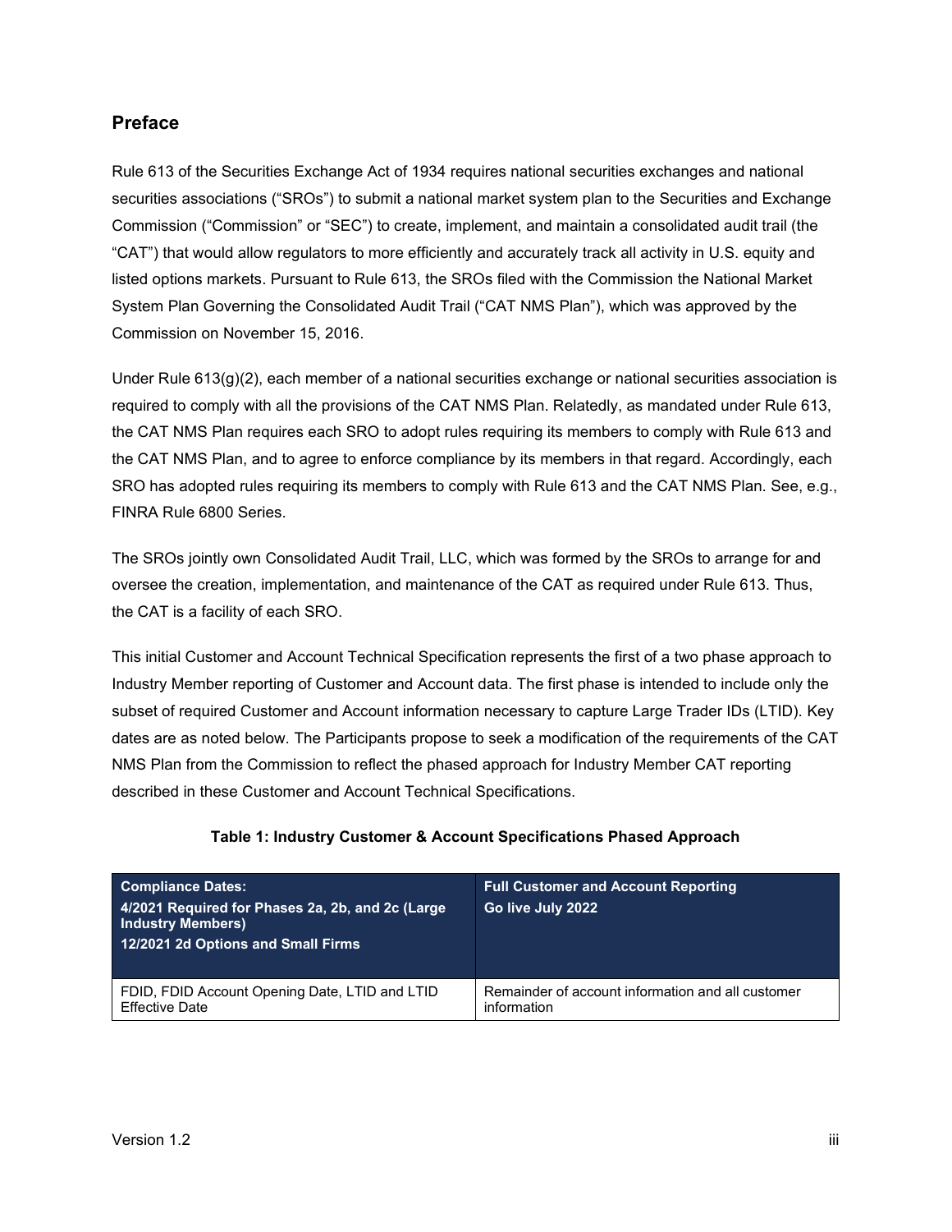## Preface

Rule 613 of the Securities Exchange Act of 1934 requires national securities exchanges and national securities associations ("SROs") to submit a national market system plan to the Securities and Exchange Commission ("Commission" or "SEC") to create, implement, and maintain a consolidated audit trail (the "CAT") that would allow regulators to more efficiently and accurately track all activity in U.S. equity and listed options markets. Pursuant to Rule 613, the SROs filed with the Commission the National Market System Plan Governing the Consolidated Audit Trail ("CAT NMS Plan"), which was approved by the Commission on November 15, 2016.

Under Rule 613(g)(2), each member of a national securities exchange or national securities association is required to comply with all the provisions of the CAT NMS Plan. Relatedly, as mandated under Rule 613, the CAT NMS Plan requires each SRO to adopt rules requiring its members to comply with Rule 613 and the CAT NMS Plan, and to agree to enforce compliance by its members in that regard. Accordingly, each SRO has adopted rules requiring its members to comply with Rule 613 and the CAT NMS Plan. See, e.g., FINRA Rule 6800 Series.

The SROs jointly own Consolidated Audit Trail, LLC, which was formed by the SROs to arrange for and oversee the creation, implementation, and maintenance of the CAT as required under Rule 613. Thus, the CAT is a facility of each SRO.

This initial Customer and Account Technical Specification represents the first of a two phase approach to Industry Member reporting of Customer and Account data. The first phase is intended to include only the subset of required Customer and Account information necessary to capture Large Trader IDs (LTID). Key dates are as noted below. The Participants propose to seek a modification of the requirements of the CAT NMS Plan from the Commission to reflect the phased approach for Industry Member CAT reporting described in these Customer and Account Technical Specifications.

**Table 1: Industry Customer & Account Specifications Phased Approach**

| **Compliance Dates:**<br>**4/2021 Required for Phases 2a, 2b, and 2c (Large Industry Members)**<br>**12/2021 2d Options and Small Firms** | **Full Customer and Account Reporting**<br>**Go live July 2022** |
|---|---|
| FDID, FDID Account Opening Date, LTID and LTID Effective Date | Remainder of account information and all customer information |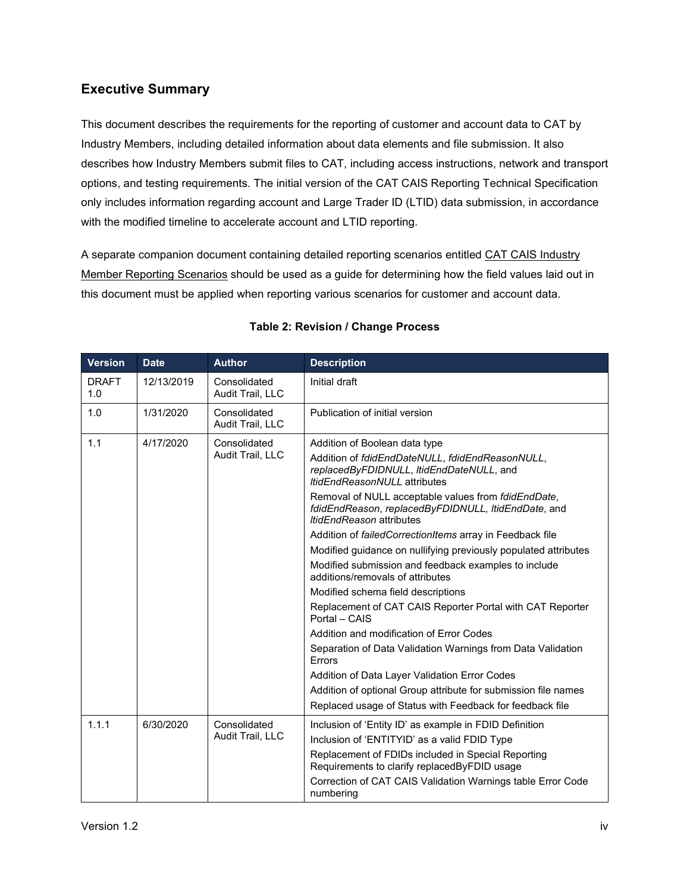## Executive Summary

This document describes the requirements for the reporting of customer and account data to CAT by Industry Members, including detailed information about data elements and file submission. It also describes how Industry Members submit files to CAT, including access instructions, network and transport options, and testing requirements. The initial version of the CAT CAIS Reporting Technical Specification only includes information regarding account and Large Trader ID (LTID) data submission, in accordance with the modified timeline to accelerate account and LTID reporting.

A separate companion document containing detailed reporting scenarios entitled CAT CAIS Industry Member Reporting Scenarios should be used as a guide for determining how the field values laid out in this document must be applied when reporting various scenarios for customer and account data.

**Table 2: Revision / Change Process**

| Version | Date | Author | Description |
|---|---|---|---|
| DRAFT 1.0 | 12/13/2019 | Consolidated Audit Trail, LLC | Initial draft |
| 1.0 | 1/31/2020 | Consolidated Audit Trail, LLC | Publication of initial version |
| 1.1 | 4/17/2020 | Consolidated Audit Trail, LLC | Addition of Boolean data type<br>Addition of *fdidEndDateNULL*, *fdidEndReasonNULL*, *replacedByFDIDNULL*, *ltidEndDateNULL*, and *ltidEndReasonNULL* attributes<br>Removal of NULL acceptable values from *fdidEndDate*, *fdidEndReason*, *replacedByFDIDNULL, ltidEndDate*, and *ltidEndReason* attributes<br>Addition of *failedCorrectionItems* array in Feedback file<br>Modified guidance on nullifying previously populated attributes<br>Modified submission and feedback examples to include additions/removals of attributes<br>Modified schema field descriptions<br>Replacement of CAT CAIS Reporter Portal with CAT Reporter Portal – CAIS<br>Addition and modification of Error Codes<br>Separation of Data Validation Warnings from Data Validation Errors<br>Addition of Data Layer Validation Error Codes<br>Addition of optional Group attribute for submission file names<br>Replaced usage of Status with Feedback for feedback file |
| 1.1.1 | 6/30/2020 | Consolidated Audit Trail, LLC | Inclusion of 'Entity ID' as example in FDID Definition<br>Inclusion of 'ENTITYID' as a valid FDID Type<br>Replacement of FDIDs included in Special Reporting Requirements to clarify replacedByFDID usage<br>Correction of CAT CAIS Validation Warnings table Error Code numbering |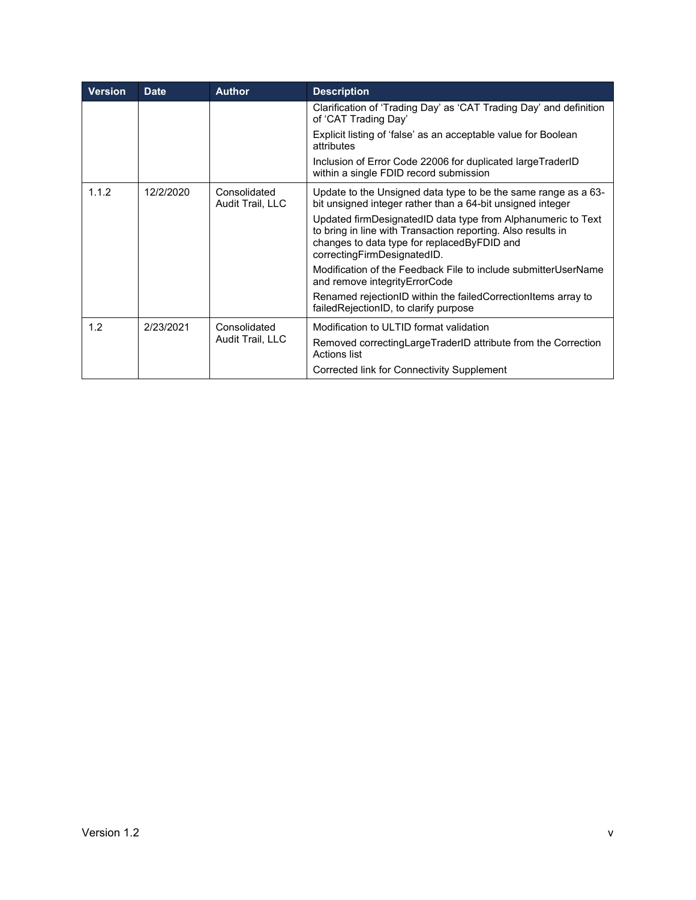| Version | Date | Author | Description |
|---|---|---|---|
| | | | Clarification of 'Trading Day' as 'CAT Trading Day' and definition of 'CAT Trading Day'<br>Explicit listing of 'false' as an acceptable value for Boolean attributes<br>Inclusion of Error Code 22006 for duplicated largeTraderID within a single FDID record submission |
| 1.1.2 | 12/2/2020 | Consolidated Audit Trail, LLC | Update to the Unsigned data type to be the same range as a 63-bit unsigned integer rather than a 64-bit unsigned integer<br>Updated firmDesignatedID data type from Alphanumeric to Text to bring in line with Transaction reporting. Also results in changes to data type for replacedByFDID and correctingFirmDesignatedID.<br>Modification of the Feedback File to include submitterUserName and remove integrityErrorCode<br>Renamed rejectionID within the failedCorrectionItems array to failedRejectionID, to clarify purpose |
| 1.2 | 2/23/2021 | Consolidated Audit Trail, LLC | Modification to ULTID format validation<br>Removed correctingLargeTraderID attribute from the Correction Actions list<br>Corrected link for Connectivity Supplement |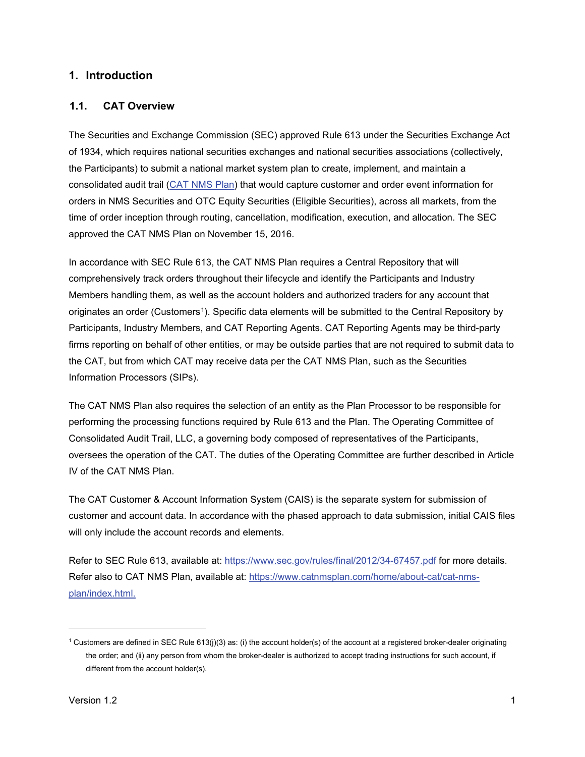# 1. Introduction

## 1.1. CAT Overview

The Securities and Exchange Commission (SEC) approved Rule 613 under the Securities Exchange Act of 1934, which requires national securities exchanges and national securities associations (collectively, the Participants) to submit a national market system plan to create, implement, and maintain a consolidated audit trail (CAT NMS Plan) that would capture customer and order event information for orders in NMS Securities and OTC Equity Securities (Eligible Securities), across all markets, from the time of order inception through routing, cancellation, modification, execution, and allocation. The SEC approved the CAT NMS Plan on November 15, 2016.

In accordance with SEC Rule 613, the CAT NMS Plan requires a Central Repository that will comprehensively track orders throughout their lifecycle and identify the Participants and Industry Members handling them, as well as the account holders and authorized traders for any account that originates an order (Customers[1]). Specific data elements will be submitted to the Central Repository by Participants, Industry Members, and CAT Reporting Agents. CAT Reporting Agents may be third-party firms reporting on behalf of other entities, or may be outside parties that are not required to submit data to the CAT, but from which CAT may receive data per the CAT NMS Plan, such as the Securities Information Processors (SIPs).

The CAT NMS Plan also requires the selection of an entity as the Plan Processor to be responsible for performing the processing functions required by Rule 613 and the Plan. The Operating Committee of Consolidated Audit Trail, LLC, a governing body composed of representatives of the Participants, oversees the operation of the CAT. The duties of the Operating Committee are further described in Article IV of the CAT NMS Plan.

The CAT Customer & Account Information System (CAIS) is the separate system for submission of customer and account data. In accordance with the phased approach to data submission, initial CAIS files will only include the account records and elements.

Refer to SEC Rule 613, available at: https://www.sec.gov/rules/final/2012/34-67457.pdf for more details. Refer also to CAT NMS Plan, available at: https://www.catnmsplan.com/home/about-cat/cat-nms-plan/index.html.

---

[1] Customers are defined in SEC Rule 613(j)(3) as: (i) the account holder(s) of the account at a registered broker-dealer originating the order; and (ii) any person from whom the broker-dealer is authorized to accept trading instructions for such account, if different from the account holder(s).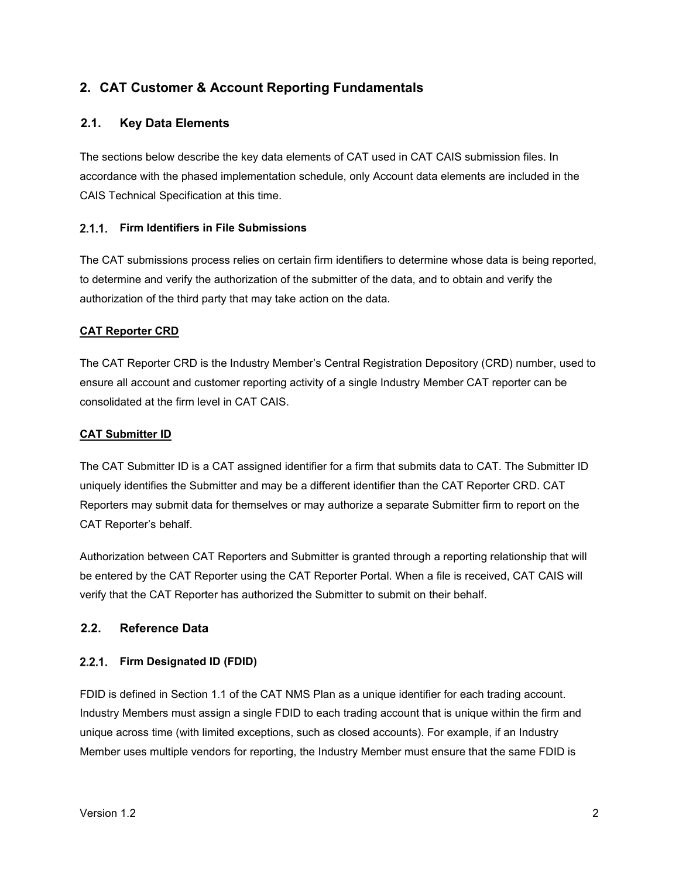## 2. CAT Customer & Account Reporting Fundamentals

### 2.1. Key Data Elements

The sections below describe the key data elements of CAT used in CAT CAIS submission files. In accordance with the phased implementation schedule, only Account data elements are included in the CAIS Technical Specification at this time.

#### 2.1.1. Firm Identifiers in File Submissions

The CAT submissions process relies on certain firm identifiers to determine whose data is being reported, to determine and verify the authorization of the submitter of the data, and to obtain and verify the authorization of the third party that may take action on the data.

**CAT Reporter CRD**

The CAT Reporter CRD is the Industry Member's Central Registration Depository (CRD) number, used to ensure all account and customer reporting activity of a single Industry Member CAT reporter can be consolidated at the firm level in CAT CAIS.

**CAT Submitter ID**

The CAT Submitter ID is a CAT assigned identifier for a firm that submits data to CAT. The Submitter ID uniquely identifies the Submitter and may be a different identifier than the CAT Reporter CRD. CAT Reporters may submit data for themselves or may authorize a separate Submitter firm to report on the CAT Reporter's behalf.

Authorization between CAT Reporters and Submitter is granted through a reporting relationship that will be entered by the CAT Reporter using the CAT Reporter Portal. When a file is received, CAT CAIS will verify that the CAT Reporter has authorized the Submitter to submit on their behalf.

### 2.2. Reference Data

#### 2.2.1. Firm Designated ID (FDID)

FDID is defined in Section 1.1 of the CAT NMS Plan as a unique identifier for each trading account. Industry Members must assign a single FDID to each trading account that is unique within the firm and unique across time (with limited exceptions, such as closed accounts). For example, if an Industry Member uses multiple vendors for reporting, the Industry Member must ensure that the same FDID is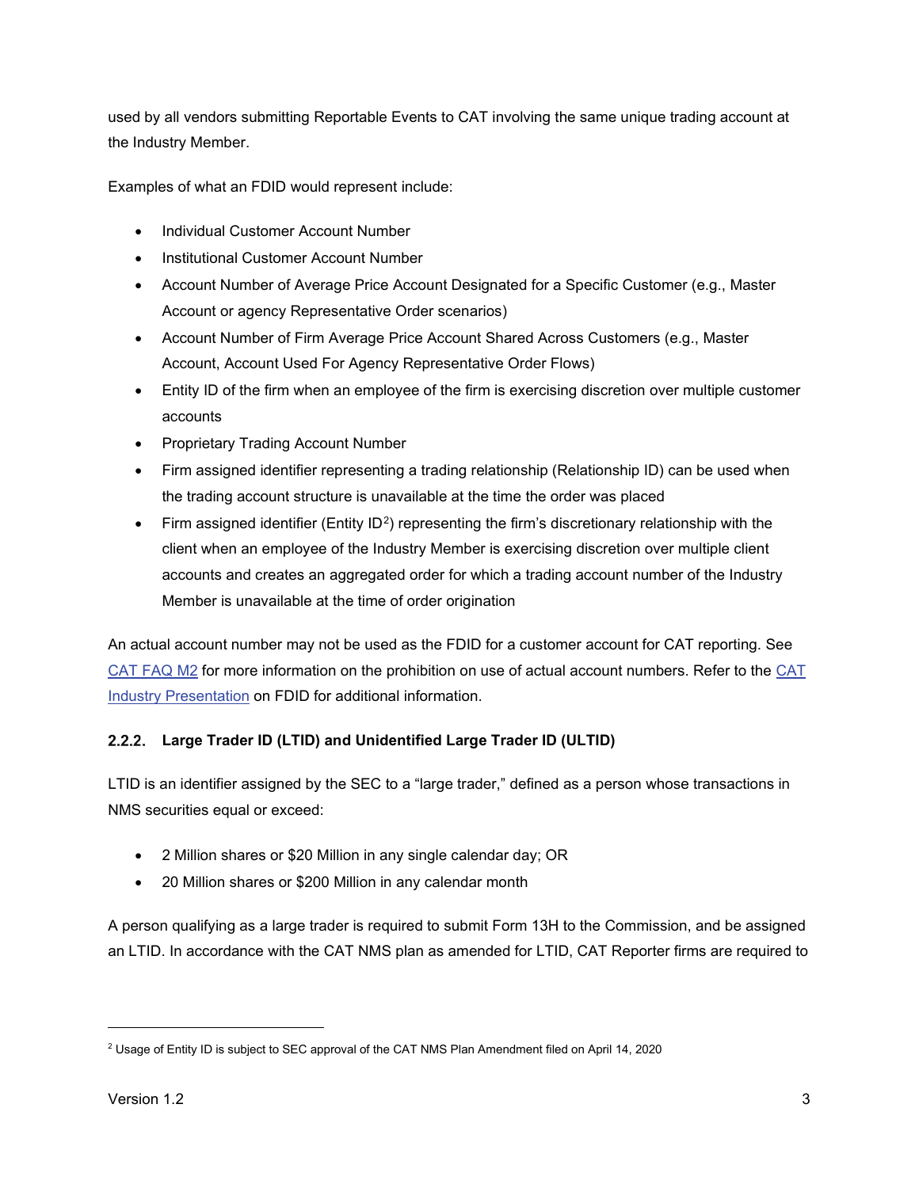used by all vendors submitting Reportable Events to CAT involving the same unique trading account at the Industry Member.

Examples of what an FDID would represent include:

- Individual Customer Account Number
- Institutional Customer Account Number
- Account Number of Average Price Account Designated for a Specific Customer (e.g., Master Account or agency Representative Order scenarios)
- Account Number of Firm Average Price Account Shared Across Customers (e.g., Master Account, Account Used For Agency Representative Order Flows)
- Entity ID of the firm when an employee of the firm is exercising discretion over multiple customer accounts
- Proprietary Trading Account Number
- Firm assigned identifier representing a trading relationship (Relationship ID) can be used when the trading account structure is unavailable at the time the order was placed
- Firm assigned identifier (Entity ID[2]) representing the firm's discretionary relationship with the client when an employee of the Industry Member is exercising discretion over multiple client accounts and creates an aggregated order for which a trading account number of the Industry Member is unavailable at the time of order origination

An actual account number may not be used as the FDID for a customer account for CAT reporting. See CAT FAQ M2 for more information on the prohibition on use of actual account numbers. Refer to the CAT Industry Presentation on FDID for additional information.

### 2.2.2. Large Trader ID (LTID) and Unidentified Large Trader ID (ULTID)

LTID is an identifier assigned by the SEC to a "large trader," defined as a person whose transactions in NMS securities equal or exceed:

- 2 Million shares or $20 Million in any single calendar day; OR
- 20 Million shares or $200 Million in any calendar month

A person qualifying as a large trader is required to submit Form 13H to the Commission, and be assigned an LTID. In accordance with the CAT NMS plan as amended for LTID, CAT Reporter firms are required to

[2] Usage of Entity ID is subject to SEC approval of the CAT NMS Plan Amendment filed on April 14, 2020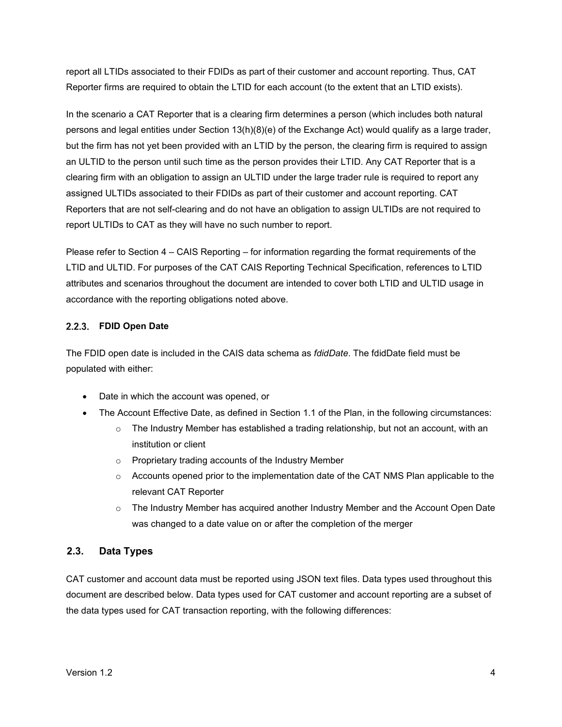report all LTIDs associated to their FDIDs as part of their customer and account reporting. Thus, CAT Reporter firms are required to obtain the LTID for each account (to the extent that an LTID exists).

In the scenario a CAT Reporter that is a clearing firm determines a person (which includes both natural persons and legal entities under Section 13(h)(8)(e) of the Exchange Act) would qualify as a large trader, but the firm has not yet been provided with an LTID by the person, the clearing firm is required to assign an ULTID to the person until such time as the person provides their LTID. Any CAT Reporter that is a clearing firm with an obligation to assign an ULTID under the large trader rule is required to report any assigned ULTIDs associated to their FDIDs as part of their customer and account reporting. CAT Reporters that are not self-clearing and do not have an obligation to assign ULTIDs are not required to report ULTIDs to CAT as they will have no such number to report.

Please refer to Section 4 – CAIS Reporting – for information regarding the format requirements of the LTID and ULTID. For purposes of the CAT CAIS Reporting Technical Specification, references to LTID attributes and scenarios throughout the document are intended to cover both LTID and ULTID usage in accordance with the reporting obligations noted above.

### 2.2.3. FDID Open Date

The FDID open date is included in the CAIS data schema as *fdidDate*. The fdidDate field must be populated with either:

- Date in which the account was opened, or
- The Account Effective Date, as defined in Section 1.1 of the Plan, in the following circumstances:
  - The Industry Member has established a trading relationship, but not an account, with an institution or client
  - Proprietary trading accounts of the Industry Member
  - Accounts opened prior to the implementation date of the CAT NMS Plan applicable to the relevant CAT Reporter
  - The Industry Member has acquired another Industry Member and the Account Open Date was changed to a date value on or after the completion of the merger

## 2.3. Data Types

CAT customer and account data must be reported using JSON text files. Data types used throughout this document are described below. Data types used for CAT customer and account reporting are a subset of the data types used for CAT transaction reporting, with the following differences: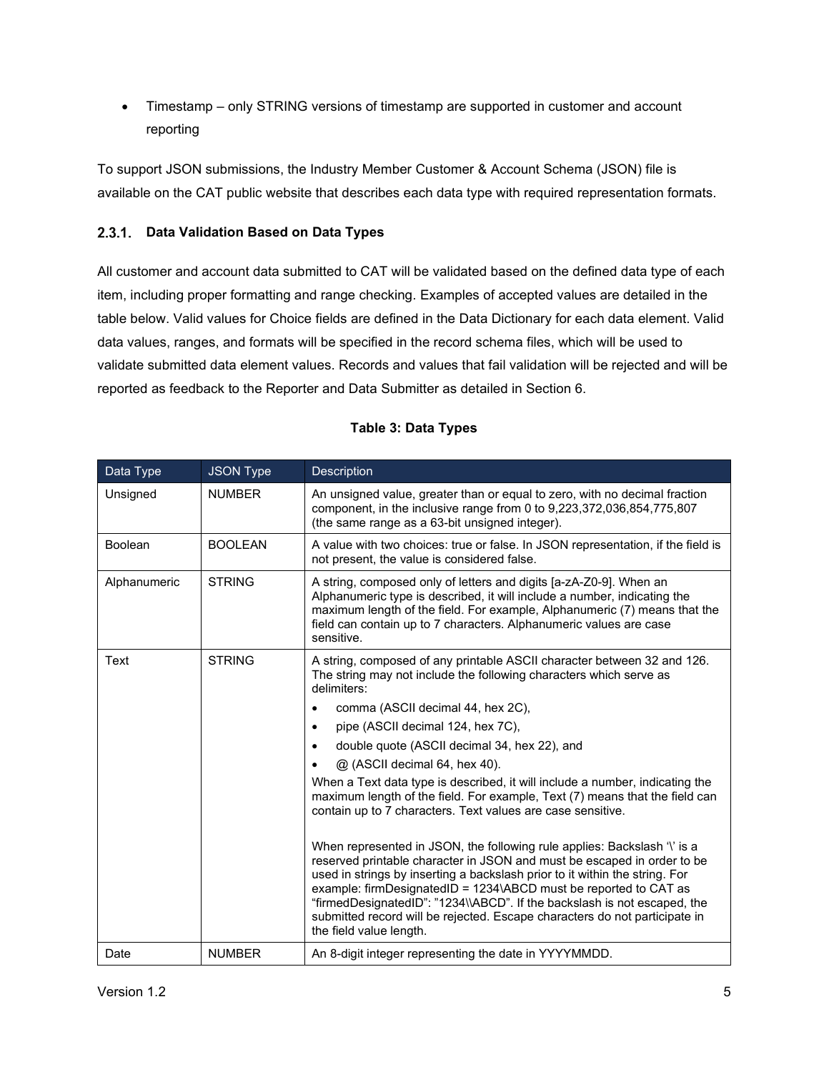- Timestamp – only STRING versions of timestamp are supported in customer and account reporting

To support JSON submissions, the Industry Member Customer & Account Schema (JSON) file is available on the CAT public website that describes each data type with required representation formats.

### 2.3.1. Data Validation Based on Data Types

All customer and account data submitted to CAT will be validated based on the defined data type of each item, including proper formatting and range checking. Examples of accepted values are detailed in the table below. Valid values for Choice fields are defined in the Data Dictionary for each data element. Valid data values, ranges, and formats will be specified in the record schema files, which will be used to validate submitted data element values. Records and values that fail validation will be rejected and will be reported as feedback to the Reporter and Data Submitter as detailed in Section 6.

**Table 3: Data Types**

| Data Type | JSON Type | Description |
|---|---|---|
| Unsigned | NUMBER | An unsigned value, greater than or equal to zero, with no decimal fraction component, in the inclusive range from 0 to 9,223,372,036,854,775,807 (the same range as a 63-bit unsigned integer). |
| Boolean | BOOLEAN | A value with two choices: true or false. In JSON representation, if the field is not present, the value is considered false. |
| Alphanumeric | STRING | A string, composed only of letters and digits [a-zA-Z0-9]. When an Alphanumeric type is described, it will include a number, indicating the maximum length of the field. For example, Alphanumeric (7) means that the field can contain up to 7 characters. Alphanumeric values are case sensitive. |
| Text | STRING | A string, composed of any printable ASCII character between 32 and 126. The string may not include the following characters which serve as delimiters: <br>• comma (ASCII decimal 44, hex 2C), <br>• pipe (ASCII decimal 124, hex 7C), <br>• double quote (ASCII decimal 34, hex 22), and <br>• @ (ASCII decimal 64, hex 40). <br>When a Text data type is described, it will include a number, indicating the maximum length of the field. For example, Text (7) means that the field can contain up to 7 characters. Text values are case sensitive. <br><br>When represented in JSON, the following rule applies: Backslash '\' is a reserved printable character in JSON and must be escaped in order to be used in strings by inserting a backslash prior to it within the string. For example: firmDesignatedID = 1234\ABCD must be reported to CAT as "firmedDesignatedID": "1234\\ABCD". If the backslash is not escaped, the submitted record will be rejected. Escape characters do not participate in the field value length. |
| Date | NUMBER | An 8-digit integer representing the date in YYYYMMDD. |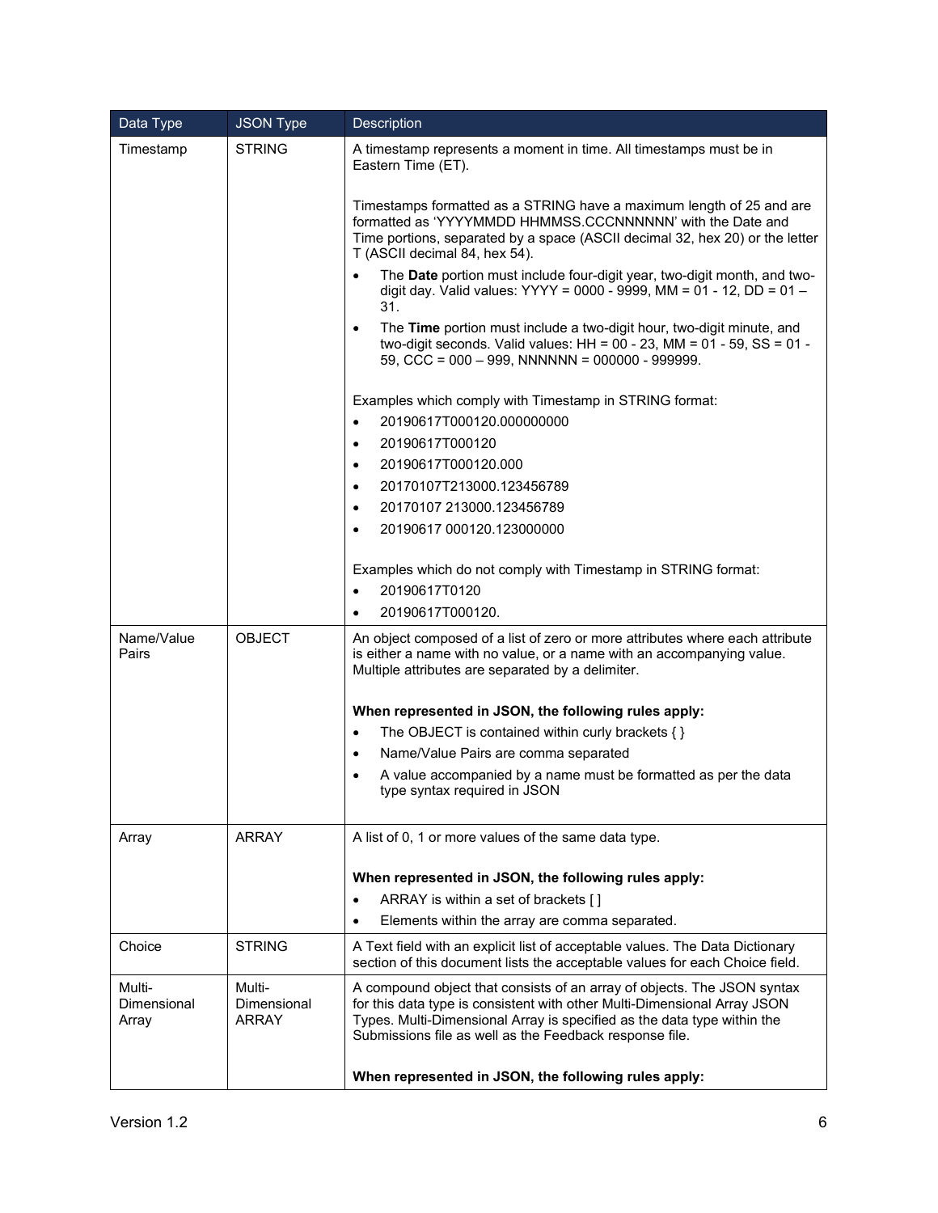| Data Type | JSON Type | Description |
|---|---|---|
| Timestamp | STRING | A timestamp represents a moment in time. All timestamps must be in Eastern Time (ET).<br><br>Timestamps formatted as a STRING have a maximum length of 25 and are formatted as 'YYYYMMDD HHMMSS.CCCNNNNNN' with the Date and Time portions, separated by a space (ASCII decimal 32, hex 20) or the letter T (ASCII decimal 84, hex 54).<br>• The **Date** portion must include four-digit year, two-digit month, and two-digit day. Valid values: YYYY = 0000 - 9999, MM = 01 - 12, DD = 01 – 31.<br>• The **Time** portion must include a two-digit hour, two-digit minute, and two-digit seconds. Valid values: HH = 00 - 23, MM = 01 - 59, SS = 01 - 59, CCC = 000 – 999, NNNNNN = 000000 - 999999.<br><br>Examples which comply with Timestamp in STRING format:<br>• 20190617T000120.000000000<br>• 20190617T000120<br>• 20190617T000120.000<br>• 20170107T213000.123456789<br>• 20170107 213000.123456789<br>• 20190617 000120.123000000<br><br>Examples which do not comply with Timestamp in STRING format:<br>• 20190617T0120<br>• 20190617T000120. |
| Name/Value Pairs | OBJECT | An object composed of a list of zero or more attributes where each attribute is either a name with no value, or a name with an accompanying value. Multiple attributes are separated by a delimiter.<br><br>**When represented in JSON, the following rules apply:**<br>• The OBJECT is contained within curly brackets { }<br>• Name/Value Pairs are comma separated<br>• A value accompanied by a name must be formatted as per the data type syntax required in JSON |
| Array | ARRAY | A list of 0, 1 or more values of the same data type.<br><br>**When represented in JSON, the following rules apply:**<br>• ARRAY is within a set of brackets [ ]<br>• Elements within the array are comma separated. |
| Choice | STRING | A Text field with an explicit list of acceptable values. The Data Dictionary section of this document lists the acceptable values for each Choice field. |
| Multi-Dimensional Array | Multi-Dimensional ARRAY | A compound object that consists of an array of objects. The JSON syntax for this data type is consistent with other Multi-Dimensional Array JSON Types. Multi-Dimensional Array is specified as the data type within the Submissions file as well as the Feedback response file.<br><br>**When represented in JSON, the following rules apply:** |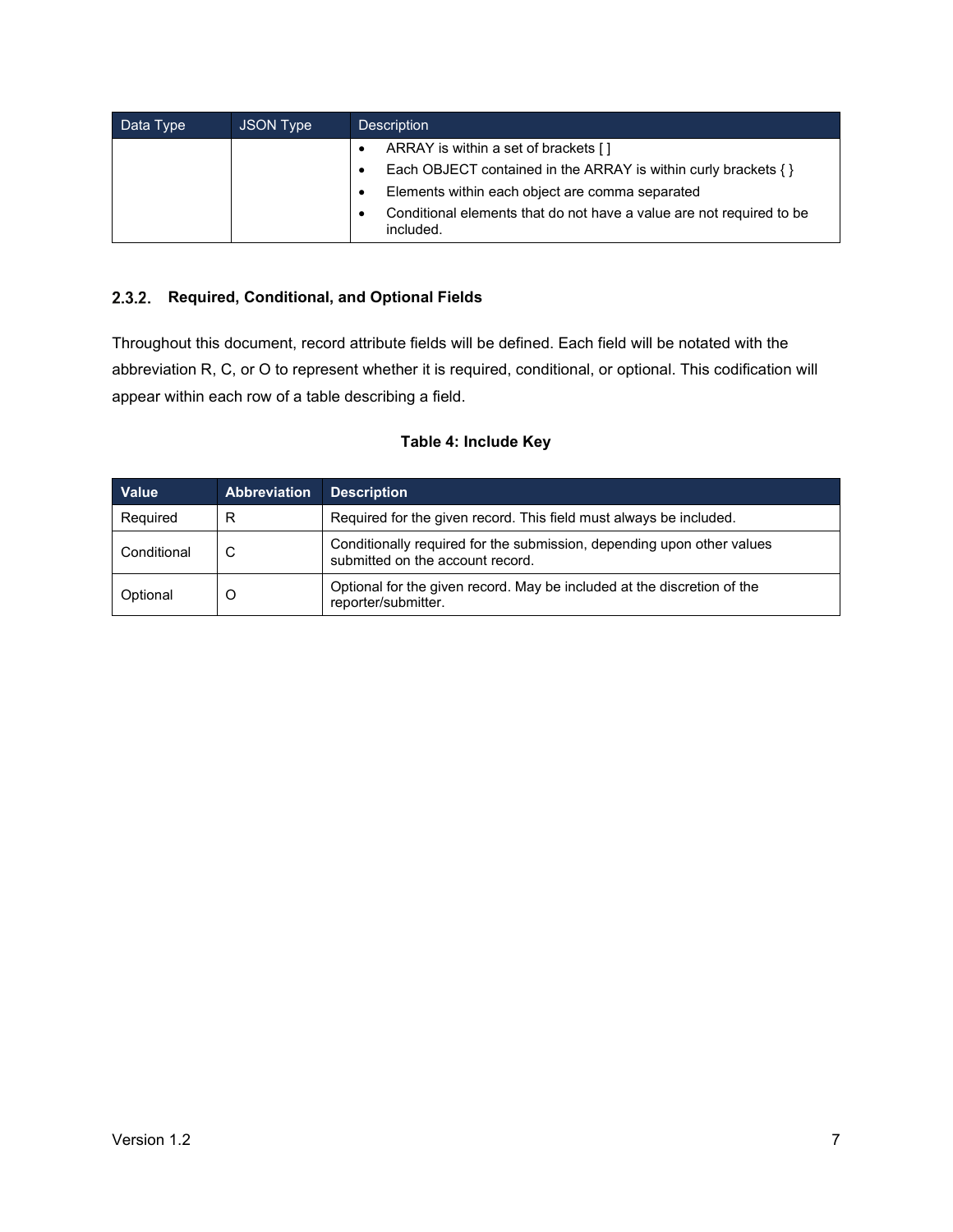| Data Type | JSON Type | Description |
|---|---|---|
| | | • ARRAY is within a set of brackets [ ]<br>• Each OBJECT contained in the ARRAY is within curly brackets { }<br>• Elements within each object are comma separated<br>• Conditional elements that do not have a value are not required to be included. |

### 2.3.2. Required, Conditional, and Optional Fields

Throughout this document, record attribute fields will be defined. Each field will be notated with the abbreviation R, C, or O to represent whether it is required, conditional, or optional. This codification will appear within each row of a table describing a field.

**Table 4: Include Key**

| Value | Abbreviation | Description |
|---|---|---|
| Required | R | Required for the given record. This field must always be included. |
| Conditional | C | Conditionally required for the submission, depending upon other values submitted on the account record. |
| Optional | O | Optional for the given record. May be included at the discretion of the reporter/submitter. |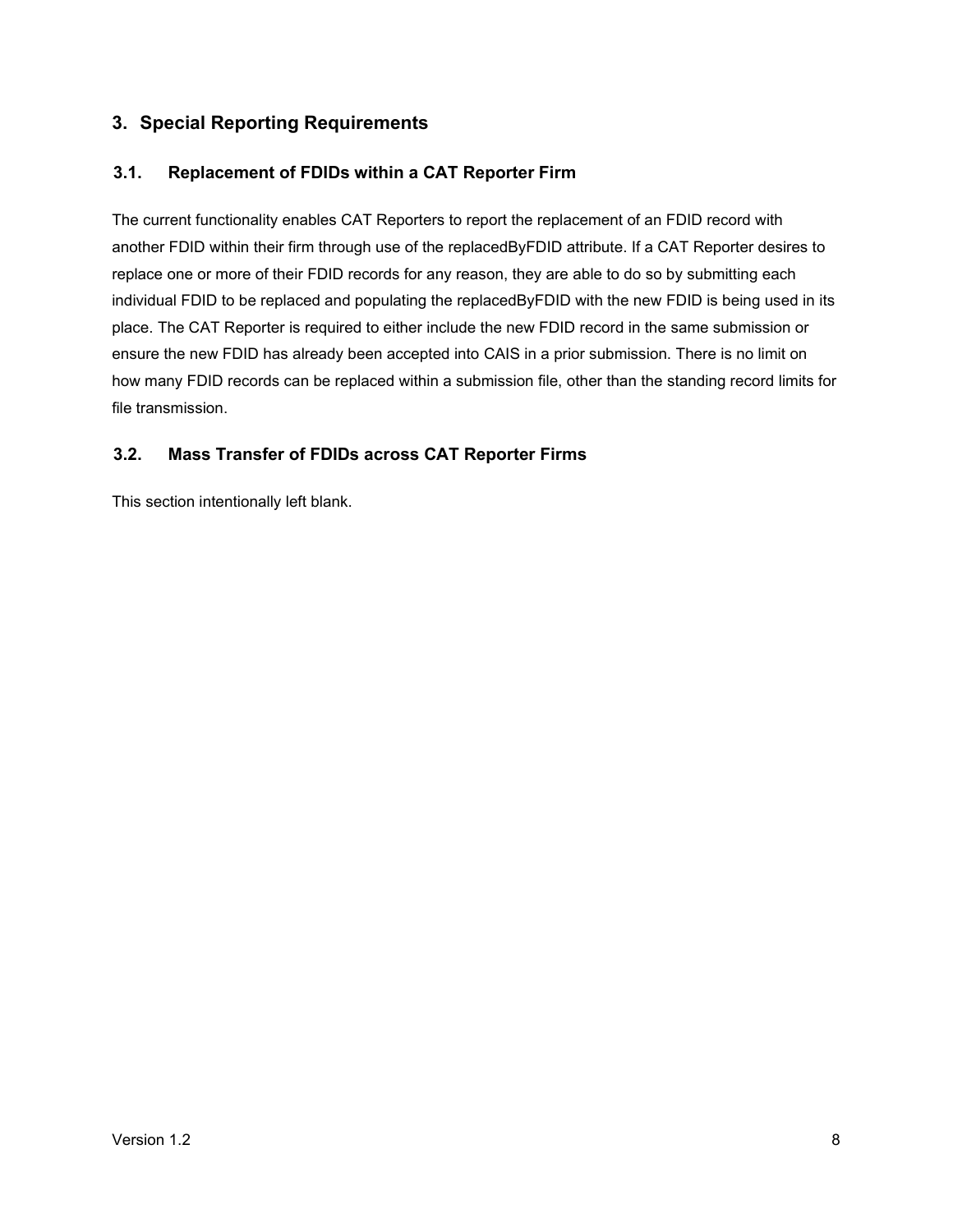# 3. Special Reporting Requirements

## 3.1. Replacement of FDIDs within a CAT Reporter Firm

The current functionality enables CAT Reporters to report the replacement of an FDID record with another FDID within their firm through use of the replacedByFDID attribute. If a CAT Reporter desires to replace one or more of their FDID records for any reason, they are able to do so by submitting each individual FDID to be replaced and populating the replacedByFDID with the new FDID is being used in its place. The CAT Reporter is required to either include the new FDID record in the same submission or ensure the new FDID has already been accepted into CAIS in a prior submission. There is no limit on how many FDID records can be replaced within a submission file, other than the standing record limits for file transmission.

## 3.2. Mass Transfer of FDIDs across CAT Reporter Firms

This section intentionally left blank.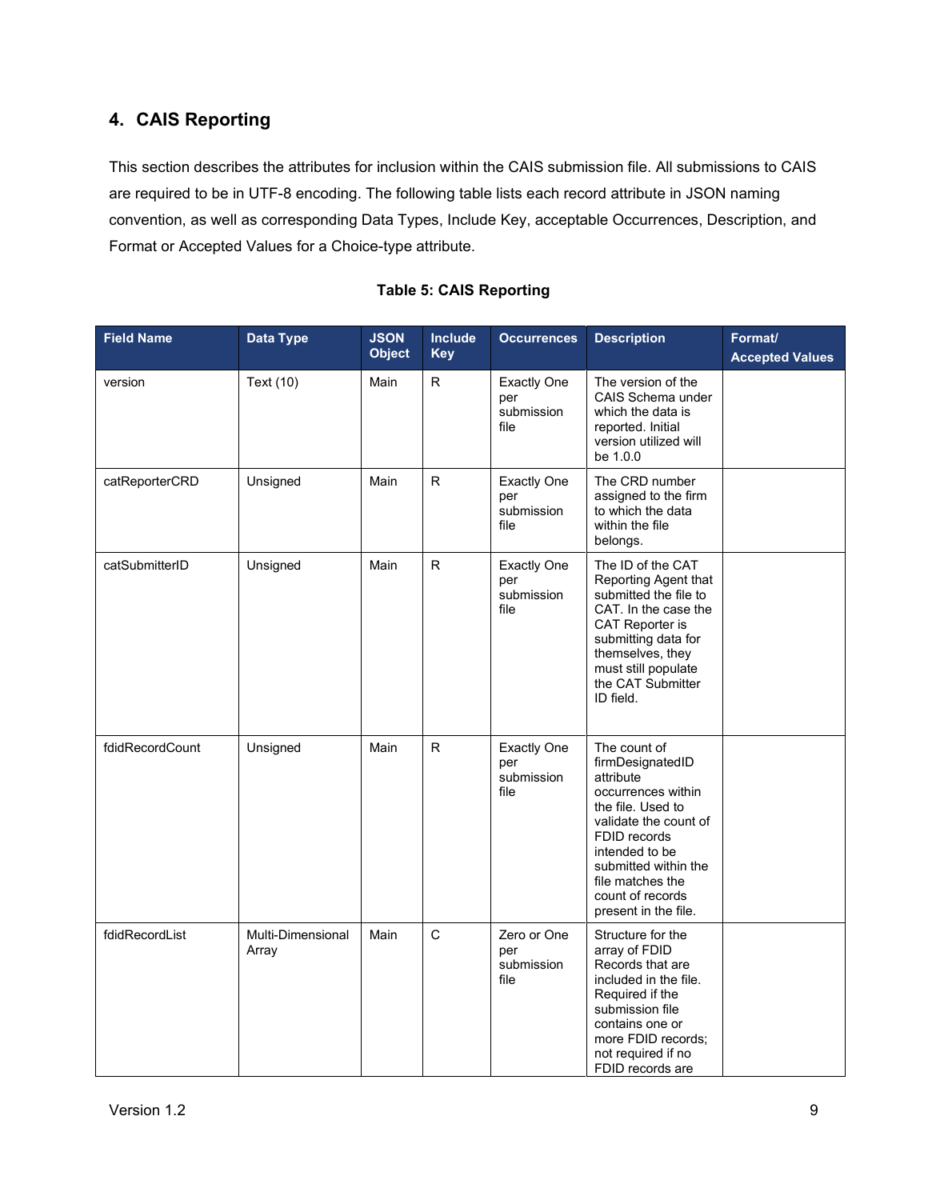## 4. CAIS Reporting

This section describes the attributes for inclusion within the CAIS submission file. All submissions to CAIS are required to be in UTF-8 encoding. The following table lists each record attribute in JSON naming convention, as well as corresponding Data Types, Include Key, acceptable Occurrences, Description, and Format or Accepted Values for a Choice-type attribute.

**Table 5: CAIS Reporting**

| Field Name | Data Type | JSON Object | Include Key | Occurrences | Description | Format/ Accepted Values |
|---|---|---|---|---|---|---|
| version | Text (10) | Main | R | Exactly One per submission file | The version of the CAIS Schema under which the data is reported. Initial version utilized will be 1.0.0 | |
| catReporterCRD | Unsigned | Main | R | Exactly One per submission file | The CRD number assigned to the firm to which the data within the file belongs. | |
| catSubmitterID | Unsigned | Main | R | Exactly One per submission file | The ID of the CAT Reporting Agent that submitted the file to CAT. In the case the CAT Reporter is submitting data for themselves, they must still populate the CAT Submitter ID field. | |
| fdidRecordCount | Unsigned | Main | R | Exactly One per submission file | The count of firmDesignatedID attribute occurrences within the file. Used to validate the count of FDID records intended to be submitted within the file matches the count of records present in the file. | |
| fdidRecordList | Multi-Dimensional Array | Main | C | Zero or One per submission file | Structure for the array of FDID Records that are included in the file. Required if the submission file contains one or more FDID records; not required if no FDID records are | |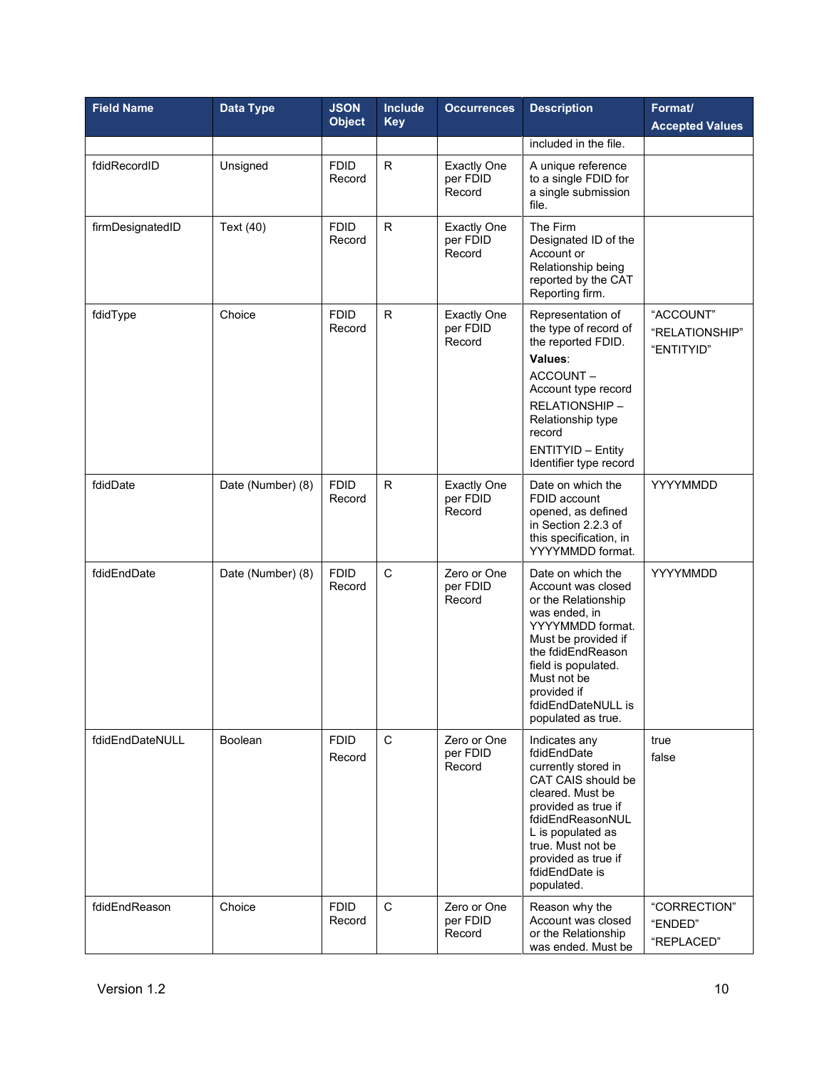| Field Name | Data Type | JSON Object | Include Key | Occurrences | Description | Format/ Accepted Values |
|---|---|---|---|---|---|---|
| | | | | | included in the file. | |
| fdidRecordID | Unsigned | FDID Record | R | Exactly One per FDID Record | A unique reference to a single FDID for a single submission file. | |
| firmDesignatedID | Text (40) | FDID Record | R | Exactly One per FDID Record | The Firm Designated ID of the Account or Relationship being reported by the CAT Reporting firm. | |
| fdidType | Choice | FDID Record | R | Exactly One per FDID Record | Representation of the type of record of the reported FDID. **Values**: ACCOUNT – Account type record RELATIONSHIP – Relationship type record ENTITYID – Entity Identifier type record | "ACCOUNT" "RELATIONSHIP" "ENTITYID" |
| fdidDate | Date (Number) (8) | FDID Record | R | Exactly One per FDID Record | Date on which the FDID account opened, as defined in Section 2.2.3 of this specification, in YYYYMMDD format. | YYYYMMDD |
| fdidEndDate | Date (Number) (8) | FDID Record | C | Zero or One per FDID Record | Date on which the Account was closed or the Relationship was ended, in YYYYMMDD format. Must be provided if the fdidEndReason field is populated. Must not be provided if fdidEndDateNULL is populated as true. | YYYYMMDD |
| fdidEndDateNULL | Boolean | FDID Record | C | Zero or One per FDID Record | Indicates any fdidEndDate currently stored in CAT CAIS should be cleared. Must be provided as true if fdidEndReasonNULL is populated as true. Must not be provided as true if fdidEndDate is populated. | true false |
| fdidEndReason | Choice | FDID Record | C | Zero or One per FDID Record | Reason why the Account was closed or the Relationship was ended. Must be | "CORRECTION" "ENDED" "REPLACED" |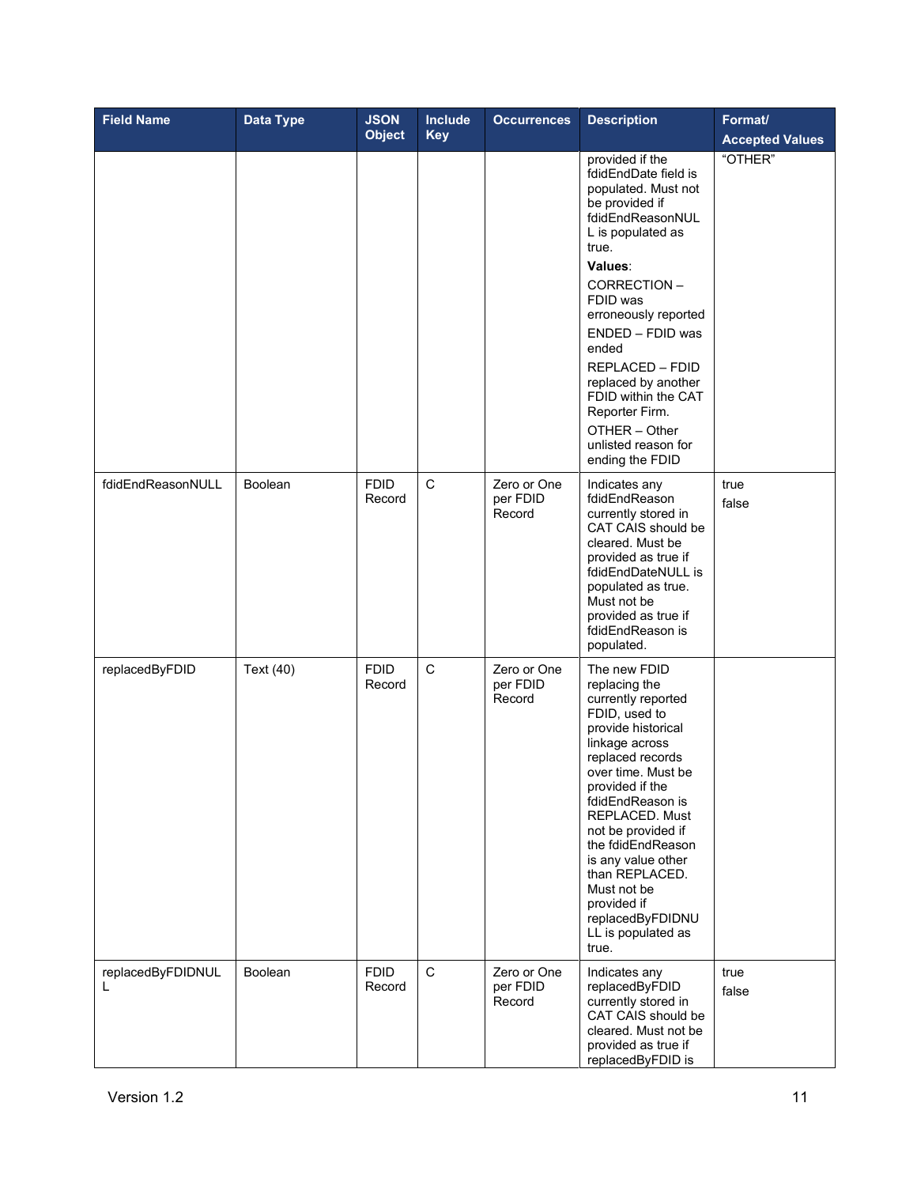| Field Name | Data Type | JSON Object | Include Key | Occurrences | Description | Format/ Accepted Values |
|---|---|---|---|---|---|---|
| | | | | | provided if the fdidEndDate field is populated. Must not be provided if fdidEndReasonNULL is populated as true. **Values**: CORRECTION – FDID was erroneously reported ENDED – FDID was ended REPLACED – FDID replaced by another FDID within the CAT Reporter Firm. OTHER – Other unlisted reason for ending the FDID | "OTHER" |
| fdidEndReasonNULL | Boolean | FDID Record | C | Zero or One per FDID Record | Indicates any fdidEndReason currently stored in CAT CAIS should be cleared. Must be provided as true if fdidEndDateNULL is populated as true. Must not be provided as true if fdidEndReason is populated. | true false |
| replacedByFDID | Text (40) | FDID Record | C | Zero or One per FDID Record | The new FDID replacing the currently reported FDID, used to provide historical linkage across replaced records over time. Must be provided if the fdidEndReason is REPLACED. Must not be provided if the fdidEndReason is any value other than REPLACED. Must not be provided if replacedByFDIDNULL is populated as true. | |
| replacedByFDIDNULL | Boolean | FDID Record | C | Zero or One per FDID Record | Indicates any replacedByFDID currently stored in CAT CAIS should be cleared. Must not be provided as true if replacedByFDID is | true false |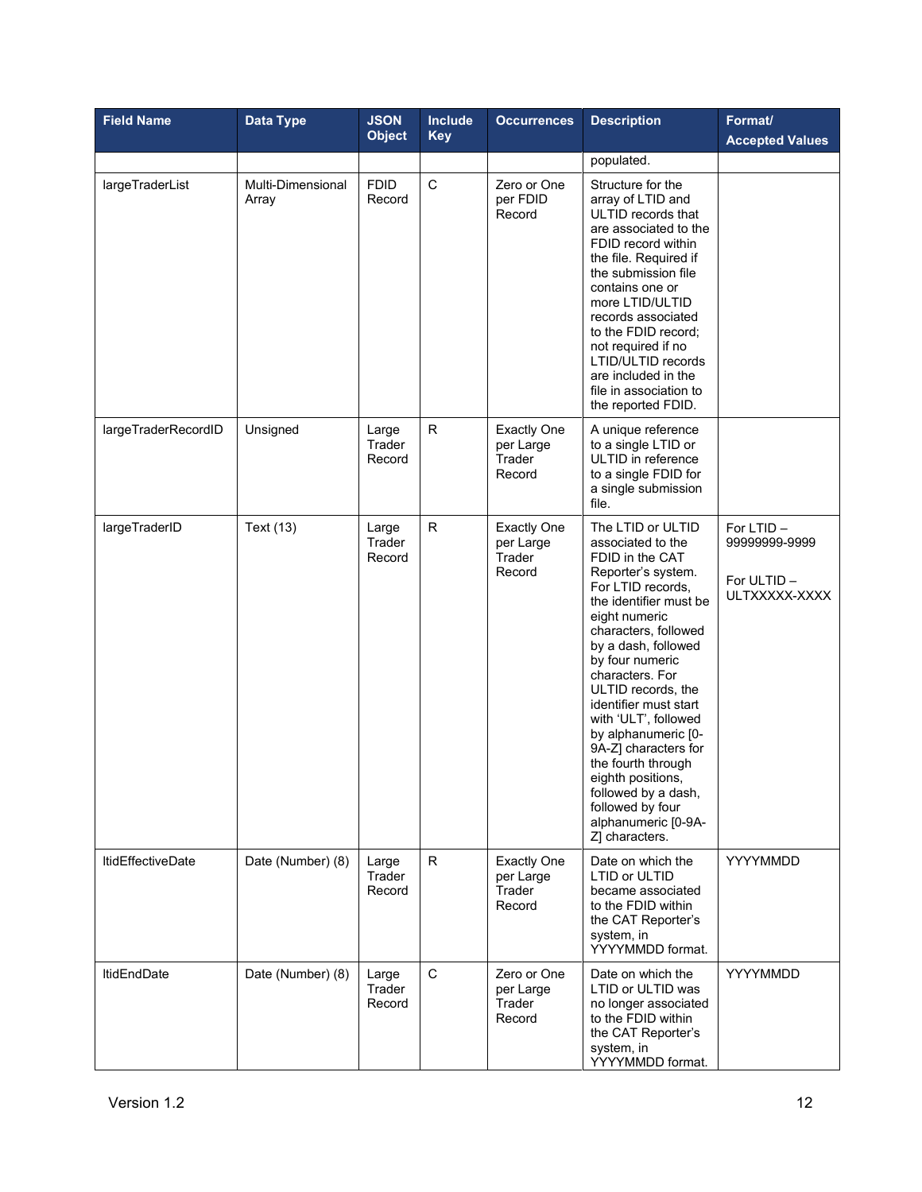| Field Name | Data Type | JSON Object | Include Key | Occurrences | Description | Format/ Accepted Values |
|---|---|---|---|---|---|---|
| | | | | | populated. | |
| largeTraderList | Multi-Dimensional Array | FDID Record | C | Zero or One per FDID Record | Structure for the array of LTID and ULTID records that are associated to the FDID record within the file. Required if the submission file contains one or more LTID/ULTID records associated to the FDID record; not required if no LTID/ULTID records are included in the file in association to the reported FDID. | |
| largeTraderRecordID | Unsigned | Large Trader Record | R | Exactly One per Large Trader Record | A unique reference to a single LTID or ULTID in reference to a single FDID for a single submission file. | |
| largeTraderID | Text (13) | Large Trader Record | R | Exactly One per Large Trader Record | The LTID or ULTID associated to the FDID in the CAT Reporter's system. For LTID records, the identifier must be eight numeric characters, followed by a dash, followed by four numeric characters. For ULTID records, the identifier must start with 'ULT', followed by alphanumeric [0-9A-Z] characters for the fourth through eighth positions, followed by a dash, followed by four alphanumeric [0-9A-Z] characters. | For LTID – 99999999-9999<br><br>For ULTID – ULTXXXXX-XXXX |
| ltidEffectiveDate | Date (Number) (8) | Large Trader Record | R | Exactly One per Large Trader Record | Date on which the LTID or ULTID became associated to the FDID within the CAT Reporter's system, in YYYYMMDD format. | YYYYMMDD |
| ltidEndDate | Date (Number) (8) | Large Trader Record | C | Zero or One per Large Trader Record | Date on which the LTID or ULTID was no longer associated to the FDID within the CAT Reporter's system, in YYYYMMDD format. | YYYYMMDD |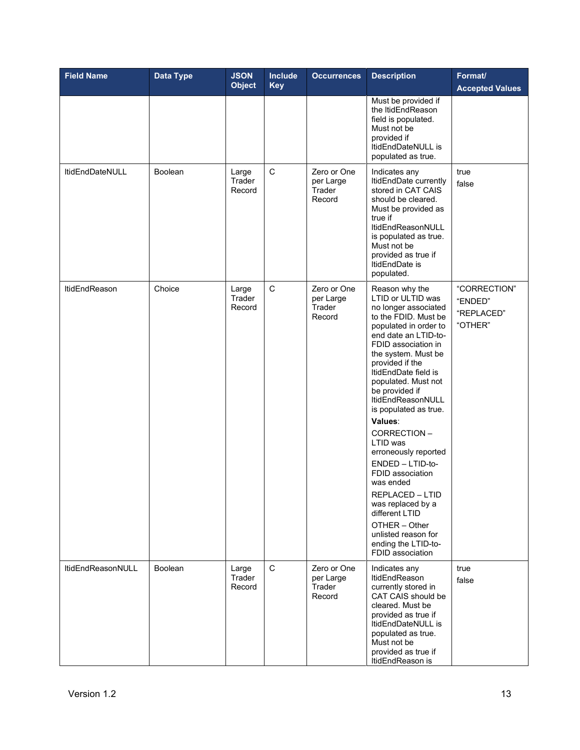| Field Name | Data Type | JSON Object | Include Key | Occurrences | Description | Format/ Accepted Values |
|---|---|---|---|---|---|---|
| | | | | | Must be provided if the ltidEndReason field is populated. Must not be provided if ltidEndDateNULL is populated as true. | |
| ltidEndDateNULL | Boolean | Large Trader Record | C | Zero or One per Large Trader Record | Indicates any ltidEndDate currently stored in CAT CAIS should be cleared. Must be provided as true if ltidEndReasonNULL is populated as true. Must not be provided as true if ltidEndDate is populated. | true<br>false |
| ltidEndReason | Choice | Large Trader Record | C | Zero or One per Large Trader Record | Reason why the LTID or ULTID was no longer associated to the FDID. Must be populated in order to end date an LTID-to-FDID association in the system. Must be provided if the ltidEndDate field is populated. Must not be provided if ltidEndReasonNULL is populated as true.<br>**Values**:<br>CORRECTION – LTID was erroneously reported<br>ENDED – LTID-to-FDID association was ended<br>REPLACED – LTID was replaced by a different LTID<br>OTHER – Other unlisted reason for ending the LTID-to-FDID association | "CORRECTION"<br>"ENDED"<br>"REPLACED"<br>"OTHER" |
| ltidEndReasonNULL | Boolean | Large Trader Record | C | Zero or One per Large Trader Record | Indicates any ltidEndReason currently stored in CAT CAIS should be cleared. Must be provided as true if ltidEndDateNULL is populated as true. Must not be provided as true if ltidEndReason is | true<br>false |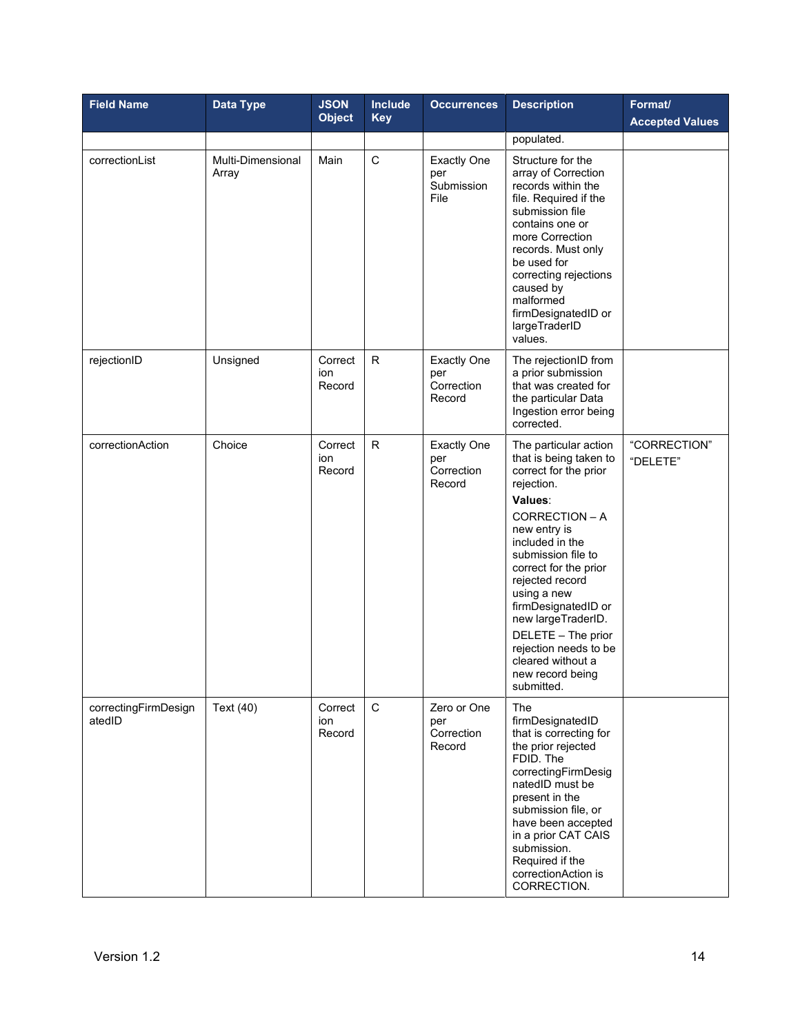| Field Name | Data Type | JSON Object | Include Key | Occurrences | Description | Format/ Accepted Values |
|---|---|---|---|---|---|---|
| | | | | | populated. | |
| correctionList | Multi-Dimensional Array | Main | C | Exactly One per Submission File | Structure for the array of Correction records within the file. Required if the submission file contains one or more Correction records. Must only be used for correcting rejections caused by malformed firmDesignatedID or largeTraderID values. | |
| rejectionID | Unsigned | Correction Record | R | Exactly One per Correction Record | The rejectionID from a prior submission that was created for the particular Data Ingestion error being corrected. | |
| correctionAction | Choice | Correction Record | R | Exactly One per Correction Record | The particular action that is being taken to correct for the prior rejection. **Values**: CORRECTION – A new entry is included in the submission file to correct for the prior rejected record using a new firmDesignatedID or new largeTraderID. DELETE – The prior rejection needs to be cleared without a new record being submitted. | "CORRECTION" "DELETE" |
| correctingFirmDesignatedID | Text (40) | Correction Record | C | Zero or One per Correction Record | The firmDesignatedID that is correcting for the prior rejected FDID. The correctingFirmDesignatedID must be present in the submission file, or have been accepted in a prior CAT CAIS submission. Required if the correctionAction is CORRECTION. | |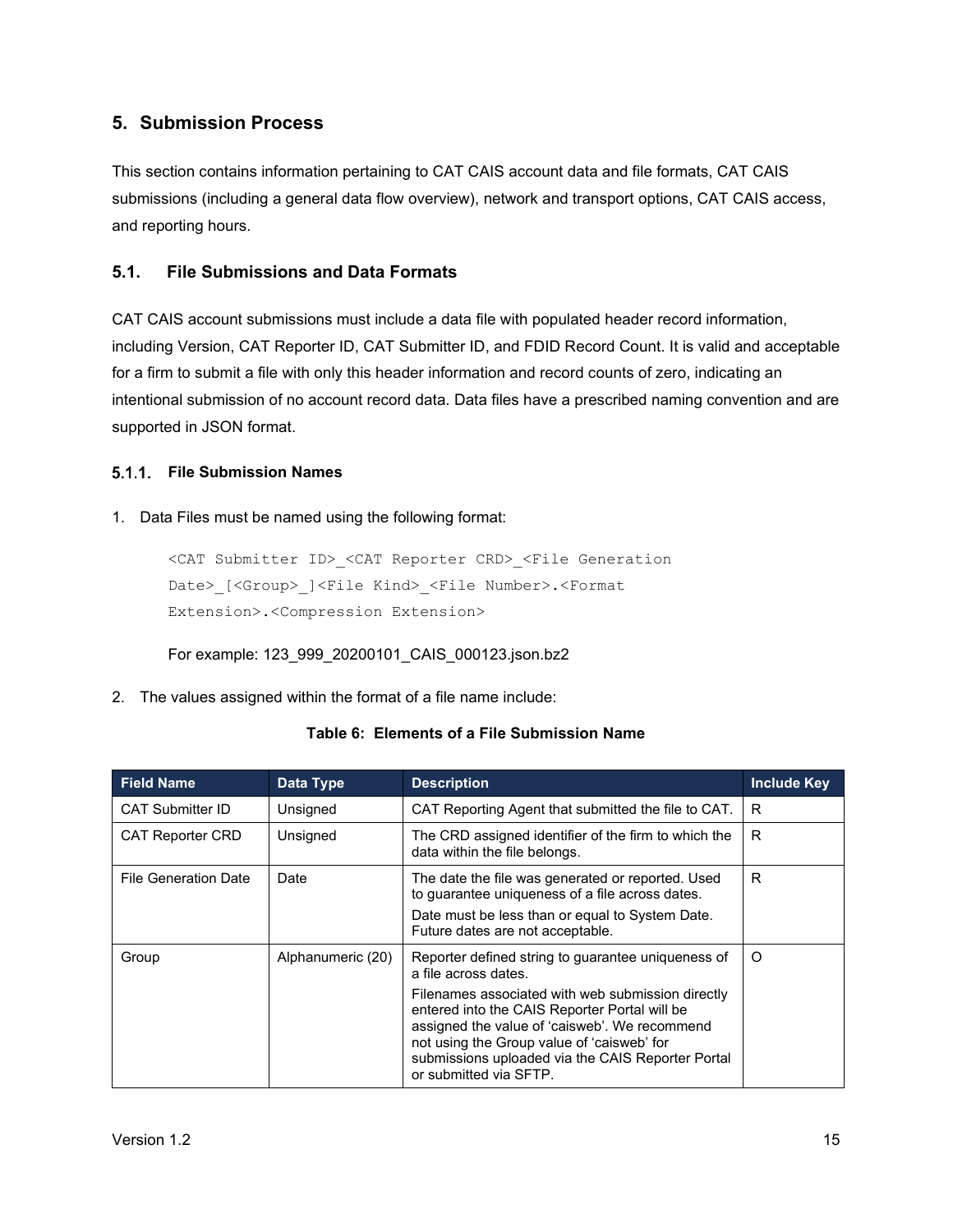## 5. Submission Process

This section contains information pertaining to CAT CAIS account data and file formats, CAT CAIS submissions (including a general data flow overview), network and transport options, CAT CAIS access, and reporting hours.

### 5.1. File Submissions and Data Formats

CAT CAIS account submissions must include a data file with populated header record information, including Version, CAT Reporter ID, CAT Submitter ID, and FDID Record Count. It is valid and acceptable for a firm to submit a file with only this header information and record counts of zero, indicating an intentional submission of no account record data. Data files have a prescribed naming convention and are supported in JSON format.

#### 5.1.1. File Submission Names

1. Data Files must be named using the following format:

```
<CAT Submitter ID>_<CAT Reporter CRD>_<File Generation
Date>_[<Group>_]<File Kind>_<File Number>.<Format
Extension>.<Compression Extension>
```

   For example: 123_999_20200101_CAIS_000123.json.bz2

2. The values assigned within the format of a file name include:

**Table 6: Elements of a File Submission Name**

| Field Name | Data Type | Description | Include Key |
|---|---|---|---|
| CAT Submitter ID | Unsigned | CAT Reporting Agent that submitted the file to CAT. | R |
| CAT Reporter CRD | Unsigned | The CRD assigned identifier of the firm to which the data within the file belongs. | R |
| File Generation Date | Date | The date the file was generated or reported. Used to guarantee uniqueness of a file across dates.<br>Date must be less than or equal to System Date. Future dates are not acceptable. | R |
| Group | Alphanumeric (20) | Reporter defined string to guarantee uniqueness of a file across dates.<br>Filenames associated with web submission directly entered into the CAIS Reporter Portal will be assigned the value of 'caisweb'. We recommend not using the Group value of 'caisweb' for submissions uploaded via the CAIS Reporter Portal or submitted via SFTP. | O |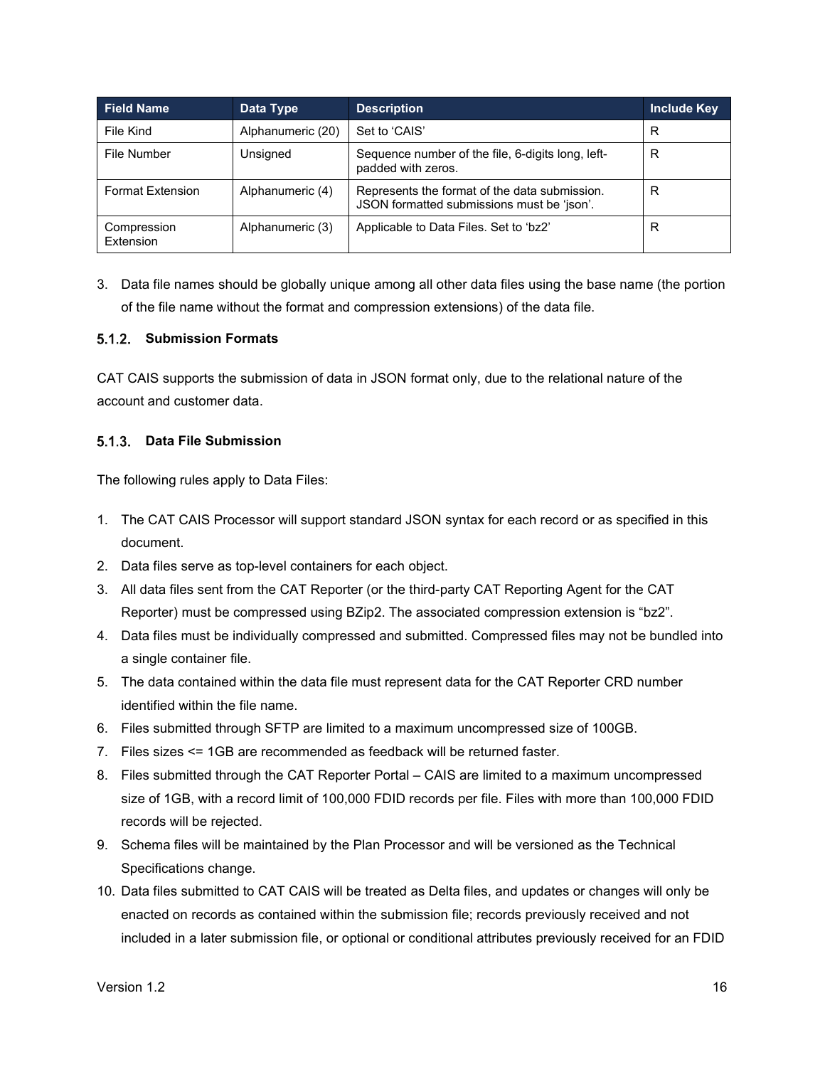| Field Name | Data Type | Description | Include Key |
| --- | --- | --- | --- |
| File Kind | Alphanumeric (20) | Set to 'CAIS' | R |
| File Number | Unsigned | Sequence number of the file, 6-digits long, left-padded with zeros. | R |
| Format Extension | Alphanumeric (4) | Represents the format of the data submission. JSON formatted submissions must be 'json'. | R |
| Compression Extension | Alphanumeric (3) | Applicable to Data Files. Set to 'bz2' | R |

3. Data file names should be globally unique among all other data files using the base name (the portion of the file name without the format and compression extensions) of the data file.

### 5.1.2. Submission Formats

CAT CAIS supports the submission of data in JSON format only, due to the relational nature of the account and customer data.

### 5.1.3. Data File Submission

The following rules apply to Data Files:

1. The CAT CAIS Processor will support standard JSON syntax for each record or as specified in this document.
2. Data files serve as top-level containers for each object.
3. All data files sent from the CAT Reporter (or the third-party CAT Reporting Agent for the CAT Reporter) must be compressed using BZip2. The associated compression extension is "bz2".
4. Data files must be individually compressed and submitted. Compressed files may not be bundled into a single container file.
5. The data contained within the data file must represent data for the CAT Reporter CRD number identified within the file name.
6. Files submitted through SFTP are limited to a maximum uncompressed size of 100GB.
7. Files sizes <= 1GB are recommended as feedback will be returned faster.
8. Files submitted through the CAT Reporter Portal – CAIS are limited to a maximum uncompressed size of 1GB, with a record limit of 100,000 FDID records per file. Files with more than 100,000 FDID records will be rejected.
9. Schema files will be maintained by the Plan Processor and will be versioned as the Technical Specifications change.
10. Data files submitted to CAT CAIS will be treated as Delta files, and updates or changes will only be enacted on records as contained within the submission file; records previously received and not included in a later submission file, or optional or conditional attributes previously received for an FDID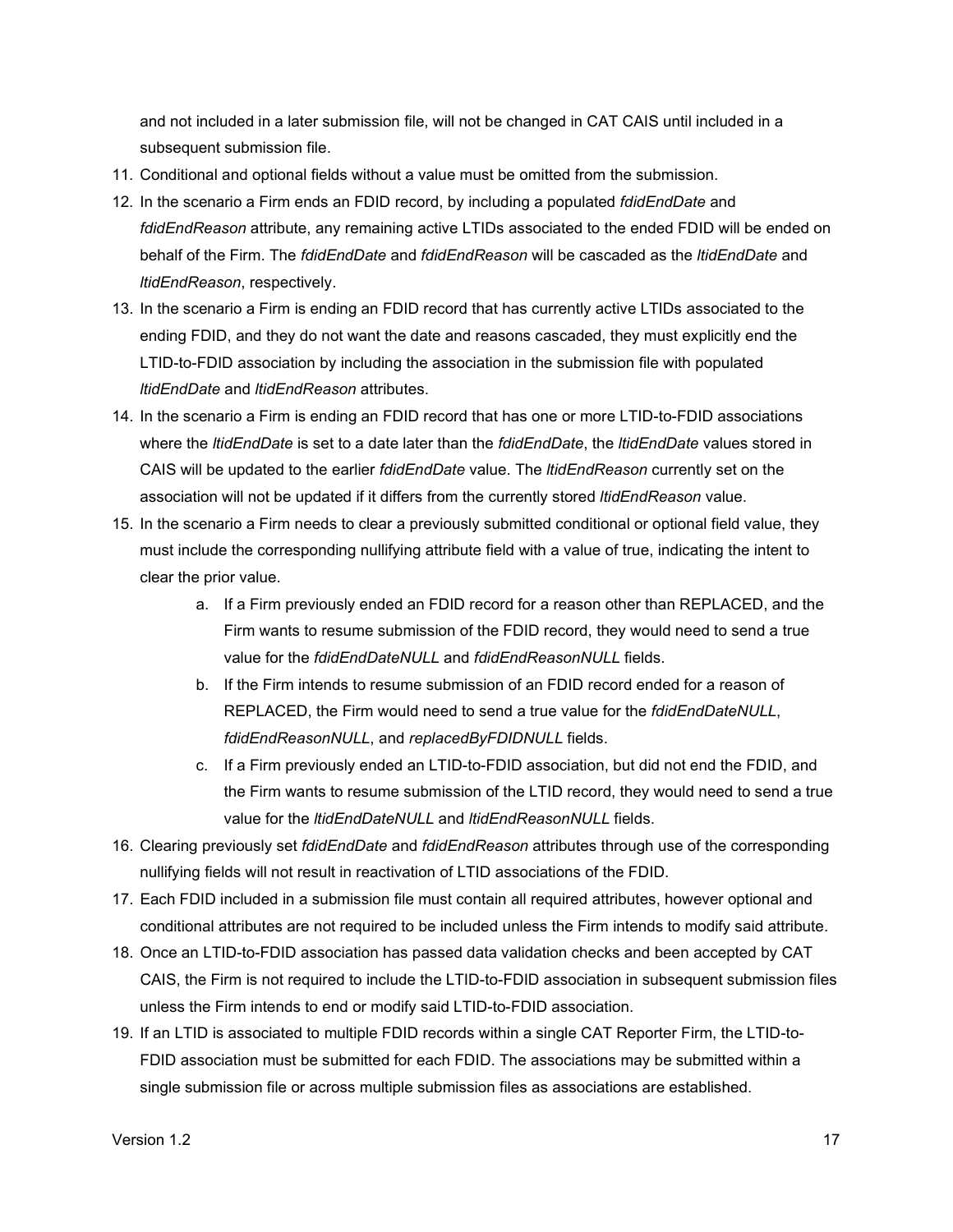and not included in a later submission file, will not be changed in CAT CAIS until included in a subsequent submission file.

11. Conditional and optional fields without a value must be omitted from the submission.
12. In the scenario a Firm ends an FDID record, by including a populated *fdidEndDate* and *fdidEndReason* attribute, any remaining active LTIDs associated to the ended FDID will be ended on behalf of the Firm. The *fdidEndDate* and *fdidEndReason* will be cascaded as the *ltidEndDate* and *ltidEndReason*, respectively.
13. In the scenario a Firm is ending an FDID record that has currently active LTIDs associated to the ending FDID, and they do not want the date and reasons cascaded, they must explicitly end the LTID-to-FDID association by including the association in the submission file with populated *ltidEndDate* and *ltidEndReason* attributes.
14. In the scenario a Firm is ending an FDID record that has one or more LTID-to-FDID associations where the *ltidEndDate* is set to a date later than the *fdidEndDate*, the *ltidEndDate* values stored in CAIS will be updated to the earlier *fdidEndDate* value. The *ltidEndReason* currently set on the association will not be updated if it differs from the currently stored *ltidEndReason* value.
15. In the scenario a Firm needs to clear a previously submitted conditional or optional field value, they must include the corresponding nullifying attribute field with a value of true, indicating the intent to clear the prior value.
    a. If a Firm previously ended an FDID record for a reason other than REPLACED, and the Firm wants to resume submission of the FDID record, they would need to send a true value for the *fdidEndDateNULL* and *fdidEndReasonNULL* fields.
    b. If the Firm intends to resume submission of an FDID record ended for a reason of REPLACED, the Firm would need to send a true value for the *fdidEndDateNULL*, *fdidEndReasonNULL*, and *replacedByFDIDNULL* fields.
    c. If a Firm previously ended an LTID-to-FDID association, but did not end the FDID, and the Firm wants to resume submission of the LTID record, they would need to send a true value for the *ltidEndDateNULL* and *ltidEndReasonNULL* fields.
16. Clearing previously set *fdidEndDate* and *fdidEndReason* attributes through use of the corresponding nullifying fields will not result in reactivation of LTID associations of the FDID.
17. Each FDID included in a submission file must contain all required attributes, however optional and conditional attributes are not required to be included unless the Firm intends to modify said attribute.
18. Once an LTID-to-FDID association has passed data validation checks and been accepted by CAT CAIS, the Firm is not required to include the LTID-to-FDID association in subsequent submission files unless the Firm intends to end or modify said LTID-to-FDID association.
19. If an LTID is associated to multiple FDID records within a single CAT Reporter Firm, the LTID-to-FDID association must be submitted for each FDID. The associations may be submitted within a single submission file or across multiple submission files as associations are established.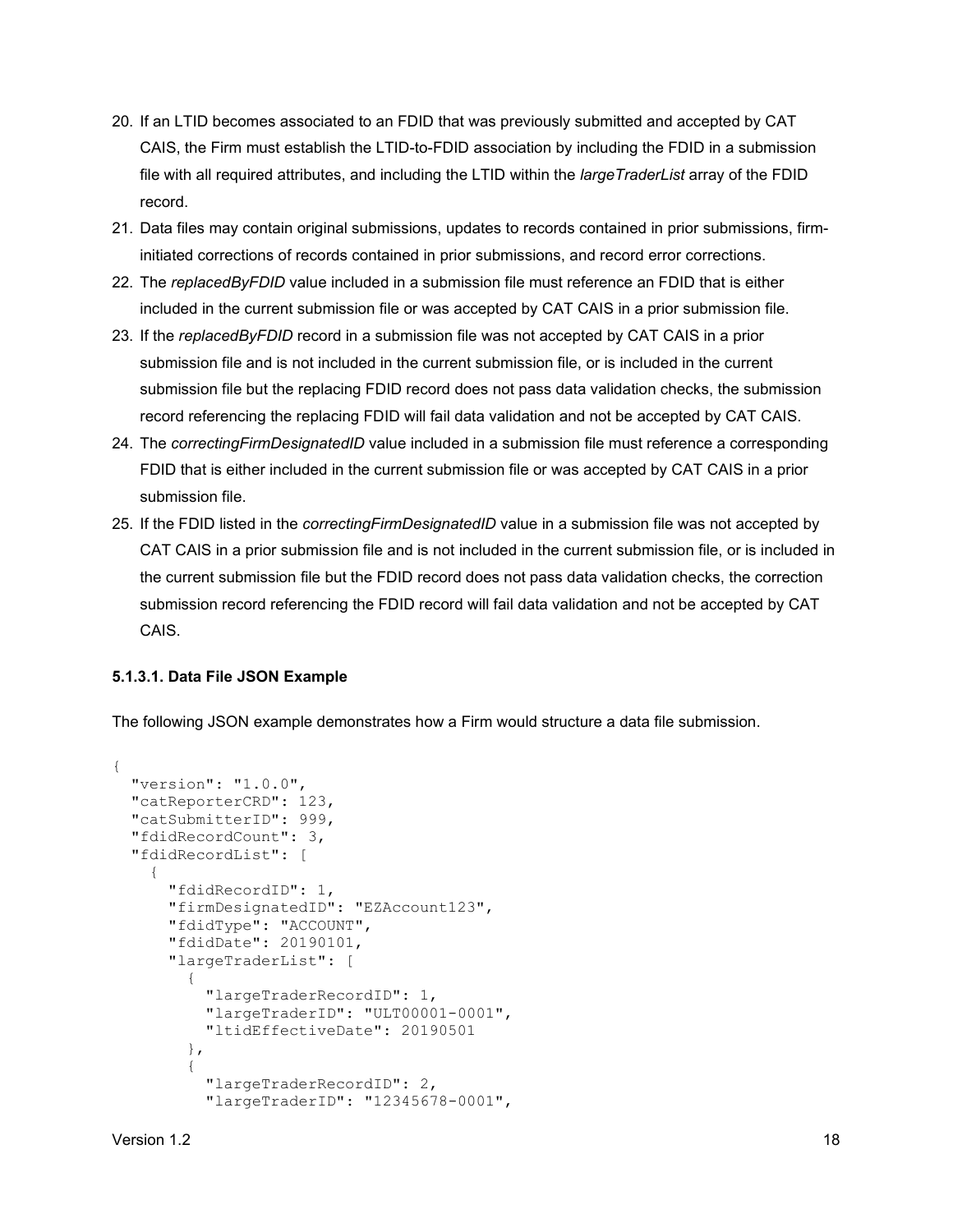20. If an LTID becomes associated to an FDID that was previously submitted and accepted by CAT CAIS, the Firm must establish the LTID-to-FDID association by including the FDID in a submission file with all required attributes, and including the LTID within the *largeTraderList* array of the FDID record.
21. Data files may contain original submissions, updates to records contained in prior submissions, firm-initiated corrections of records contained in prior submissions, and record error corrections.
22. The *replacedByFDID* value included in a submission file must reference an FDID that is either included in the current submission file or was accepted by CAT CAIS in a prior submission file.
23. If the *replacedByFDID* record in a submission file was not accepted by CAT CAIS in a prior submission file and is not included in the current submission file, or is included in the current submission file but the replacing FDID record does not pass data validation checks, the submission record referencing the replacing FDID will fail data validation and not be accepted by CAT CAIS.
24. The *correctingFirmDesignatedID* value included in a submission file must reference a corresponding FDID that is either included in the current submission file or was accepted by CAT CAIS in a prior submission file.
25. If the FDID listed in the *correctingFirmDesignatedID* value in a submission file was not accepted by CAT CAIS in a prior submission file and is not included in the current submission file, or is included in the current submission file but the FDID record does not pass data validation checks, the correction submission record referencing the FDID record will fail data validation and not be accepted by CAT CAIS.

#### 5.1.3.1. Data File JSON Example

The following JSON example demonstrates how a Firm would structure a data file submission.

```
{
  "version": "1.0.0",
  "catReporterCRD": 123,
  "catSubmitterID": 999,
  "fdidRecordCount": 3,
  "fdidRecordList": [
    {
      "fdidRecordID": 1,
      "firmDesignatedID": "EZAccount123",
      "fdidType": "ACCOUNT",
      "fdidDate": 20190101,
      "largeTraderList": [
        {
          "largeTraderRecordID": 1,
          "largeTraderID": "ULT00001-0001",
          "ltidEffectiveDate": 20190501
        },
        {
          "largeTraderRecordID": 2,
          "largeTraderID": "12345678-0001",
```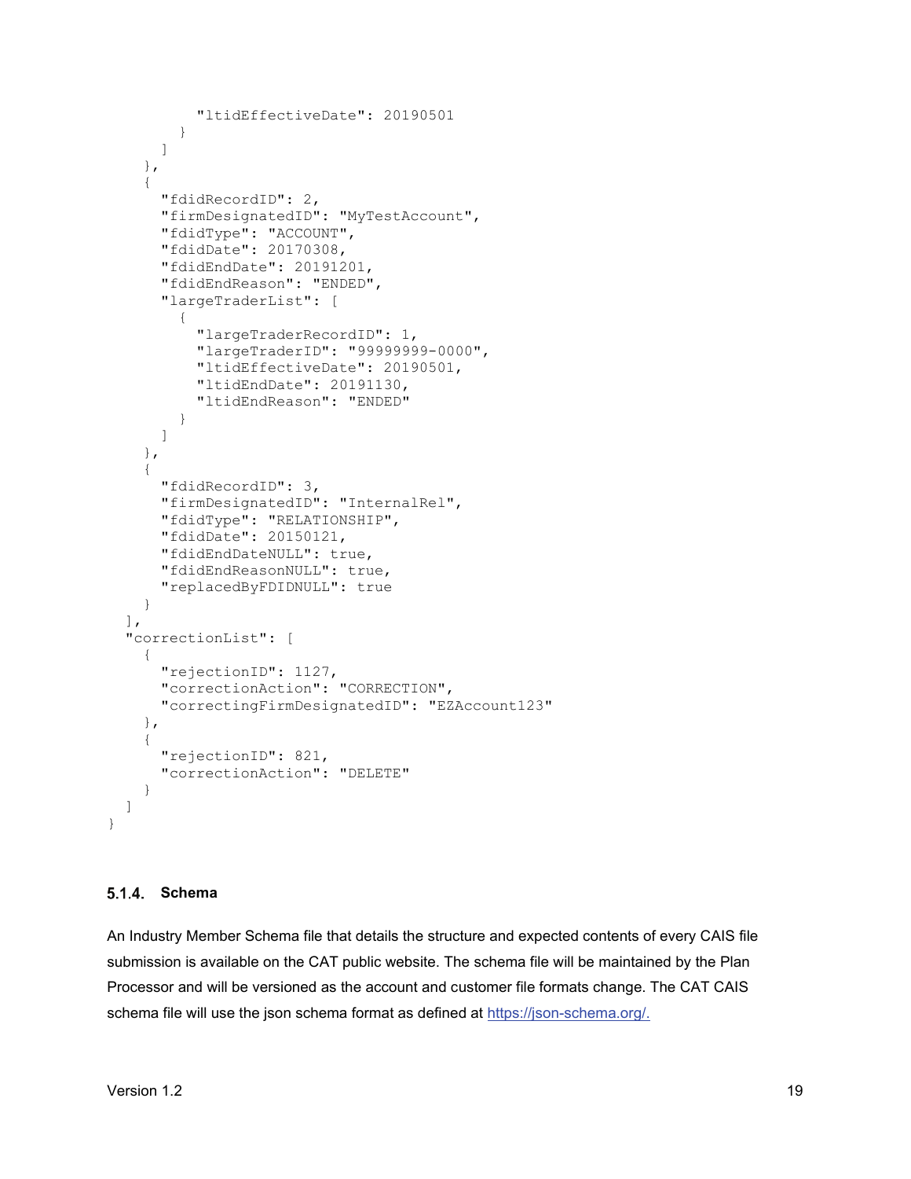```
          "ltidEffectiveDate": 20190501
        }
      ]
    },
    {
      "fdidRecordID": 2,
      "firmDesignatedID": "MyTestAccount",
      "fdidType": "ACCOUNT",
      "fdidDate": 20170308,
      "fdidEndDate": 20191201,
      "fdidEndReason": "ENDED",
      "largeTraderList": [
        {
          "largeTraderRecordID": 1,
          "largeTraderID": "99999999-0000",
          "ltidEffectiveDate": 20190501,
          "ltidEndDate": 20191130,
          "ltidEndReason": "ENDED"
        }
      ]
    },
    {
      "fdidRecordID": 3,
      "firmDesignatedID": "InternalRel",
      "fdidType": "RELATIONSHIP",
      "fdidDate": 20150121,
      "fdidEndDateNULL": true,
      "fdidEndReasonNULL": true,
      "replacedByFDIDNULL": true
    }
  ],
  "correctionList": [
    {
      "rejectionID": 1127,
      "correctionAction": "CORRECTION",
      "correctingFirmDesignatedID": "EZAccount123"
    },
    {
      "rejectionID": 821,
      "correctionAction": "DELETE"
    }
  ]
}
```

### 5.1.4. Schema

An Industry Member Schema file that details the structure and expected contents of every CAIS file submission is available on the CAT public website. The schema file will be maintained by the Plan Processor and will be versioned as the account and customer file formats change. The CAT CAIS schema file will use the json schema format as defined at https://json-schema.org/.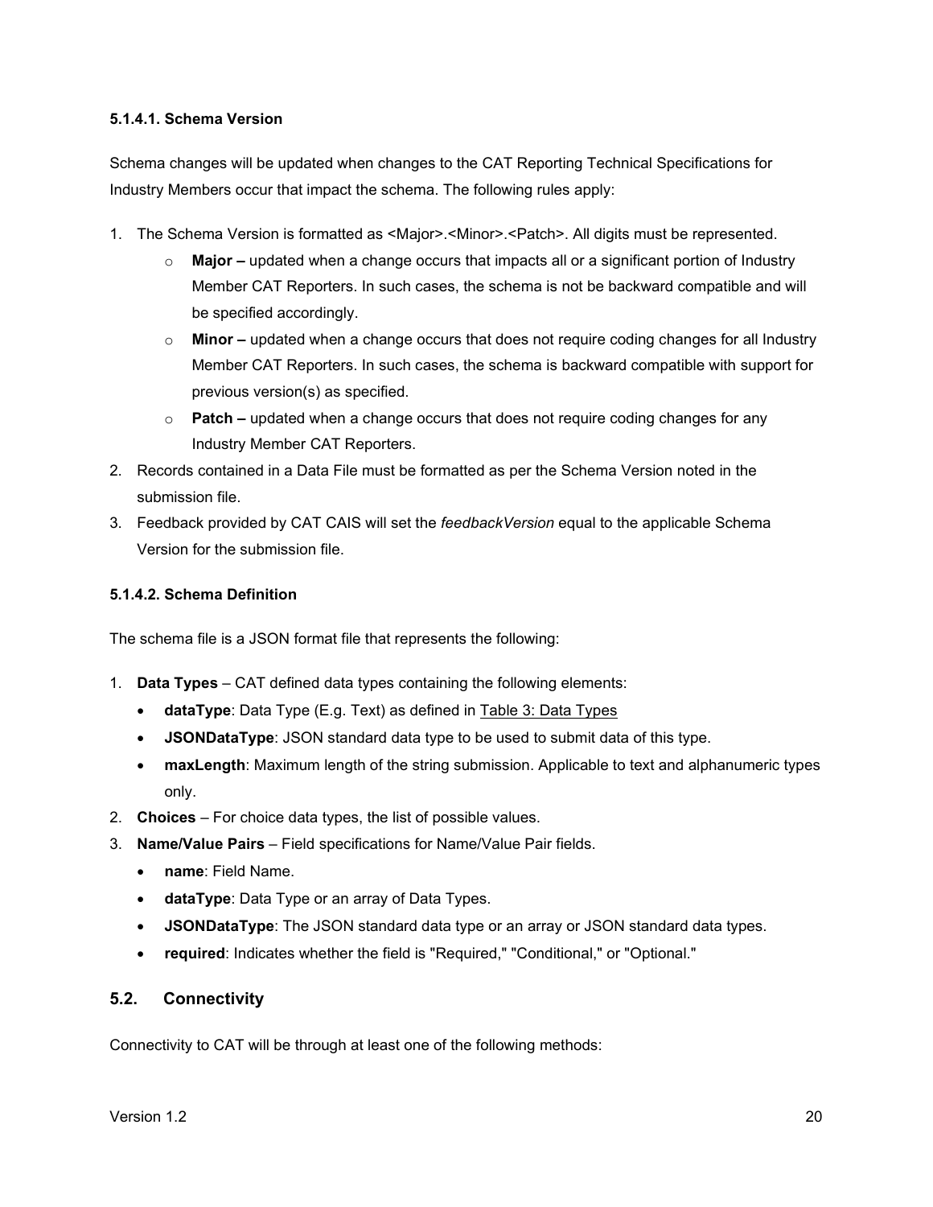#### 5.1.4.1. Schema Version

Schema changes will be updated when changes to the CAT Reporting Technical Specifications for Industry Members occur that impact the schema. The following rules apply:

1. The Schema Version is formatted as <Major>.<Minor>.<Patch>. All digits must be represented.
   - **Major –** updated when a change occurs that impacts all or a significant portion of Industry Member CAT Reporters. In such cases, the schema is not be backward compatible and will be specified accordingly.
   - **Minor –** updated when a change occurs that does not require coding changes for all Industry Member CAT Reporters. In such cases, the schema is backward compatible with support for previous version(s) as specified.
   - **Patch –** updated when a change occurs that does not require coding changes for any Industry Member CAT Reporters.
2. Records contained in a Data File must be formatted as per the Schema Version noted in the submission file.
3. Feedback provided by CAT CAIS will set the *feedbackVersion* equal to the applicable Schema Version for the submission file.

#### 5.1.4.2. Schema Definition

The schema file is a JSON format file that represents the following:

1. **Data Types** – CAT defined data types containing the following elements:
   - **dataType**: Data Type (E.g. Text) as defined in Table 3: Data Types
   - **JSONDataType**: JSON standard data type to be used to submit data of this type.
   - **maxLength**: Maximum length of the string submission. Applicable to text and alphanumeric types only.
2. **Choices** – For choice data types, the list of possible values.
3. **Name/Value Pairs** – Field specifications for Name/Value Pair fields.
   - **name**: Field Name.
   - **dataType**: Data Type or an array of Data Types.
   - **JSONDataType**: The JSON standard data type or an array or JSON standard data types.
   - **required**: Indicates whether the field is "Required," "Conditional," or "Optional."

## 5.2. Connectivity

Connectivity to CAT will be through at least one of the following methods: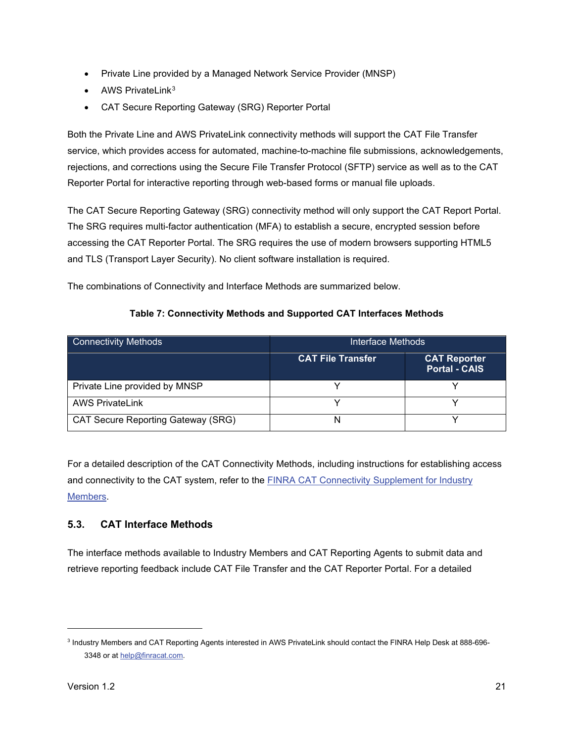- Private Line provided by a Managed Network Service Provider (MNSP)
- AWS PrivateLink[3]
- CAT Secure Reporting Gateway (SRG) Reporter Portal

Both the Private Line and AWS PrivateLink connectivity methods will support the CAT File Transfer service, which provides access for automated, machine-to-machine file submissions, acknowledgements, rejections, and corrections using the Secure File Transfer Protocol (SFTP) service as well as to the CAT Reporter Portal for interactive reporting through web-based forms or manual file uploads.

The CAT Secure Reporting Gateway (SRG) connectivity method will only support the CAT Report Portal. The SRG requires multi-factor authentication (MFA) to establish a secure, encrypted session before accessing the CAT Reporter Portal. The SRG requires the use of modern browsers supporting HTML5 and TLS (Transport Layer Security). No client software installation is required.

The combinations of Connectivity and Interface Methods are summarized below.

**Table 7: Connectivity Methods and Supported CAT Interfaces Methods**

| Connectivity Methods | Interface Methods | |
|---|---|---|
| | **CAT File Transfer** | **CAT Reporter Portal - CAIS** |
| Private Line provided by MNSP | Y | Y |
| AWS PrivateLink | Y | Y |
| CAT Secure Reporting Gateway (SRG) | N | Y |

For a detailed description of the CAT Connectivity Methods, including instructions for establishing access and connectivity to the CAT system, refer to the FINRA CAT Connectivity Supplement for Industry Members.

### 5.3. CAT Interface Methods

The interface methods available to Industry Members and CAT Reporting Agents to submit data and retrieve reporting feedback include CAT File Transfer and the CAT Reporter Portal. For a detailed

[3] Industry Members and CAT Reporting Agents interested in AWS PrivateLink should contact the FINRA Help Desk at 888-696-3348 or at help@finracat.com.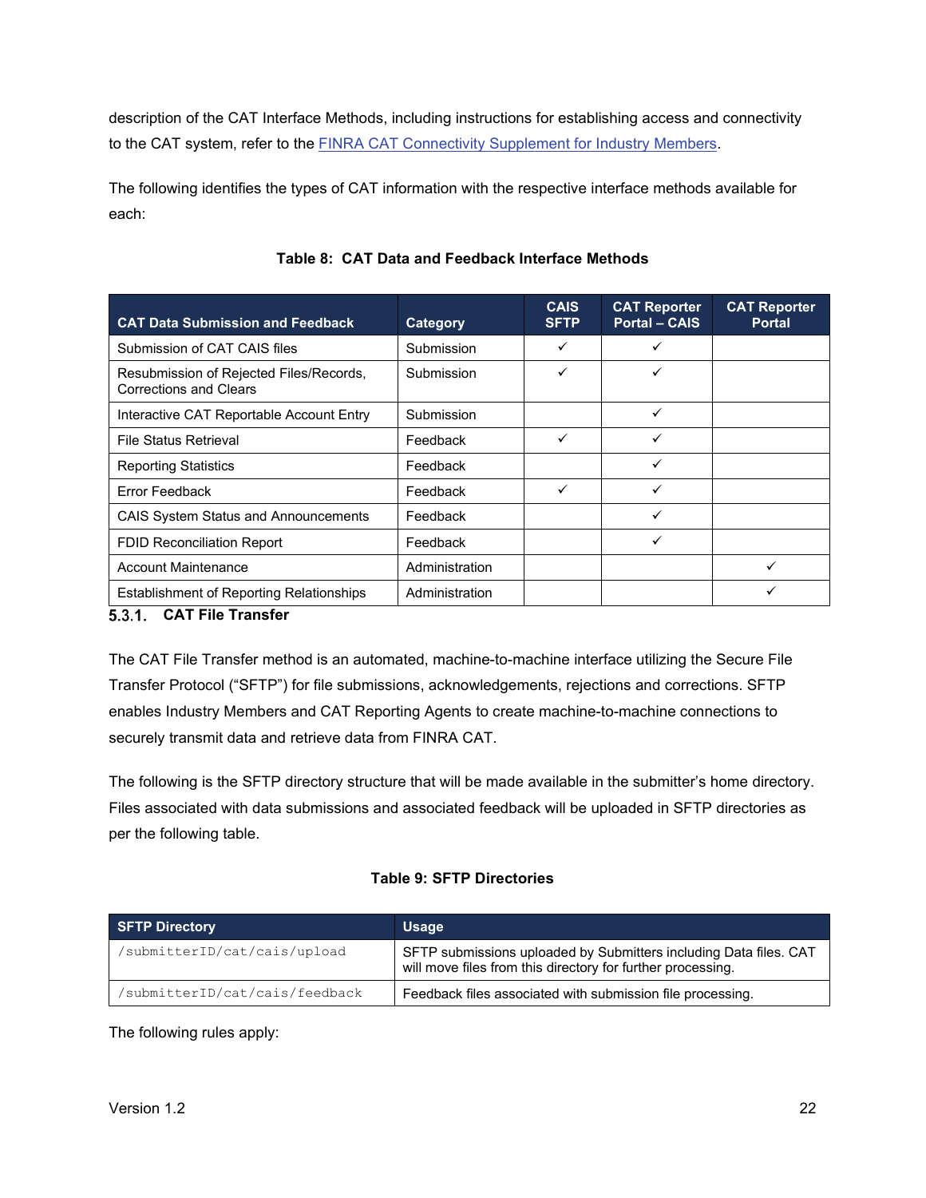description of the CAT Interface Methods, including instructions for establishing access and connectivity to the CAT system, refer to the FINRA CAT Connectivity Supplement for Industry Members.

The following identifies the types of CAT information with the respective interface methods available for each:

**Table 8: CAT Data and Feedback Interface Methods**

| CAT Data Submission and Feedback | Category | CAIS SFTP | CAT Reporter Portal – CAIS | CAT Reporter Portal |
|---|---|---|---|---|
| Submission of CAT CAIS files | Submission | ✓ | ✓ | |
| Resubmission of Rejected Files/Records, Corrections and Clears | Submission | ✓ | ✓ | |
| Interactive CAT Reportable Account Entry | Submission | | ✓ | |
| File Status Retrieval | Feedback | ✓ | ✓ | |
| Reporting Statistics | Feedback | | ✓ | |
| Error Feedback | Feedback | ✓ | ✓ | |
| CAIS System Status and Announcements | Feedback | | ✓ | |
| FDID Reconciliation Report | Feedback | | ✓ | |
| Account Maintenance | Administration | | | ✓ |
| Establishment of Reporting Relationships | Administration | | | ✓ |

### 5.3.1. CAT File Transfer

The CAT File Transfer method is an automated, machine-to-machine interface utilizing the Secure File Transfer Protocol ("SFTP") for file submissions, acknowledgements, rejections and corrections. SFTP enables Industry Members and CAT Reporting Agents to create machine-to-machine connections to securely transmit data and retrieve data from FINRA CAT.

The following is the SFTP directory structure that will be made available in the submitter's home directory. Files associated with data submissions and associated feedback will be uploaded in SFTP directories as per the following table.

**Table 9: SFTP Directories**

| SFTP Directory | Usage |
|---|---|
| `/submitterID/cat/cais/upload` | SFTP submissions uploaded by Submitters including Data files. CAT will move files from this directory for further processing. |
| `/submitterID/cat/cais/feedback` | Feedback files associated with submission file processing. |

The following rules apply: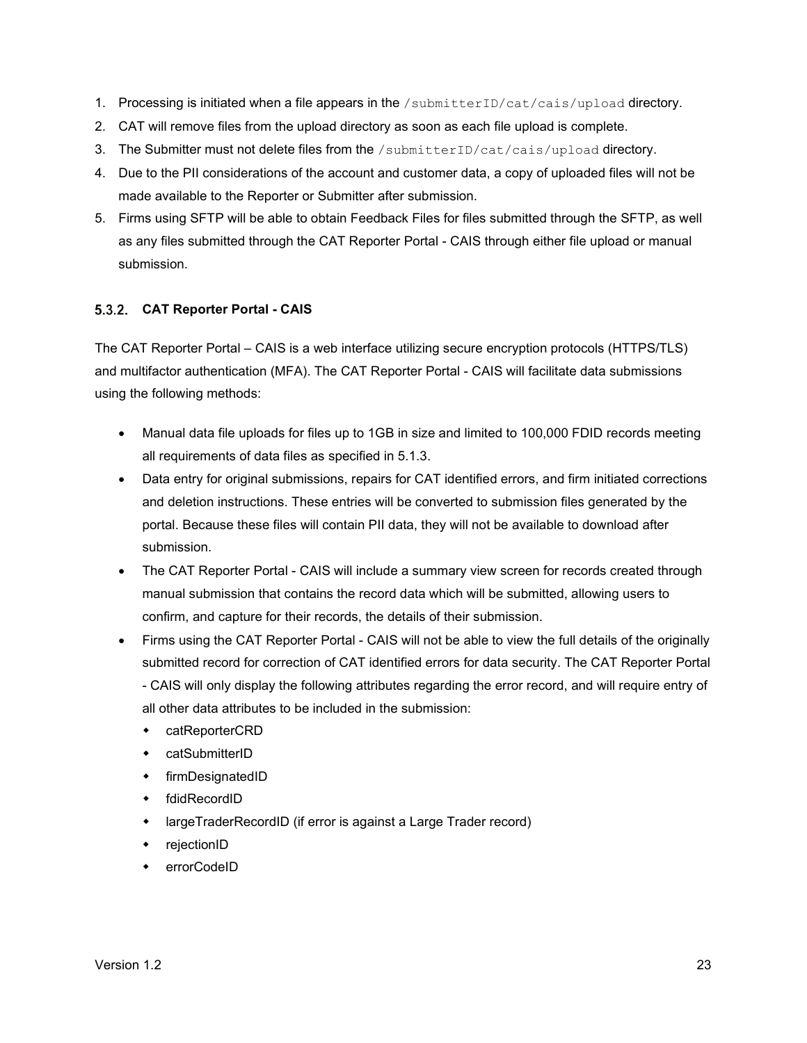1. Processing is initiated when a file appears in the `/submitterID/cat/cais/upload` directory.
2. CAT will remove files from the upload directory as soon as each file upload is complete.
3. The Submitter must not delete files from the `/submitterID/cat/cais/upload` directory.
4. Due to the PII considerations of the account and customer data, a copy of uploaded files will not be made available to the Reporter or Submitter after submission.
5. Firms using SFTP will be able to obtain Feedback Files for files submitted through the SFTP, as well as any files submitted through the CAT Reporter Portal - CAIS through either file upload or manual submission.

### 5.3.2. CAT Reporter Portal - CAIS

The CAT Reporter Portal – CAIS is a web interface utilizing secure encryption protocols (HTTPS/TLS) and multifactor authentication (MFA). The CAT Reporter Portal - CAIS will facilitate data submissions using the following methods:

- Manual data file uploads for files up to 1GB in size and limited to 100,000 FDID records meeting all requirements of data files as specified in 5.1.3.
- Data entry for original submissions, repairs for CAT identified errors, and firm initiated corrections and deletion instructions. These entries will be converted to submission files generated by the portal. Because these files will contain PII data, they will not be available to download after submission.
- The CAT Reporter Portal - CAIS will include a summary view screen for records created through manual submission that contains the record data which will be submitted, allowing users to confirm, and capture for their records, the details of their submission.
- Firms using the CAT Reporter Portal - CAIS will not be able to view the full details of the originally submitted record for correction of CAT identified errors for data security. The CAT Reporter Portal - CAIS will only display the following attributes regarding the error record, and will require entry of all other data attributes to be included in the submission:
  - catReporterCRD
  - catSubmitterID
  - firmDesignatedID
  - fdidRecordID
  - largeTraderRecordID (if error is against a Large Trader record)
  - rejectionID
  - errorCodeID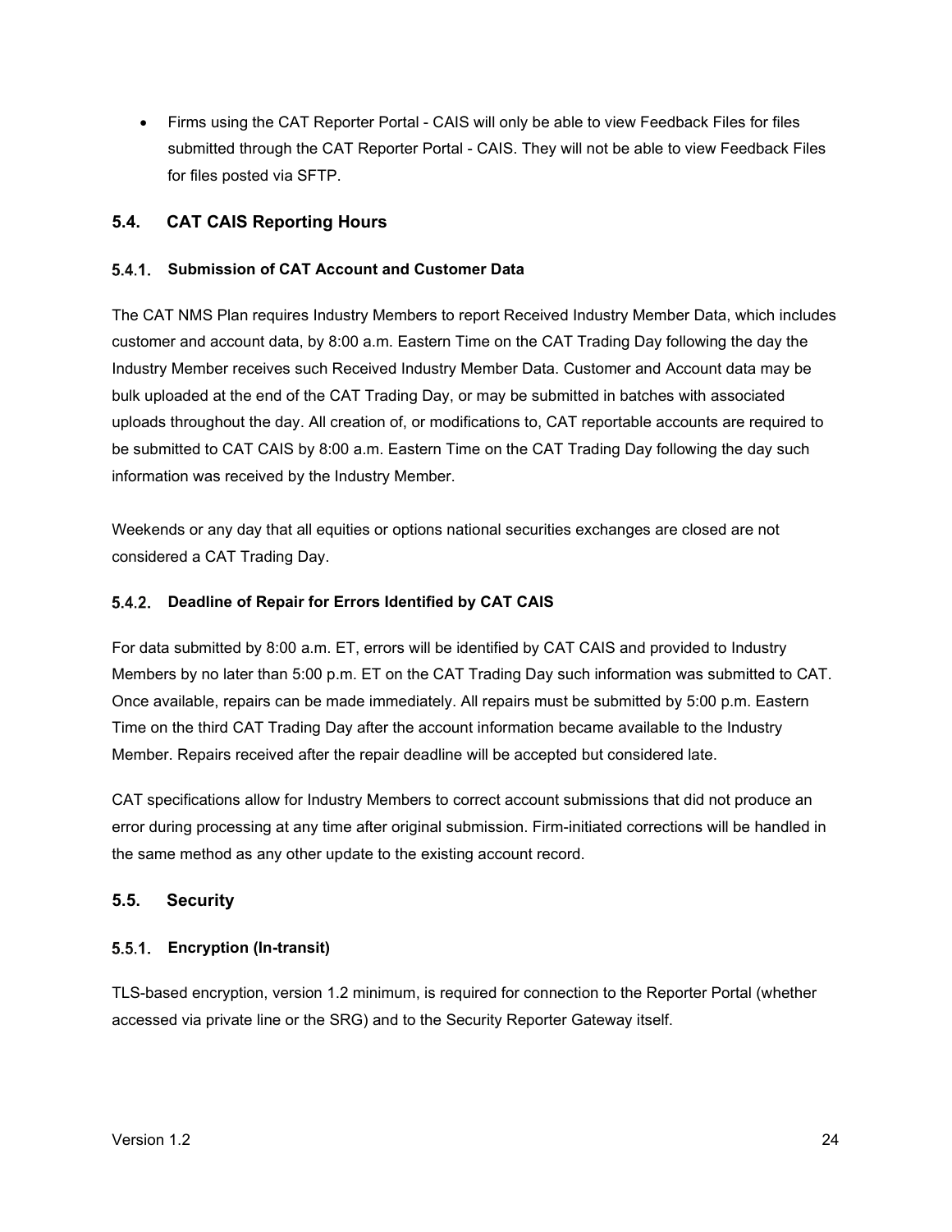- Firms using the CAT Reporter Portal - CAIS will only be able to view Feedback Files for files submitted through the CAT Reporter Portal - CAIS. They will not be able to view Feedback Files for files posted via SFTP.

## 5.4. CAT CAIS Reporting Hours

### 5.4.1. Submission of CAT Account and Customer Data

The CAT NMS Plan requires Industry Members to report Received Industry Member Data, which includes customer and account data, by 8:00 a.m. Eastern Time on the CAT Trading Day following the day the Industry Member receives such Received Industry Member Data. Customer and Account data may be bulk uploaded at the end of the CAT Trading Day, or may be submitted in batches with associated uploads throughout the day. All creation of, or modifications to, CAT reportable accounts are required to be submitted to CAT CAIS by 8:00 a.m. Eastern Time on the CAT Trading Day following the day such information was received by the Industry Member.

Weekends or any day that all equities or options national securities exchanges are closed are not considered a CAT Trading Day.

### 5.4.2. Deadline of Repair for Errors Identified by CAT CAIS

For data submitted by 8:00 a.m. ET, errors will be identified by CAT CAIS and provided to Industry Members by no later than 5:00 p.m. ET on the CAT Trading Day such information was submitted to CAT. Once available, repairs can be made immediately. All repairs must be submitted by 5:00 p.m. Eastern Time on the third CAT Trading Day after the account information became available to the Industry Member. Repairs received after the repair deadline will be accepted but considered late.

CAT specifications allow for Industry Members to correct account submissions that did not produce an error during processing at any time after original submission. Firm-initiated corrections will be handled in the same method as any other update to the existing account record.

## 5.5. Security

### 5.5.1. Encryption (In-transit)

TLS-based encryption, version 1.2 minimum, is required for connection to the Reporter Portal (whether accessed via private line or the SRG) and to the Security Reporter Gateway itself.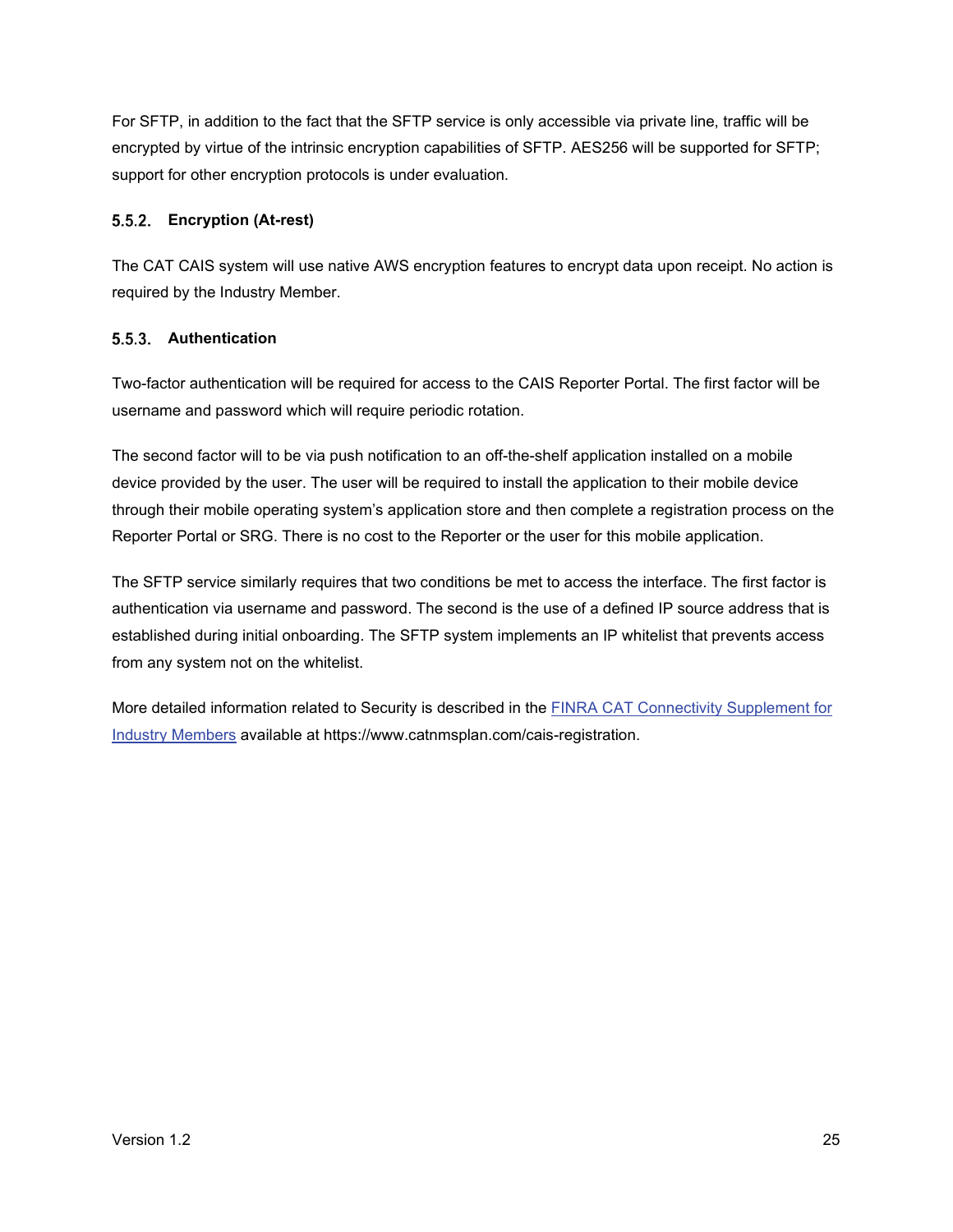For SFTP, in addition to the fact that the SFTP service is only accessible via private line, traffic will be encrypted by virtue of the intrinsic encryption capabilities of SFTP. AES256 will be supported for SFTP; support for other encryption protocols is under evaluation.

### 5.5.2. Encryption (At-rest)

The CAT CAIS system will use native AWS encryption features to encrypt data upon receipt. No action is required by the Industry Member.

### 5.5.3. Authentication

Two-factor authentication will be required for access to the CAIS Reporter Portal. The first factor will be username and password which will require periodic rotation.

The second factor will to be via push notification to an off-the-shelf application installed on a mobile device provided by the user. The user will be required to install the application to their mobile device through their mobile operating system's application store and then complete a registration process on the Reporter Portal or SRG. There is no cost to the Reporter or the user for this mobile application.

The SFTP service similarly requires that two conditions be met to access the interface. The first factor is authentication via username and password. The second is the use of a defined IP source address that is established during initial onboarding. The SFTP system implements an IP whitelist that prevents access from any system not on the whitelist.

More detailed information related to Security is described in the [FINRA CAT Connectivity Supplement for Industry Members](https://www.catnmsplan.com/cais-registration) available at https://www.catnmsplan.com/cais-registration.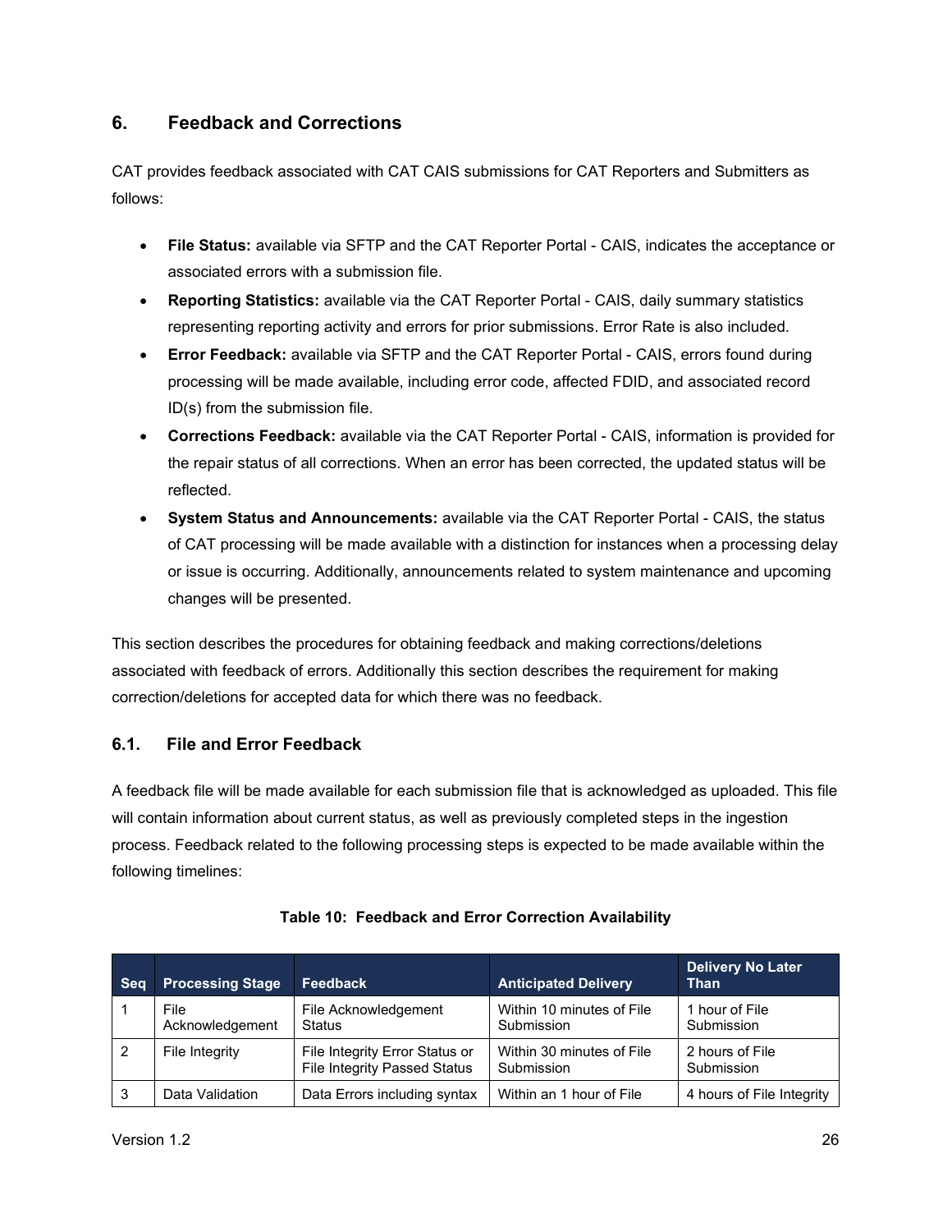## 6. Feedback and Corrections

CAT provides feedback associated with CAT CAIS submissions for CAT Reporters and Submitters as follows:

- **File Status:** available via SFTP and the CAT Reporter Portal - CAIS, indicates the acceptance or associated errors with a submission file.
- **Reporting Statistics:** available via the CAT Reporter Portal - CAIS, daily summary statistics representing reporting activity and errors for prior submissions. Error Rate is also included.
- **Error Feedback:** available via SFTP and the CAT Reporter Portal - CAIS, errors found during processing will be made available, including error code, affected FDID, and associated record ID(s) from the submission file.
- **Corrections Feedback:** available via the CAT Reporter Portal - CAIS, information is provided for the repair status of all corrections. When an error has been corrected, the updated status will be reflected.
- **System Status and Announcements:** available via the CAT Reporter Portal - CAIS, the status of CAT processing will be made available with a distinction for instances when a processing delay or issue is occurring. Additionally, announcements related to system maintenance and upcoming changes will be presented.

This section describes the procedures for obtaining feedback and making corrections/deletions associated with feedback of errors. Additionally this section describes the requirement for making correction/deletions for accepted data for which there was no feedback.

### 6.1. File and Error Feedback

A feedback file will be made available for each submission file that is acknowledged as uploaded. This file will contain information about current status, as well as previously completed steps in the ingestion process. Feedback related to the following processing steps is expected to be made available within the following timelines:

**Table 10: Feedback and Error Correction Availability**

| Seq | Processing Stage | Feedback | Anticipated Delivery | Delivery No Later Than |
|---|---|---|---|---|
| 1 | File Acknowledgement | File Acknowledgement Status | Within 10 minutes of File Submission | 1 hour of File Submission |
| 2 | File Integrity | File Integrity Error Status or File Integrity Passed Status | Within 30 minutes of File Submission | 2 hours of File Submission |
| 3 | Data Validation | Data Errors including syntax | Within an 1 hour of File | 4 hours of File Integrity |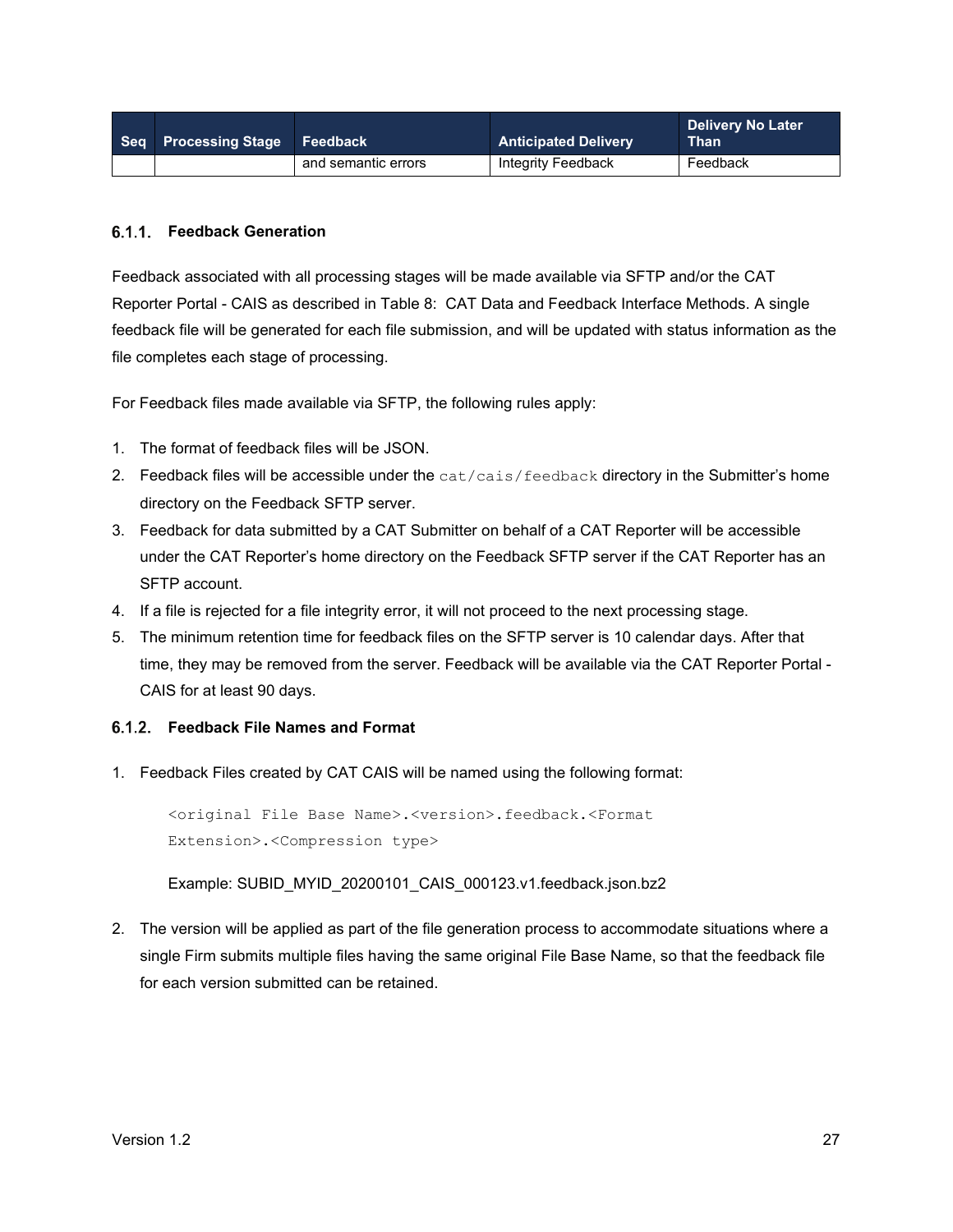| Seq | Processing Stage | Feedback | Anticipated Delivery | Delivery No Later Than |
|---|---|---|---|---|
| | | and semantic errors | Integrity Feedback | Feedback |

### 6.1.1. Feedback Generation

Feedback associated with all processing stages will be made available via SFTP and/or the CAT Reporter Portal - CAIS as described in Table 8: CAT Data and Feedback Interface Methods. A single feedback file will be generated for each file submission, and will be updated with status information as the file completes each stage of processing.

For Feedback files made available via SFTP, the following rules apply:

1. The format of feedback files will be JSON.
2. Feedback files will be accessible under the `cat/cais/feedback` directory in the Submitter's home directory on the Feedback SFTP server.
3. Feedback for data submitted by a CAT Submitter on behalf of a CAT Reporter will be accessible under the CAT Reporter's home directory on the Feedback SFTP server if the CAT Reporter has an SFTP account.
4. If a file is rejected for a file integrity error, it will not proceed to the next processing stage.
5. The minimum retention time for feedback files on the SFTP server is 10 calendar days. After that time, they may be removed from the server. Feedback will be available via the CAT Reporter Portal - CAIS for at least 90 days.

### 6.1.2. Feedback File Names and Format

1. Feedback Files created by CAT CAIS will be named using the following format:

   ```
   <original File Base Name>.<version>.feedback.<Format
   Extension>.<Compression type>
   ```

   Example: SUBID_MYID_20200101_CAIS_000123.v1.feedback.json.bz2

2. The version will be applied as part of the file generation process to accommodate situations where a single Firm submits multiple files having the same original File Base Name, so that the feedback file for each version submitted can be retained.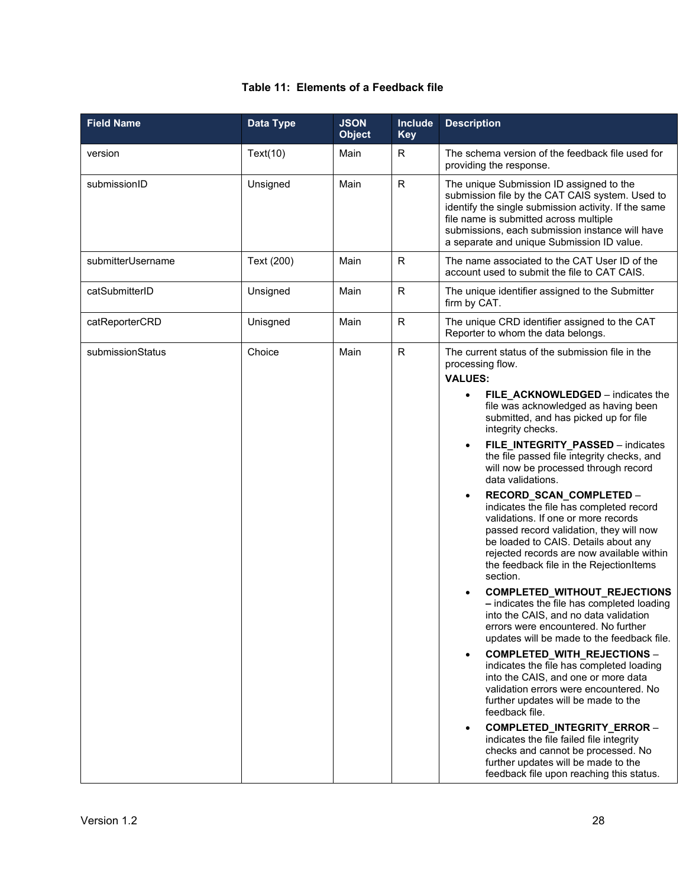**Table 11: Elements of a Feedback file**

| Field Name | Data Type | JSON Object | Include Key | Description |
|---|---|---|---|---|
| version | Text(10) | Main | R | The schema version of the feedback file used for providing the response. |
| submissionID | Unsigned | Main | R | The unique Submission ID assigned to the submission file by the CAT CAIS system. Used to identify the single submission activity. If the same file name is submitted across multiple submissions, each submission instance will have a separate and unique Submission ID value. |
| submitterUsername | Text (200) | Main | R | The name associated to the CAT User ID of the account used to submit the file to CAT CAIS. |
| catSubmitterID | Unsigned | Main | R | The unique identifier assigned to the Submitter firm by CAT. |
| catReporterCRD | Unisgned | Main | R | The unique CRD identifier assigned to the CAT Reporter to whom the data belongs. |
| submissionStatus | Choice | Main | R | The current status of the submission file in the processing flow.<br>**VALUES:**<br>• **FILE_ACKNOWLEDGED** – indicates the file was acknowledged as having been submitted, and has picked up for file integrity checks.<br>• **FILE_INTEGRITY_PASSED** – indicates the file passed file integrity checks, and will now be processed through record data validations.<br>• **RECORD_SCAN_COMPLETED** – indicates the file has completed record validations. If one or more records passed record validation, they will now be loaded to CAIS. Details about any rejected records are now available within the feedback file in the RejectionItems section.<br>• **COMPLETED_WITHOUT_REJECTIONS –** indicates the file has completed loading into the CAIS, and no data validation errors were encountered. No further updates will be made to the feedback file.<br>• **COMPLETED_WITH_REJECTIONS** – indicates the file has completed loading into the CAIS, and one or more data validation errors were encountered. No further updates will be made to the feedback file.<br>• **COMPLETED_INTEGRITY_ERROR** – indicates the file failed file integrity checks and cannot be processed. No further updates will be made to the feedback file upon reaching this status. |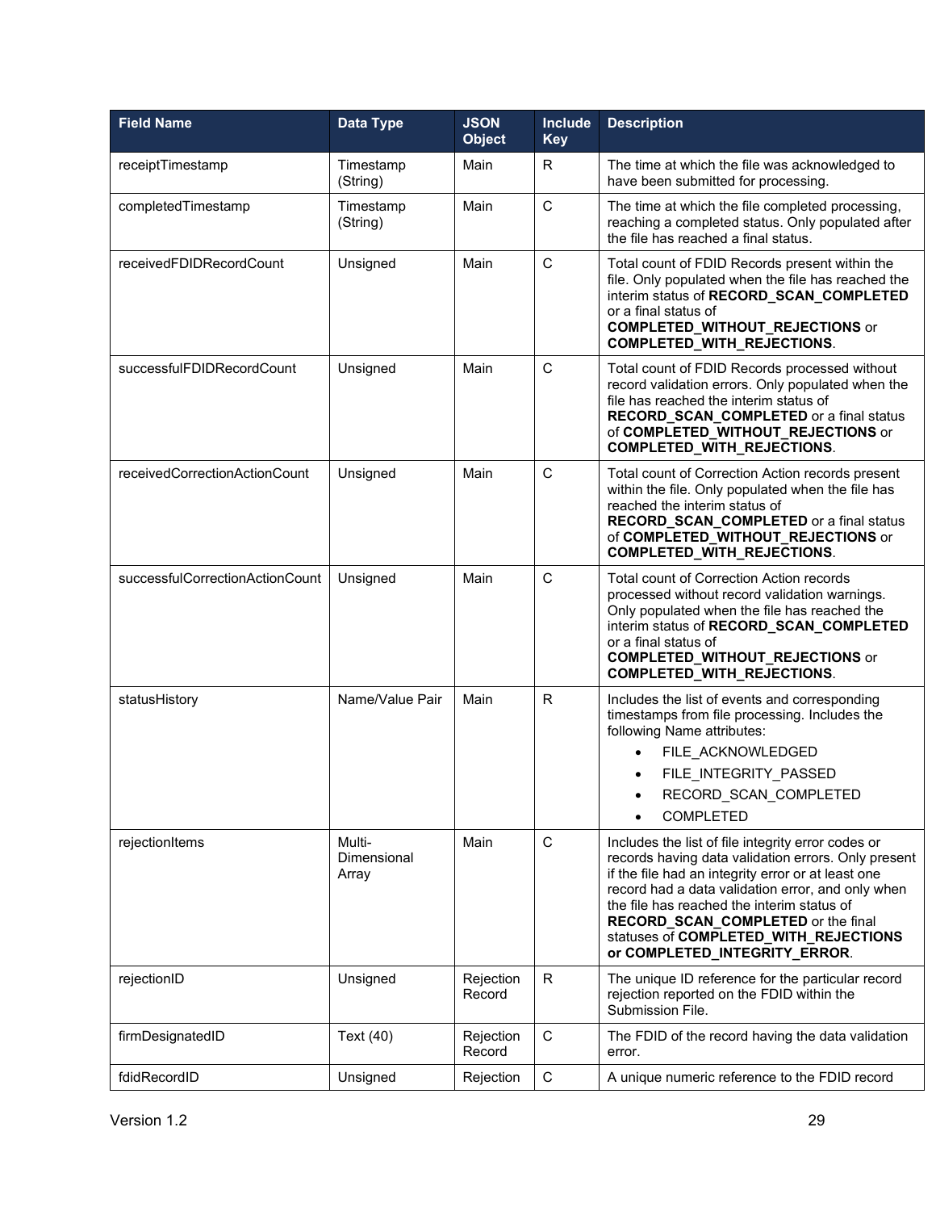| Field Name | Data Type | JSON Object | Include Key | Description |
|---|---|---|---|---|
| receiptTimestamp | Timestamp (String) | Main | R | The time at which the file was acknowledged to have been submitted for processing. |
| completedTimestamp | Timestamp (String) | Main | C | The time at which the file completed processing, reaching a completed status. Only populated after the file has reached a final status. |
| receivedFDIDRecordCount | Unsigned | Main | C | Total count of FDID Records present within the file. Only populated when the file has reached the interim status of **RECORD_SCAN_COMPLETED** or a final status of **COMPLETED_WITHOUT_REJECTIONS** or **COMPLETED_WITH_REJECTIONS**. |
| successfulFDIDRecordCount | Unsigned | Main | C | Total count of FDID Records processed without record validation errors. Only populated when the file has reached the interim status of **RECORD_SCAN_COMPLETED** or a final status of **COMPLETED_WITHOUT_REJECTIONS** or **COMPLETED_WITH_REJECTIONS**. |
| receivedCorrectionActionCount | Unsigned | Main | C | Total count of Correction Action records present within the file. Only populated when the file has reached the interim status of **RECORD_SCAN_COMPLETED** or a final status of **COMPLETED_WITHOUT_REJECTIONS** or **COMPLETED_WITH_REJECTIONS**. |
| successfulCorrectionActionCount | Unsigned | Main | C | Total count of Correction Action records processed without record validation warnings. Only populated when the file has reached the interim status of **RECORD_SCAN_COMPLETED** or a final status of **COMPLETED_WITHOUT_REJECTIONS** or **COMPLETED_WITH_REJECTIONS**. |
| statusHistory | Name/Value Pair | Main | R | Includes the list of events and corresponding timestamps from file processing. Includes the following Name attributes: <br>• FILE_ACKNOWLEDGED<br>• FILE_INTEGRITY_PASSED<br>• RECORD_SCAN_COMPLETED<br>• COMPLETED |
| rejectionItems | Multi-Dimensional Array | Main | C | Includes the list of file integrity error codes or records having data validation errors. Only present if the file had an integrity error or at least one record had a data validation error, and only when the file has reached the interim status of **RECORD_SCAN_COMPLETED** or the final statuses of **COMPLETED_WITH_REJECTIONS or COMPLETED_INTEGRITY_ERROR**. |
| rejectionID | Unsigned | Rejection Record | R | The unique ID reference for the particular record rejection reported on the FDID within the Submission File. |
| firmDesignatedID | Text (40) | Rejection Record | C | The FDID of the record having the data validation error. |
| fdidRecordID | Unsigned | Rejection | C | A unique numeric reference to the FDID record |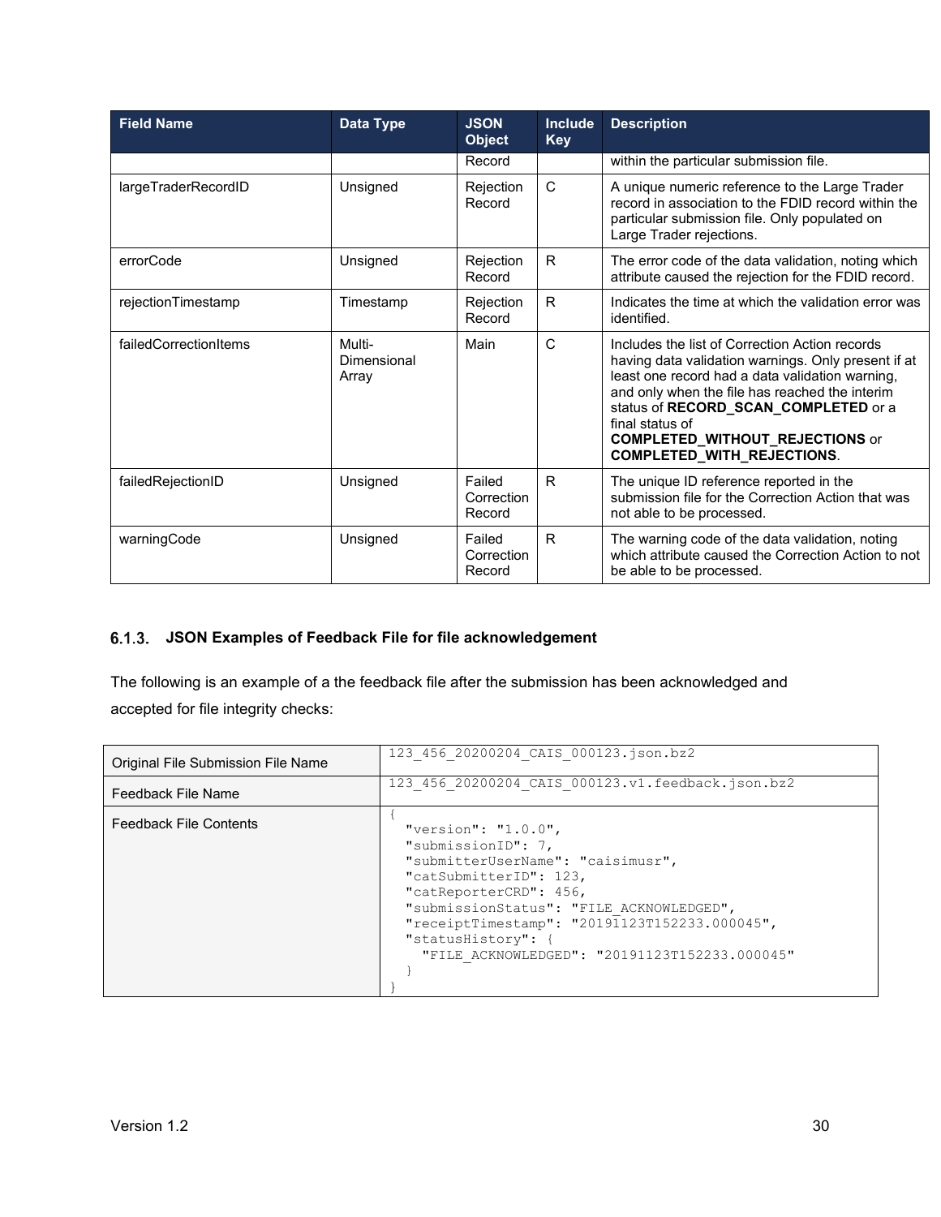| Field Name | Data Type | JSON Object | Include Key | Description |
| --- | --- | --- | --- | --- |
| | | Record | | within the particular submission file. |
| largeTraderRecordID | Unsigned | Rejection Record | C | A unique numeric reference to the Large Trader record in association to the FDID record within the particular submission file. Only populated on Large Trader rejections. |
| errorCode | Unsigned | Rejection Record | R | The error code of the data validation, noting which attribute caused the rejection for the FDID record. |
| rejectionTimestamp | Timestamp | Rejection Record | R | Indicates the time at which the validation error was identified. |
| failedCorrectionItems | Multi-Dimensional Array | Main | C | Includes the list of Correction Action records having data validation warnings. Only present if at least one record had a data validation warning, and only when the file has reached the interim status of **RECORD_SCAN_COMPLETED** or a final status of **COMPLETED_WITHOUT_REJECTIONS** or **COMPLETED_WITH_REJECTIONS**. |
| failedRejectionID | Unsigned | Failed Correction Record | R | The unique ID reference reported in the submission file for the Correction Action that was not able to be processed. |
| warningCode | Unsigned | Failed Correction Record | R | The warning code of the data validation, noting which attribute caused the Correction Action to not be able to be processed. |

### 6.1.3. JSON Examples of Feedback File for file acknowledgement

The following is an example of a the feedback file after the submission has been acknowledged and accepted for file integrity checks:

| | |
| --- | --- |
| Original File Submission File Name | `123_456_20200204_CAIS_000123.json.bz2` |
| Feedback File Name | `123_456_20200204_CAIS_000123.v1.feedback.json.bz2` |
| Feedback File Contents | (see below) |

```
{
  "version": "1.0.0",
  "submissionID": 7,
  "submitterUserName": "caisimusr",
  "catSubmitterID": 123,
  "catReporterCRD": 456,
  "submissionStatus": "FILE_ACKNOWLEDGED",
  "receiptTimestamp": "20191123T152233.000045",
  "statusHistory": {
    "FILE_ACKNOWLEDGED": "20191123T152233.000045"
  }
}
```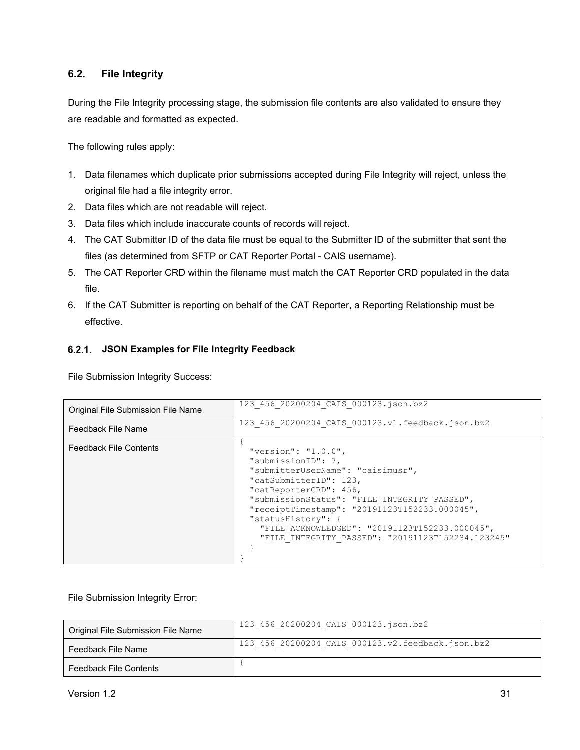## 6.2. File Integrity

During the File Integrity processing stage, the submission file contents are also validated to ensure they are readable and formatted as expected.

The following rules apply:

1. Data filenames which duplicate prior submissions accepted during File Integrity will reject, unless the original file had a file integrity error.
2. Data files which are not readable will reject.
3. Data files which include inaccurate counts of records will reject.
4. The CAT Submitter ID of the data file must be equal to the Submitter ID of the submitter that sent the files (as determined from SFTP or CAT Reporter Portal - CAIS username).
5. The CAT Reporter CRD within the filename must match the CAT Reporter CRD populated in the data file.
6. If the CAT Submitter is reporting on behalf of the CAT Reporter, a Reporting Relationship must be effective.

### 6.2.1. JSON Examples for File Integrity Feedback

File Submission Integrity Success:

| | |
|---|---|
| Original File Submission File Name | `123_456_20200204_CAIS_000123.json.bz2` |
| Feedback File Name | `123_456_20200204_CAIS_000123.v1.feedback.json.bz2` |
| Feedback File Contents | See below |

```
{
  "version": "1.0.0",
  "submissionID": 7,
  "submitterUserName": "caisimusr",
  "catSubmitterID": 123,
  "catReporterCRD": 456,
  "submissionStatus": "FILE_INTEGRITY_PASSED",
  "receiptTimestamp": "20191123T152233.000045",
  "statusHistory": {
    "FILE_ACKNOWLEDGED": "20191123T152233.000045",
    "FILE_INTEGRITY_PASSED": "20191123T152234.123245"
  }
}
```

File Submission Integrity Error:

| | |
|---|---|
| Original File Submission File Name | `123_456_20200204_CAIS_000123.json.bz2` |
| Feedback File Name | `123_456_20200204_CAIS_000123.v2.feedback.json.bz2` |
| Feedback File Contents | `{` |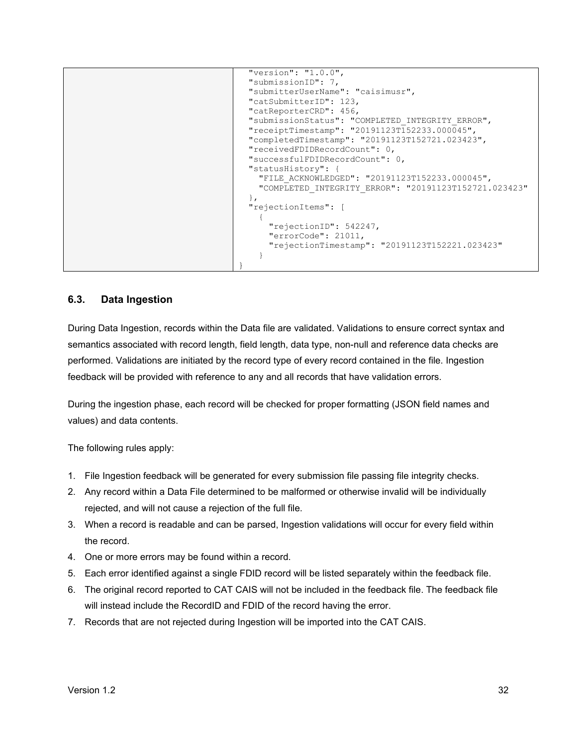| | ```"version": "1.0.0",<br>"submissionID": 7,<br>"submitterUserName": "caisimusr",<br>"catSubmitterID": 123,<br>"catReporterCRD": 456,<br>"submissionStatus": "COMPLETED_INTEGRITY_ERROR",<br>"receiptTimestamp": "20191123T152233.000045",<br>"completedTimestamp": "20191123T152721.023423",<br>"receivedFDIDRecordCount": 0,<br>"successfulFDIDRecordCount": 0,<br>"statusHistory": {<br>  "FILE_ACKNOWLEDGED": "20191123T152233.000045",<br>  "COMPLETED_INTEGRITY_ERROR": "20191123T152721.023423"<br>},<br>"rejectionItems": [<br>  {<br>    "rejectionID": 542247,<br>    "errorCode": 21011,<br>    "rejectionTimestamp": "20191123T152221.023423"<br>  }<br>}``` |
|---|---|

## 6.3. Data Ingestion

During Data Ingestion, records within the Data file are validated. Validations to ensure correct syntax and semantics associated with record length, field length, data type, non-null and reference data checks are performed. Validations are initiated by the record type of every record contained in the file. Ingestion feedback will be provided with reference to any and all records that have validation errors.

During the ingestion phase, each record will be checked for proper formatting (JSON field names and values) and data contents.

The following rules apply:

1. File Ingestion feedback will be generated for every submission file passing file integrity checks.
2. Any record within a Data File determined to be malformed or otherwise invalid will be individually rejected, and will not cause a rejection of the full file.
3. When a record is readable and can be parsed, Ingestion validations will occur for every field within the record.
4. One or more errors may be found within a record.
5. Each error identified against a single FDID record will be listed separately within the feedback file.
6. The original record reported to CAT CAIS will not be included in the feedback file. The feedback file will instead include the RecordID and FDID of the record having the error.
7. Records that are not rejected during Ingestion will be imported into the CAT CAIS.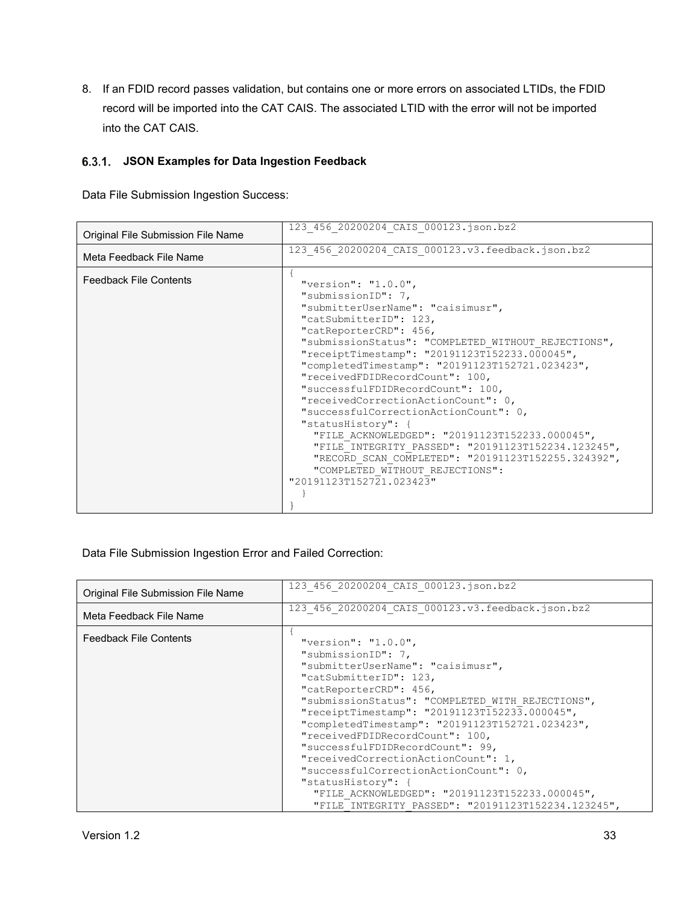8. If an FDID record passes validation, but contains one or more errors on associated LTIDs, the FDID record will be imported into the CAT CAIS. The associated LTID with the error will not be imported into the CAT CAIS.

### 6.3.1. JSON Examples for Data Ingestion Feedback

Data File Submission Ingestion Success:

| | |
|---|---|
| Original File Submission File Name | `123_456_20200204_CAIS_000123.json.bz2` |
| Meta Feedback File Name | `123_456_20200204_CAIS_000123.v3.feedback.json.bz2` |
| Feedback File Contents | <pre>{<br>  "version": "1.0.0",<br>  "submissionID": 7,<br>  "submitterUserName": "caisimusr",<br>  "catSubmitterID": 123,<br>  "catReporterCRD": 456,<br>  "submissionStatus": "COMPLETED_WITHOUT_REJECTIONS",<br>  "receiptTimestamp": "20191123T152233.000045",<br>  "completedTimestamp": "20191123T152721.023423",<br>  "receivedFDIDRecordCount": 100,<br>  "successfulFDIDRecordCount": 100,<br>  "receivedCorrectionActionCount": 0,<br>  "successfulCorrectionActionCount": 0,<br>  "statusHistory": {<br>    "FILE_ACKNOWLEDGED": "20191123T152233.000045",<br>    "FILE_INTEGRITY_PASSED": "20191123T152234.123245",<br>    "RECORD_SCAN_COMPLETED": "20191123T152255.324392",<br>    "COMPLETED_WITHOUT_REJECTIONS":<br>"20191123T152721.023423"<br>  }<br>}</pre> |

Data File Submission Ingestion Error and Failed Correction:

| | |
|---|---|
| Original File Submission File Name | `123_456_20200204_CAIS_000123.json.bz2` |
| Meta Feedback File Name | `123_456_20200204_CAIS_000123.v3.feedback.json.bz2` |
| Feedback File Contents | <pre>{<br>  "version": "1.0.0",<br>  "submissionID": 7,<br>  "submitterUserName": "caisimusr",<br>  "catSubmitterID": 123,<br>  "catReporterCRD": 456,<br>  "submissionStatus": "COMPLETED_WITH_REJECTIONS",<br>  "receiptTimestamp": "20191123T152233.000045",<br>  "completedTimestamp": "20191123T152721.023423",<br>  "receivedFDIDRecordCount": 100,<br>  "successfulFDIDRecordCount": 99,<br>  "receivedCorrectionActionCount": 1,<br>  "successfulCorrectionActionCount": 0,<br>  "statusHistory": {<br>    "FILE_ACKNOWLEDGED": "20191123T152233.000045",<br>    "FILE_INTEGRITY_PASSED": "20191123T152234.123245",</pre> |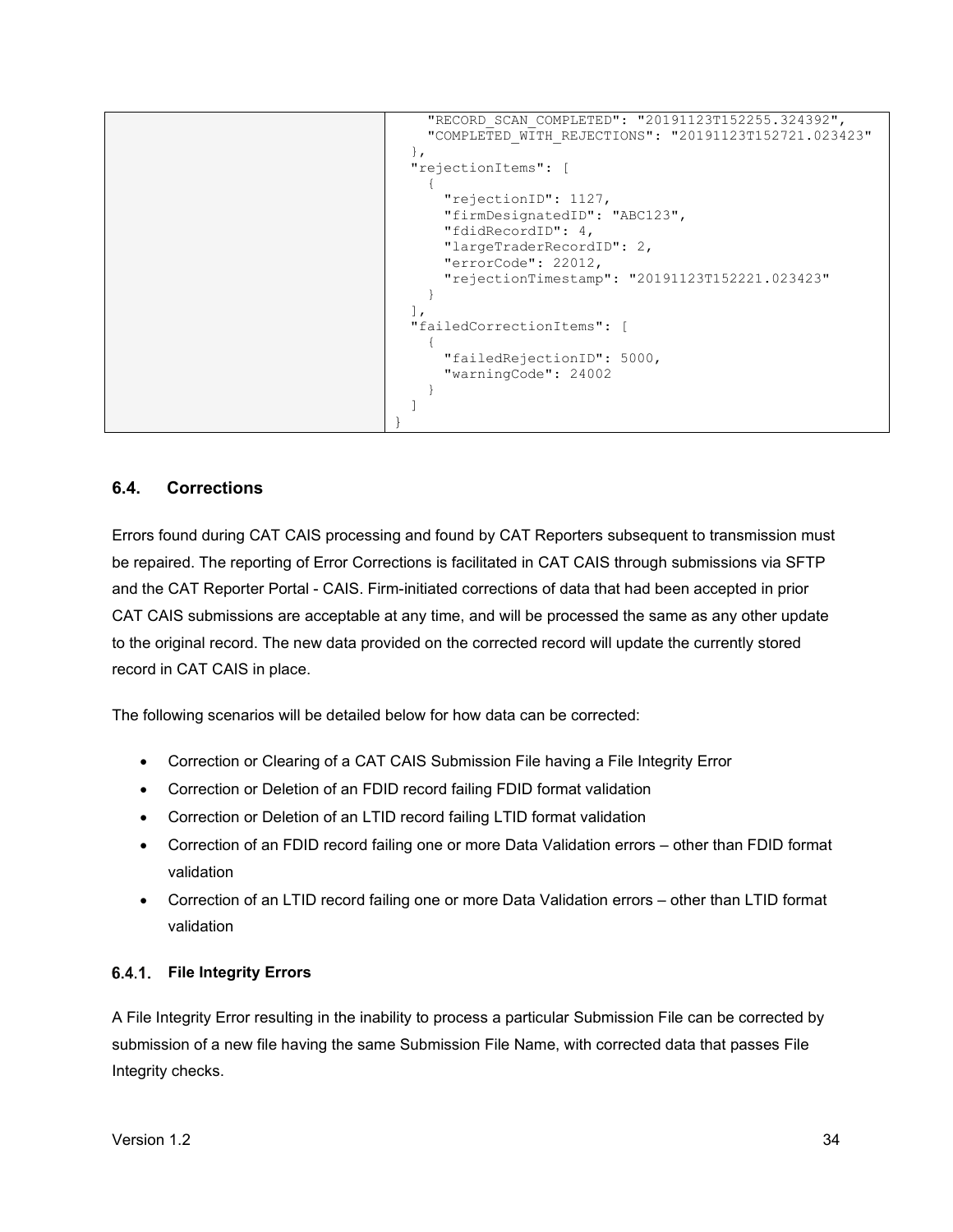| | ```"RECORD_SCAN_COMPLETED": "20191123T152255.324392",```<br>```"COMPLETED_WITH_REJECTIONS": "20191123T152721.023423"```<br>```},```<br>```"rejectionItems": [```<br>```{```<br>```"rejectionID": 1127,```<br>```"firmDesignatedID": "ABC123",```<br>```"fdidRecordID": 4,```<br>```"largeTraderRecordID": 2,```<br>```"errorCode": 22012,```<br>```"rejectionTimestamp": "20191123T152221.023423"```<br>```}```<br>```],```<br>```"failedCorrectionItems": [```<br>```{```<br>```"failedRejectionID": 5000,```<br>```"warningCode": 24002```<br>```}```<br>```]```<br>```}``` |
|---|---|

## 6.4. Corrections

Errors found during CAT CAIS processing and found by CAT Reporters subsequent to transmission must be repaired. The reporting of Error Corrections is facilitated in CAT CAIS through submissions via SFTP and the CAT Reporter Portal - CAIS. Firm-initiated corrections of data that had been accepted in prior CAT CAIS submissions are acceptable at any time, and will be processed the same as any other update to the original record. The new data provided on the corrected record will update the currently stored record in CAT CAIS in place.

The following scenarios will be detailed below for how data can be corrected:

- Correction or Clearing of a CAT CAIS Submission File having a File Integrity Error
- Correction or Deletion of an FDID record failing FDID format validation
- Correction or Deletion of an LTID record failing LTID format validation
- Correction of an FDID record failing one or more Data Validation errors – other than FDID format validation
- Correction of an LTID record failing one or more Data Validation errors – other than LTID format validation

### 6.4.1. File Integrity Errors

A File Integrity Error resulting in the inability to process a particular Submission File can be corrected by submission of a new file having the same Submission File Name, with corrected data that passes File Integrity checks.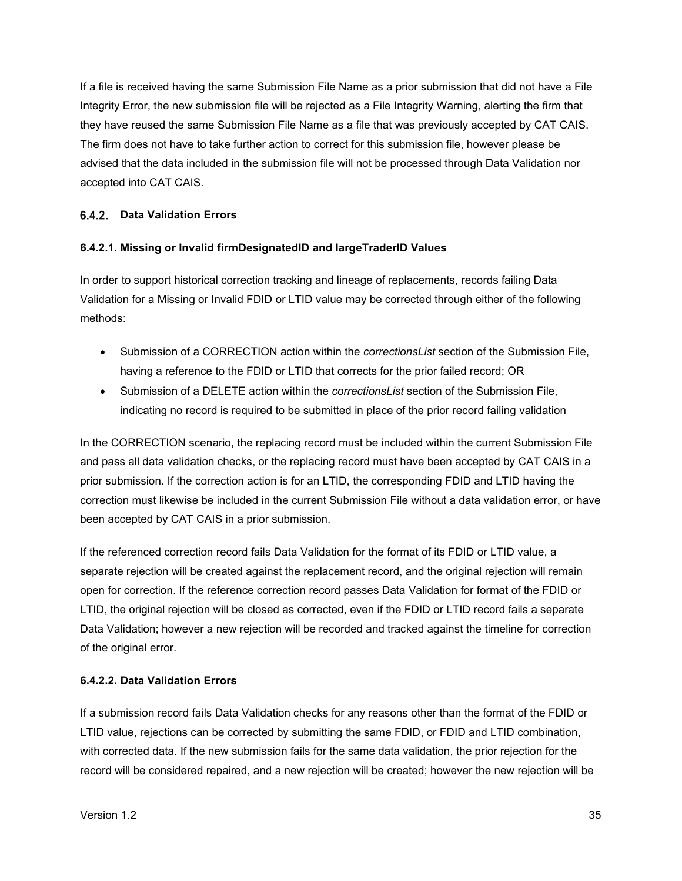If a file is received having the same Submission File Name as a prior submission that did not have a File Integrity Error, the new submission file will be rejected as a File Integrity Warning, alerting the firm that they have reused the same Submission File Name as a file that was previously accepted by CAT CAIS. The firm does not have to take further action to correct for this submission file, however please be advised that the data included in the submission file will not be processed through Data Validation nor accepted into CAT CAIS.

### 6.4.2. Data Validation Errors

#### 6.4.2.1. Missing or Invalid firmDesignatedID and largeTraderID Values

In order to support historical correction tracking and lineage of replacements, records failing Data Validation for a Missing or Invalid FDID or LTID value may be corrected through either of the following methods:

- Submission of a CORRECTION action within the *correctionsList* section of the Submission File, having a reference to the FDID or LTID that corrects for the prior failed record; OR
- Submission of a DELETE action within the *correctionsList* section of the Submission File, indicating no record is required to be submitted in place of the prior record failing validation

In the CORRECTION scenario, the replacing record must be included within the current Submission File and pass all data validation checks, or the replacing record must have been accepted by CAT CAIS in a prior submission. If the correction action is for an LTID, the corresponding FDID and LTID having the correction must likewise be included in the current Submission File without a data validation error, or have been accepted by CAT CAIS in a prior submission.

If the referenced correction record fails Data Validation for the format of its FDID or LTID value, a separate rejection will be created against the replacement record, and the original rejection will remain open for correction. If the reference correction record passes Data Validation for format of the FDID or LTID, the original rejection will be closed as corrected, even if the FDID or LTID record fails a separate Data Validation; however a new rejection will be recorded and tracked against the timeline for correction of the original error.

#### 6.4.2.2. Data Validation Errors

If a submission record fails Data Validation checks for any reasons other than the format of the FDID or LTID value, rejections can be corrected by submitting the same FDID, or FDID and LTID combination, with corrected data. If the new submission fails for the same data validation, the prior rejection for the record will be considered repaired, and a new rejection will be created; however the new rejection will be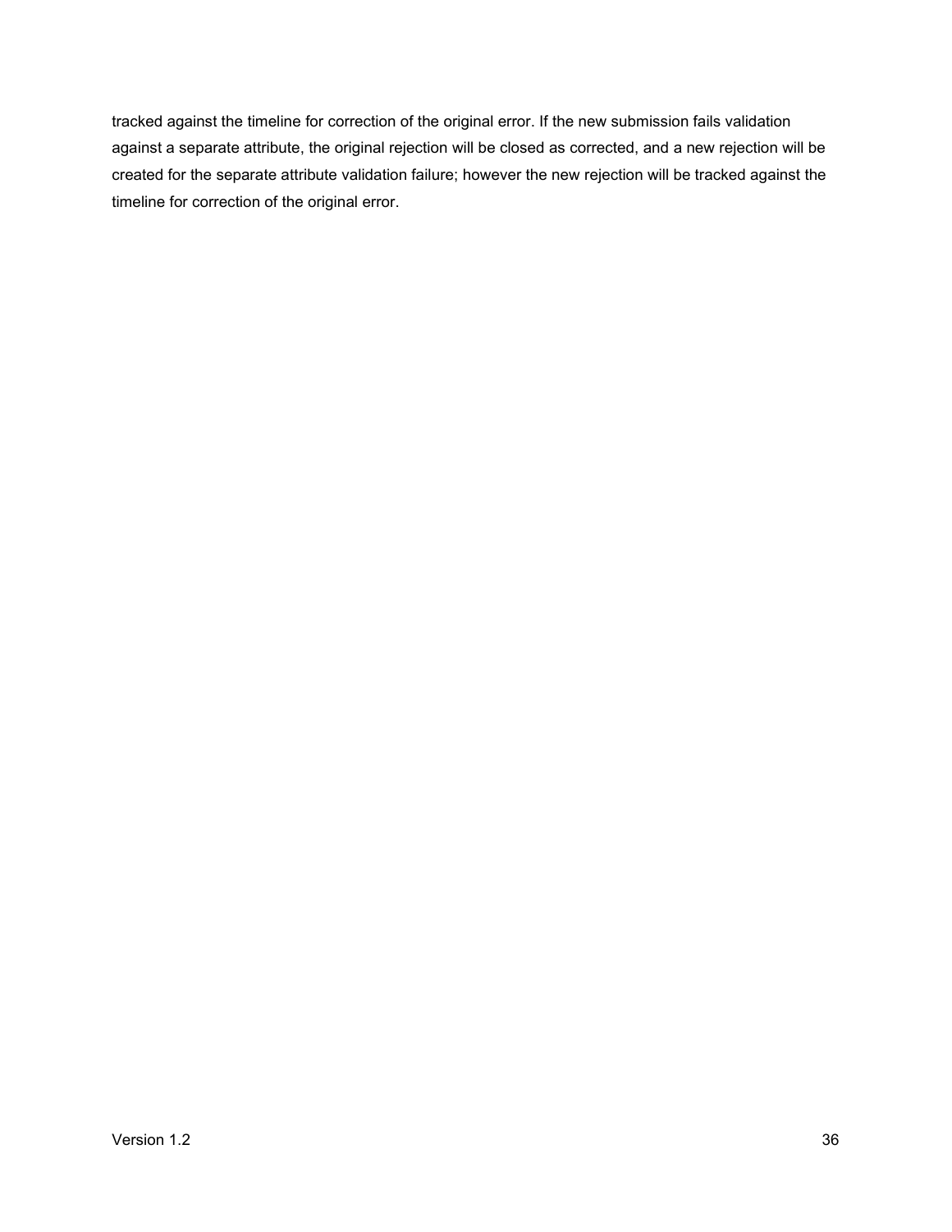tracked against the timeline for correction of the original error. If the new submission fails validation against a separate attribute, the original rejection will be closed as corrected, and a new rejection will be created for the separate attribute validation failure; however the new rejection will be tracked against the timeline for correction of the original error.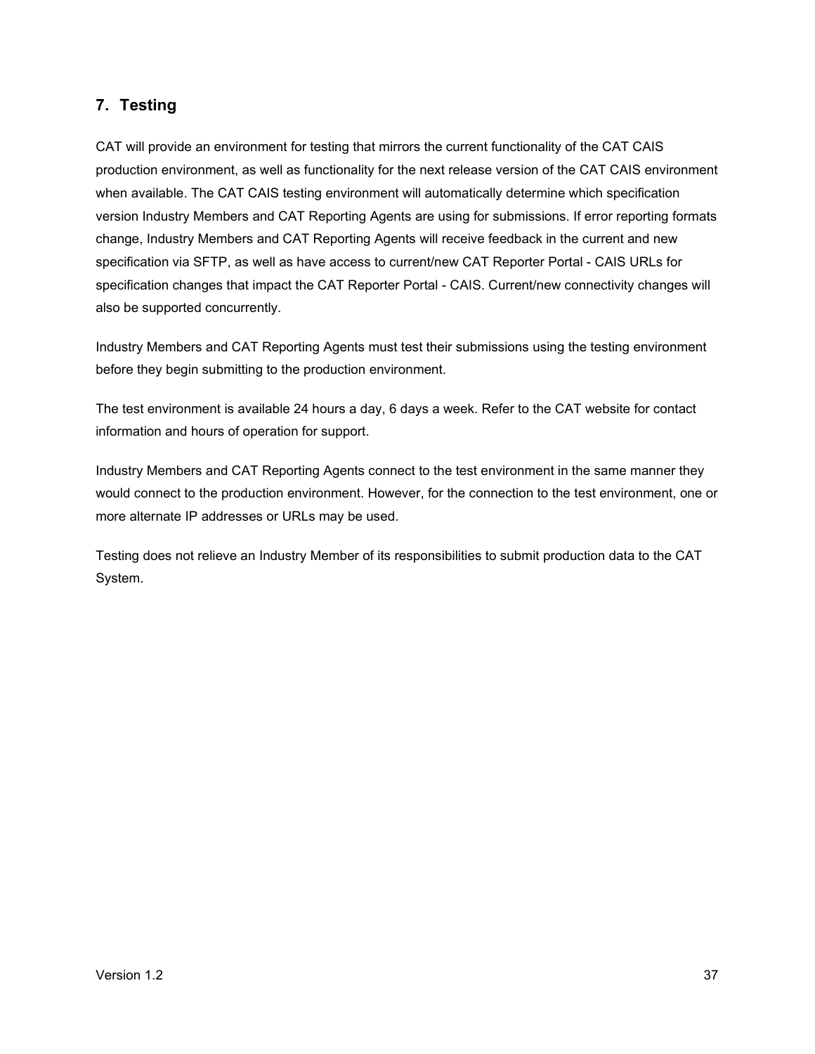## 7. Testing

CAT will provide an environment for testing that mirrors the current functionality of the CAT CAIS production environment, as well as functionality for the next release version of the CAT CAIS environment when available. The CAT CAIS testing environment will automatically determine which specification version Industry Members and CAT Reporting Agents are using for submissions. If error reporting formats change, Industry Members and CAT Reporting Agents will receive feedback in the current and new specification via SFTP, as well as have access to current/new CAT Reporter Portal - CAIS URLs for specification changes that impact the CAT Reporter Portal - CAIS. Current/new connectivity changes will also be supported concurrently.

Industry Members and CAT Reporting Agents must test their submissions using the testing environment before they begin submitting to the production environment.

The test environment is available 24 hours a day, 6 days a week. Refer to the CAT website for contact information and hours of operation for support.

Industry Members and CAT Reporting Agents connect to the test environment in the same manner they would connect to the production environment. However, for the connection to the test environment, one or more alternate IP addresses or URLs may be used.

Testing does not relieve an Industry Member of its responsibilities to submit production data to the CAT System.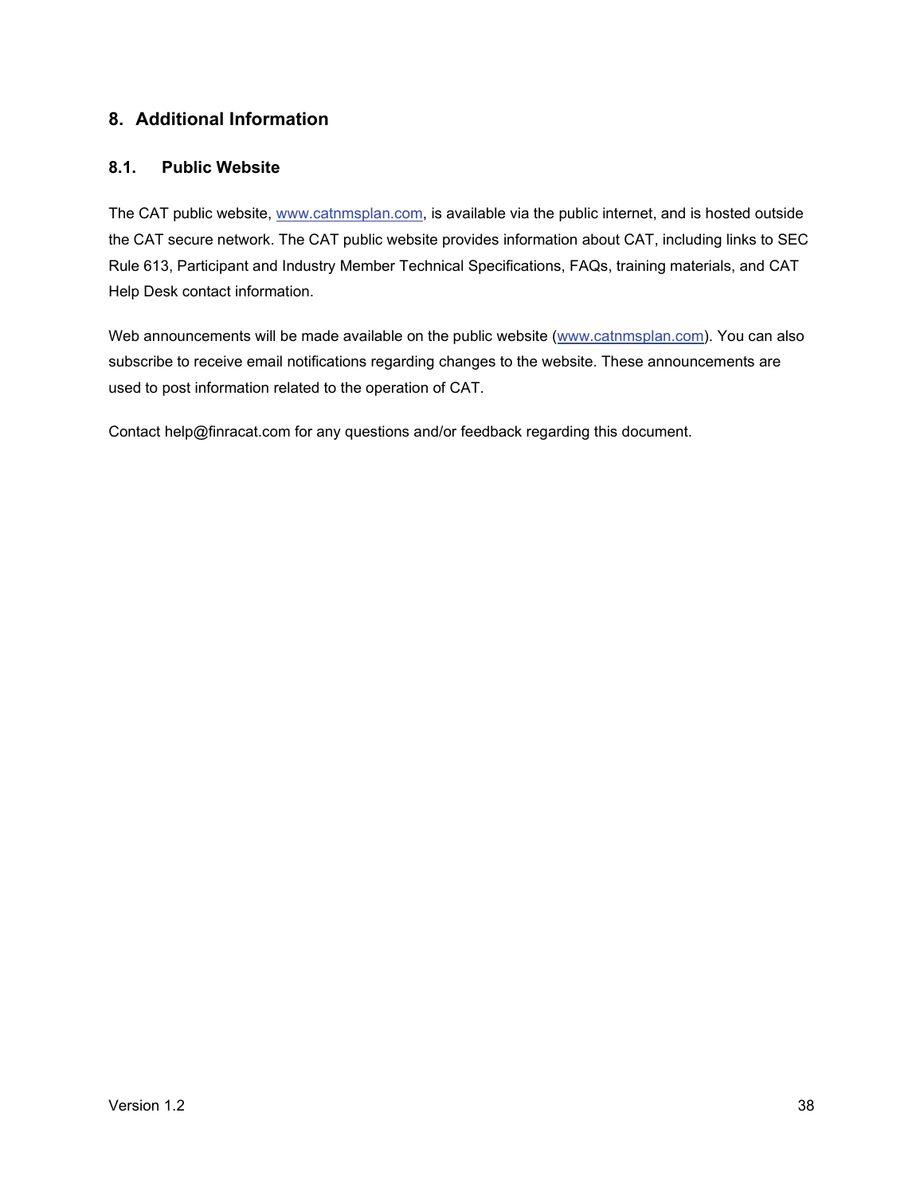# 8. Additional Information

## 8.1. Public Website

The CAT public website, [www.catnmsplan.com](http://www.catnmsplan.com), is available via the public internet, and is hosted outside the CAT secure network. The CAT public website provides information about CAT, including links to SEC Rule 613, Participant and Industry Member Technical Specifications, FAQs, training materials, and CAT Help Desk contact information.

Web announcements will be made available on the public website ([www.catnmsplan.com](http://www.catnmsplan.com)). You can also subscribe to receive email notifications regarding changes to the website. These announcements are used to post information related to the operation of CAT.

Contact help@finracat.com for any questions and/or feedback regarding this document.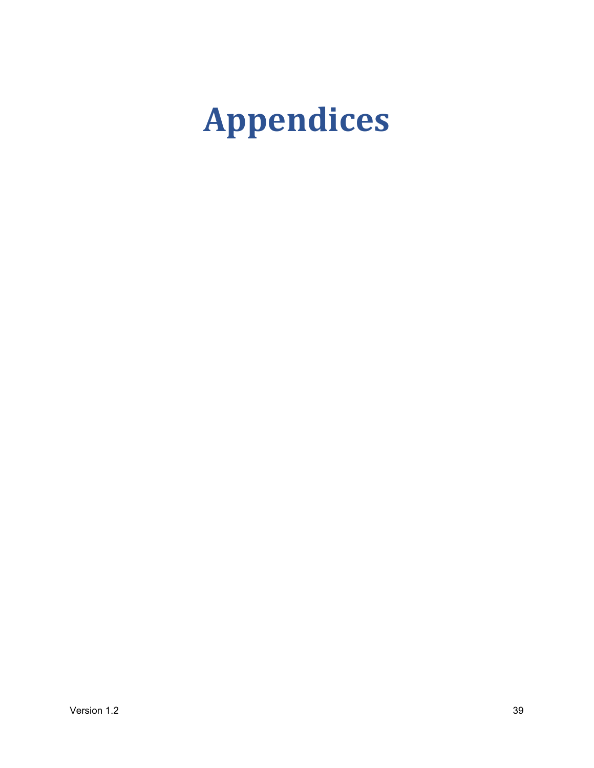# Appendices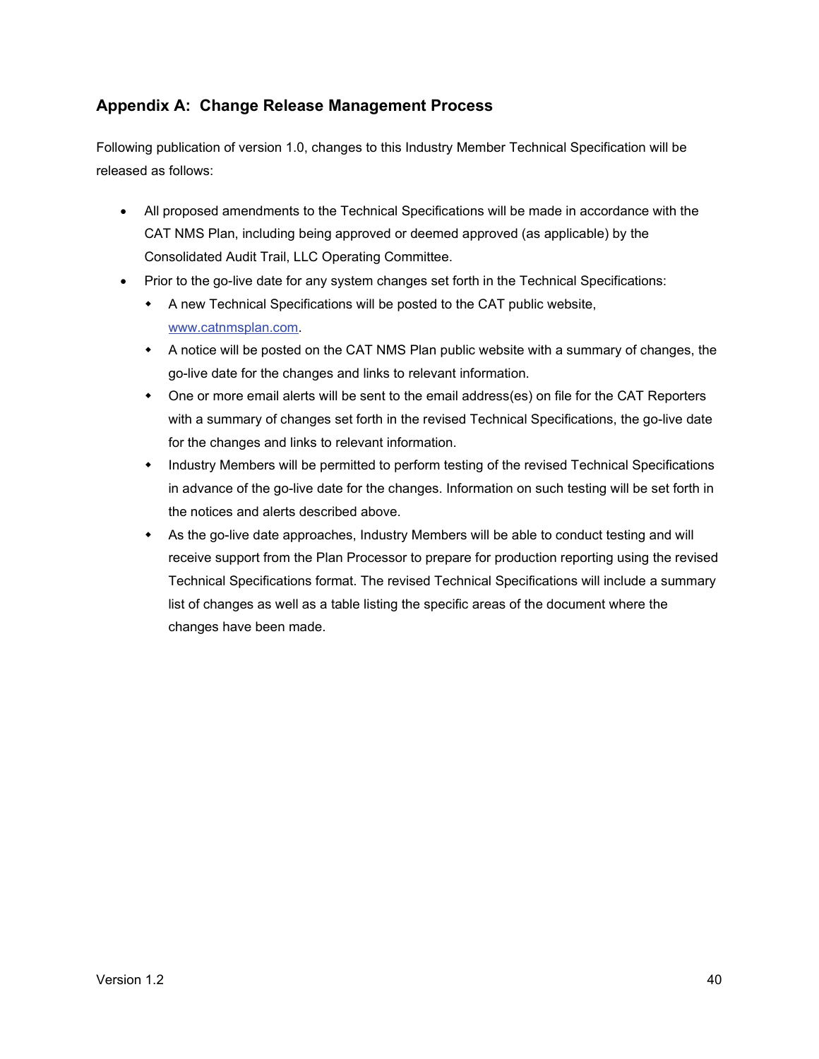## Appendix A: Change Release Management Process

Following publication of version 1.0, changes to this Industry Member Technical Specification will be released as follows:

- All proposed amendments to the Technical Specifications will be made in accordance with the CAT NMS Plan, including being approved or deemed approved (as applicable) by the Consolidated Audit Trail, LLC Operating Committee.
- Prior to the go-live date for any system changes set forth in the Technical Specifications:
  - A new Technical Specifications will be posted to the CAT public website, [www.catnmsplan.com](http://www.catnmsplan.com).
  - A notice will be posted on the CAT NMS Plan public website with a summary of changes, the go-live date for the changes and links to relevant information.
  - One or more email alerts will be sent to the email address(es) on file for the CAT Reporters with a summary of changes set forth in the revised Technical Specifications, the go-live date for the changes and links to relevant information.
  - Industry Members will be permitted to perform testing of the revised Technical Specifications in advance of the go-live date for the changes. Information on such testing will be set forth in the notices and alerts described above.
  - As the go-live date approaches, Industry Members will be able to conduct testing and will receive support from the Plan Processor to prepare for production reporting using the revised Technical Specifications format. The revised Technical Specifications will include a summary list of changes as well as a table listing the specific areas of the document where the changes have been made.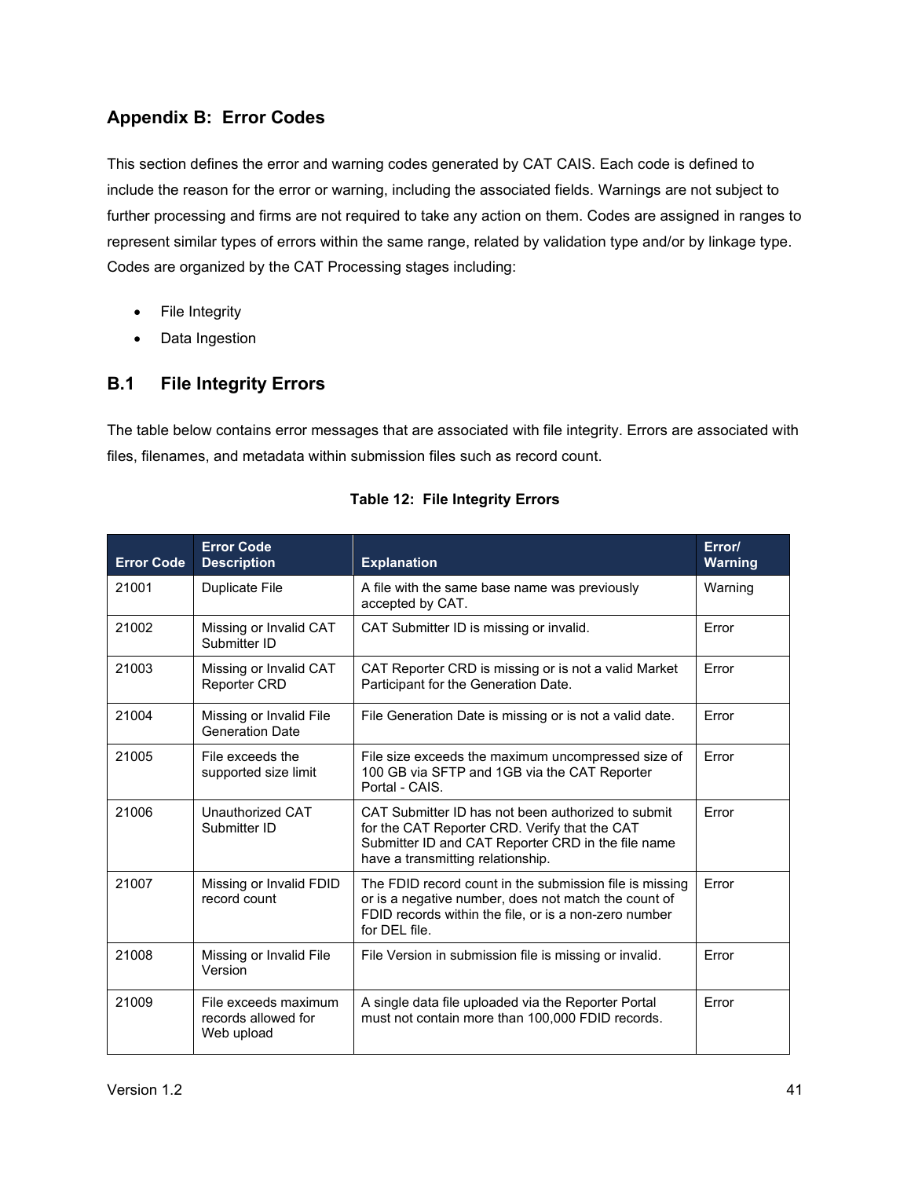## Appendix B: Error Codes

This section defines the error and warning codes generated by CAT CAIS. Each code is defined to include the reason for the error or warning, including the associated fields. Warnings are not subject to further processing and firms are not required to take any action on them. Codes are assigned in ranges to represent similar types of errors within the same range, related by validation type and/or by linkage type. Codes are organized by the CAT Processing stages including:

- File Integrity
- Data Ingestion

### B.1 File Integrity Errors

The table below contains error messages that are associated with file integrity. Errors are associated with files, filenames, and metadata within submission files such as record count.

**Table 12: File Integrity Errors**

| Error Code | Error Code Description | Explanation | Error/ Warning |
|---|---|---|---|
| 21001 | Duplicate File | A file with the same base name was previously accepted by CAT. | Warning |
| 21002 | Missing or Invalid CAT Submitter ID | CAT Submitter ID is missing or invalid. | Error |
| 21003 | Missing or Invalid CAT Reporter CRD | CAT Reporter CRD is missing or is not a valid Market Participant for the Generation Date. | Error |
| 21004 | Missing or Invalid File Generation Date | File Generation Date is missing or is not a valid date. | Error |
| 21005 | File exceeds the supported size limit | File size exceeds the maximum uncompressed size of 100 GB via SFTP and 1GB via the CAT Reporter Portal - CAIS. | Error |
| 21006 | Unauthorized CAT Submitter ID | CAT Submitter ID has not been authorized to submit for the CAT Reporter CRD. Verify that the CAT Submitter ID and CAT Reporter CRD in the file name have a transmitting relationship. | Error |
| 21007 | Missing or Invalid FDID record count | The FDID record count in the submission file is missing or is a negative number, does not match the count of FDID records within the file, or is a non-zero number for DEL file. | Error |
| 21008 | Missing or Invalid File Version | File Version in submission file is missing or invalid. | Error |
| 21009 | File exceeds maximum records allowed for Web upload | A single data file uploaded via the Reporter Portal must not contain more than 100,000 FDID records. | Error |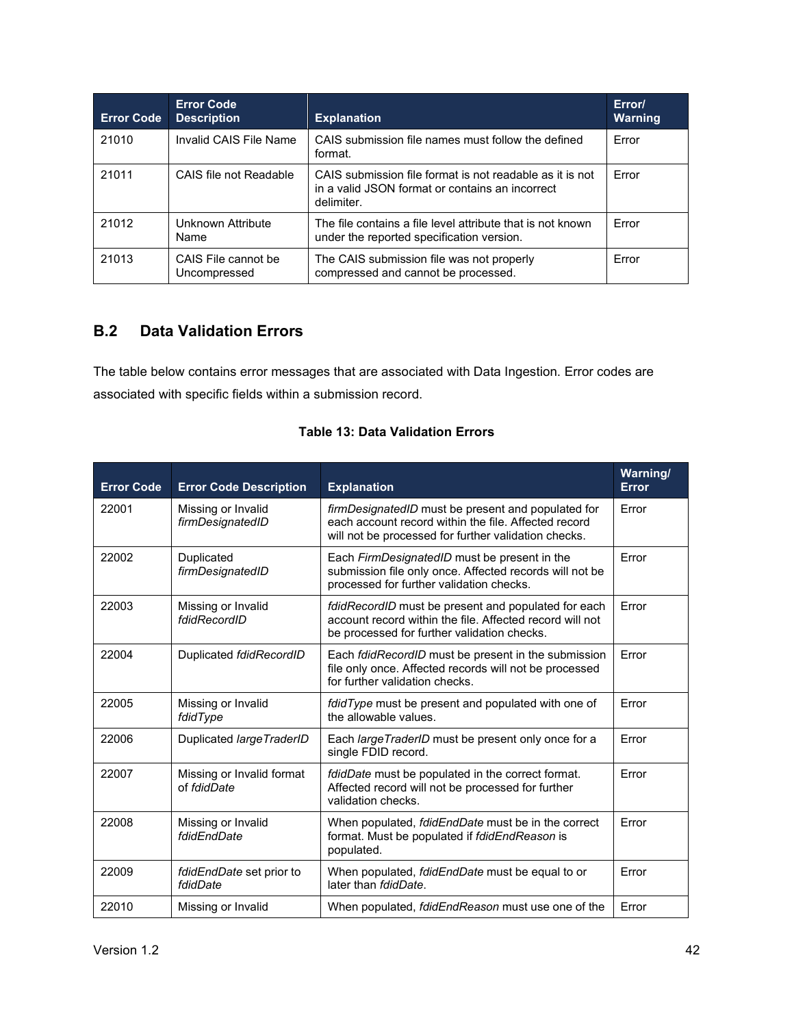| Error Code | Error Code Description | Explanation | Error/ Warning |
|---|---|---|---|
| 21010 | Invalid CAIS File Name | CAIS submission file names must follow the defined format. | Error |
| 21011 | CAIS file not Readable | CAIS submission file format is not readable as it is not in a valid JSON format or contains an incorrect delimiter. | Error |
| 21012 | Unknown Attribute Name | The file contains a file level attribute that is not known under the reported specification version. | Error |
| 21013 | CAIS File cannot be Uncompressed | The CAIS submission file was not properly compressed and cannot be processed. | Error |

## B.2 Data Validation Errors

The table below contains error messages that are associated with Data Ingestion. Error codes are associated with specific fields within a submission record.

**Table 13: Data Validation Errors**

| Error Code | Error Code Description | Explanation | Warning/ Error |
|---|---|---|---|
| 22001 | Missing or Invalid *firmDesignatedID* | *firmDesignatedID* must be present and populated for each account record within the file. Affected record will not be processed for further validation checks. | Error |
| 22002 | Duplicated *firmDesignatedID* | Each *FirmDesignatedID* must be present in the submission file only once. Affected records will not be processed for further validation checks. | Error |
| 22003 | Missing or Invalid *fdidRecordID* | *fdidRecordID* must be present and populated for each account record within the file. Affected record will not be processed for further validation checks. | Error |
| 22004 | Duplicated *fdidRecordID* | Each *fdidRecordID* must be present in the submission file only once. Affected records will not be processed for further validation checks. | Error |
| 22005 | Missing or Invalid *fdidType* | *fdidType* must be present and populated with one of the allowable values. | Error |
| 22006 | Duplicated *largeTraderID* | Each *largeTraderID* must be present only once for a single FDID record. | Error |
| 22007 | Missing or Invalid format of *fdidDate* | *fdidDate* must be populated in the correct format. Affected record will not be processed for further validation checks. | Error |
| 22008 | Missing or Invalid *fdidEndDate* | When populated, *fdidEndDate* must be in the correct format. Must be populated if *fdidEndReason* is populated. | Error |
| 22009 | *fdidEndDate* set prior to *fdidDate* | When populated, *fdidEndDate* must be equal to or later than *fdidDate*. | Error |
| 22010 | Missing or Invalid | When populated, *fdidEndReason* must use one of the | Error |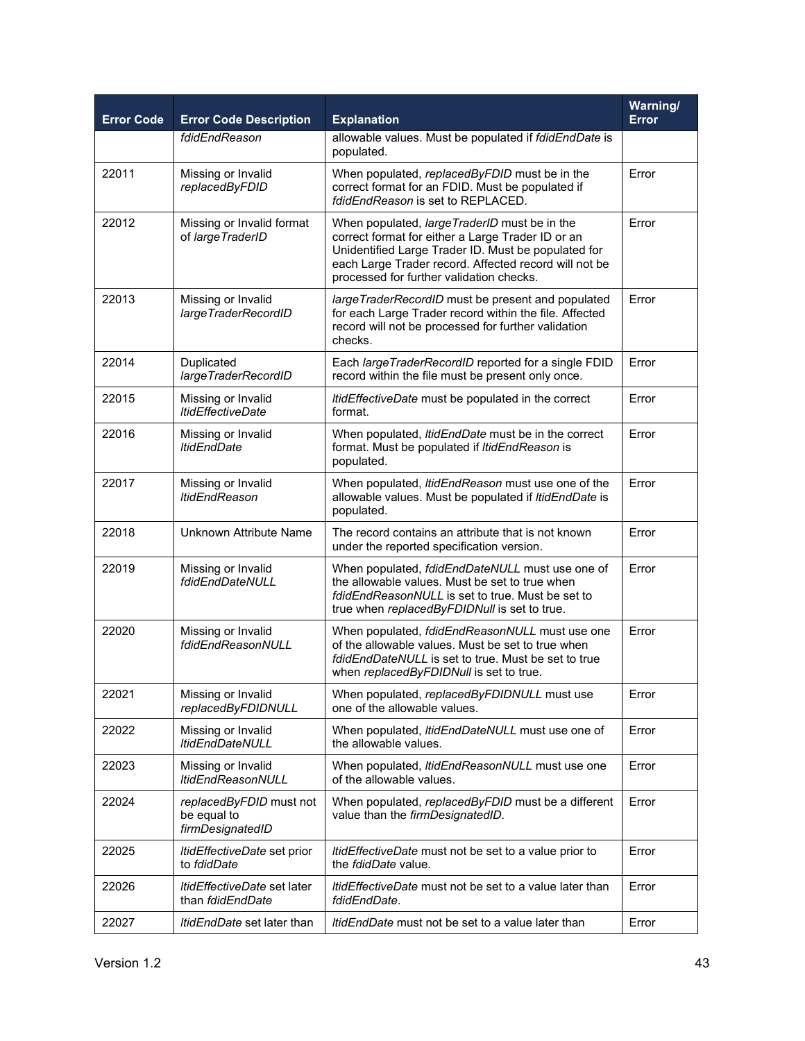| Error Code | Error Code Description | Explanation | Warning/ Error |
|---|---|---|---|
| | *fdidEndReason* | allowable values. Must be populated if *fdidEndDate* is populated. | |
| 22011 | Missing or Invalid *replacedByFDID* | When populated, *replacedByFDID* must be in the correct format for an FDID. Must be populated if *fdidEndReason* is set to REPLACED. | Error |
| 22012 | Missing or Invalid format of *largeTraderID* | When populated, *largeTraderID* must be in the correct format for either a Large Trader ID or an Unidentified Large Trader ID. Must be populated for each Large Trader record. Affected record will not be processed for further validation checks. | Error |
| 22013 | Missing or Invalid *largeTraderRecordID* | *largeTraderRecordID* must be present and populated for each Large Trader record within the file. Affected record will not be processed for further validation checks. | Error |
| 22014 | Duplicated *largeTraderRecordID* | Each *largeTraderRecordID* reported for a single FDID record within the file must be present only once. | Error |
| 22015 | Missing or Invalid *ltidEffectiveDate* | *ltidEffectiveDate* must be populated in the correct format. | Error |
| 22016 | Missing or Invalid *ltidEndDate* | When populated, *ltidEndDate* must be in the correct format. Must be populated if *ltidEndReason* is populated. | Error |
| 22017 | Missing or Invalid *ltidEndReason* | When populated, *ltidEndReason* must use one of the allowable values. Must be populated if *ltidEndDate* is populated. | Error |
| 22018 | Unknown Attribute Name | The record contains an attribute that is not known under the reported specification version. | Error |
| 22019 | Missing or Invalid *fdidEndDateNULL* | When populated, *fdidEndDateNULL* must use one of the allowable values. Must be set to true when *fdidEndReasonNULL* is set to true. Must be set to true when *replacedByFDIDNull* is set to true. | Error |
| 22020 | Missing or Invalid *fdidEndReasonNULL* | When populated, *fdidEndReasonNULL* must use one of the allowable values. Must be set to true when *fdidEndDateNULL* is set to true. Must be set to true when *replacedByFDIDNull* is set to true. | Error |
| 22021 | Missing or Invalid *replacedByFDIDNULL* | When populated, *replacedByFDIDNULL* must use one of the allowable values. | Error |
| 22022 | Missing or Invalid *ltidEndDateNULL* | When populated, *ltidEndDateNULL* must use one of the allowable values. | Error |
| 22023 | Missing or Invalid *ltidEndReasonNULL* | When populated, *ltidEndReasonNULL* must use one of the allowable values. | Error |
| 22024 | *replacedByFDID* must not be equal to *firmDesignatedID* | When populated, *replacedByFDID* must be a different value than the *firmDesignatedID*. | Error |
| 22025 | *ltidEffectiveDate* set prior to *fdidDate* | *ltidEffectiveDate* must not be set to a value prior to the *fdidDate* value. | Error |
| 22026 | *ltidEffectiveDate* set later than *fdidEndDate* | *ltidEffectiveDate* must not be set to a value later than *fdidEndDate*. | Error |
| 22027 | *ltidEndDate* set later than | *ltidEndDate* must not be set to a value later than | Error |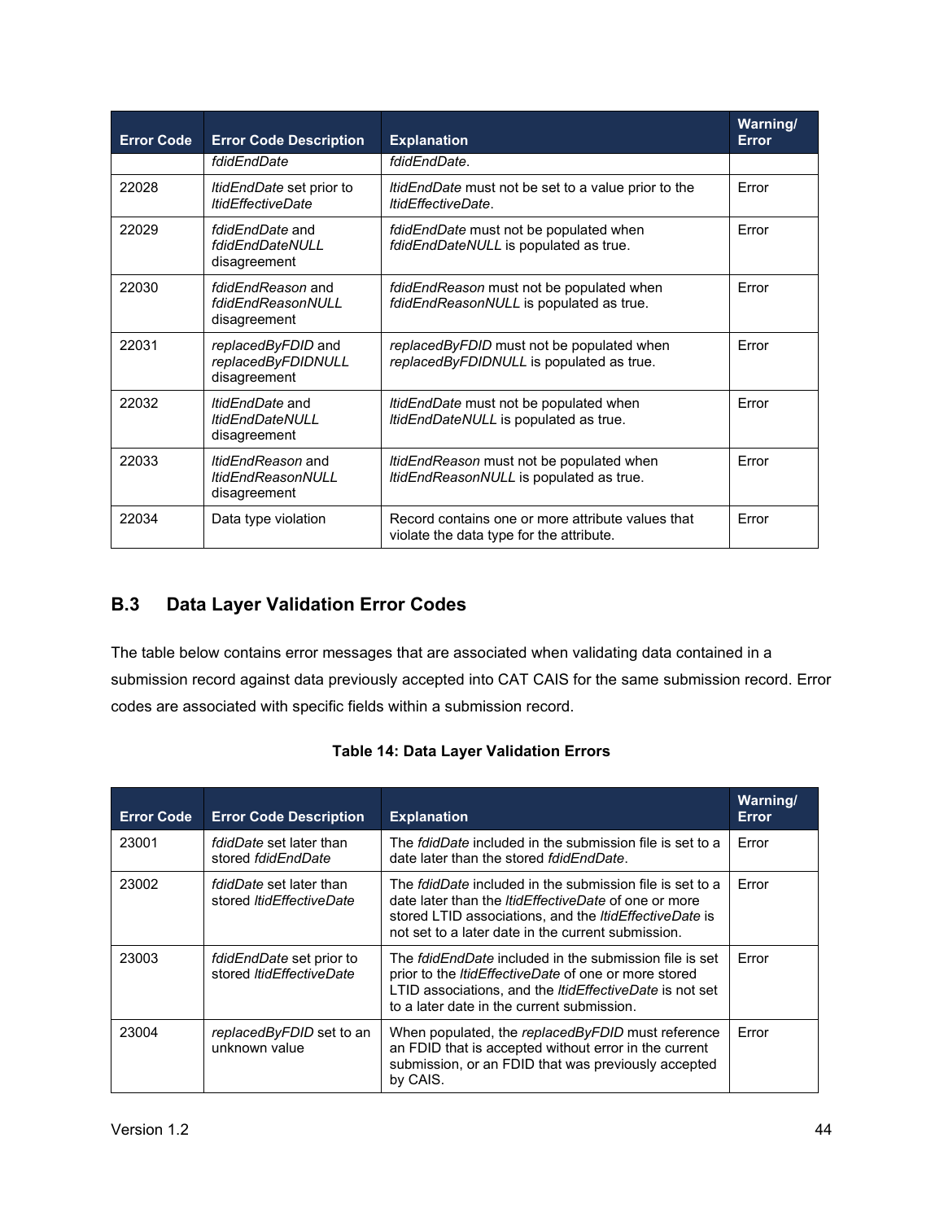| Error Code | Error Code Description | Explanation | Warning/ Error |
|---|---|---|---|
| | *fdidEndDate* | *fdidEndDate*. | |
| 22028 | *ltidEndDate* set prior to *ltidEffectiveDate* | *ltidEndDate* must not be set to a value prior to the *ltidEffectiveDate*. | Error |
| 22029 | *fdidEndDate* and *fdidEndDateNULL* disagreement | *fdidEndDate* must not be populated when *fdidEndDateNULL* is populated as true. | Error |
| 22030 | *fdidEndReason* and *fdidEndReasonNULL* disagreement | *fdidEndReason* must not be populated when *fdidEndReasonNULL* is populated as true. | Error |
| 22031 | *replacedByFDID* and *replacedByFDIDNULL* disagreement | *replacedByFDID* must not be populated when *replacedByFDIDNULL* is populated as true. | Error |
| 22032 | *ltidEndDate* and *ltidEndDateNULL* disagreement | *ltidEndDate* must not be populated when *ltidEndDateNULL* is populated as true. | Error |
| 22033 | *ltidEndReason* and *ltidEndReasonNULL* disagreement | *ltidEndReason* must not be populated when *ltidEndReasonNULL* is populated as true. | Error |
| 22034 | Data type violation | Record contains one or more attribute values that violate the data type for the attribute. | Error |

## B.3 Data Layer Validation Error Codes

The table below contains error messages that are associated when validating data contained in a submission record against data previously accepted into CAT CAIS for the same submission record. Error codes are associated with specific fields within a submission record.

**Table 14: Data Layer Validation Errors**

| Error Code | Error Code Description | Explanation | Warning/ Error |
|---|---|---|---|
| 23001 | *fdidDate* set later than stored *fdidEndDate* | The *fdidDate* included in the submission file is set to a date later than the stored *fdidEndDate*. | Error |
| 23002 | *fdidDate* set later than stored *ltidEffectiveDate* | The *fdidDate* included in the submission file is set to a date later than the *ltidEffectiveDate* of one or more stored LTID associations, and the *ltidEffectiveDate* is not set to a later date in the current submission. | Error |
| 23003 | *fdidEndDate* set prior to stored *ltidEffectiveDate* | The *fdidEndDate* included in the submission file is set prior to the *ltidEffectiveDate* of one or more stored LTID associations, and the *ltidEffectiveDate* is not set to a later date in the current submission. | Error |
| 23004 | *replacedByFDID* set to an unknown value | When populated, the *replacedByFDID* must reference an FDID that is accepted without error in the current submission, or an FDID that was previously accepted by CAIS. | Error |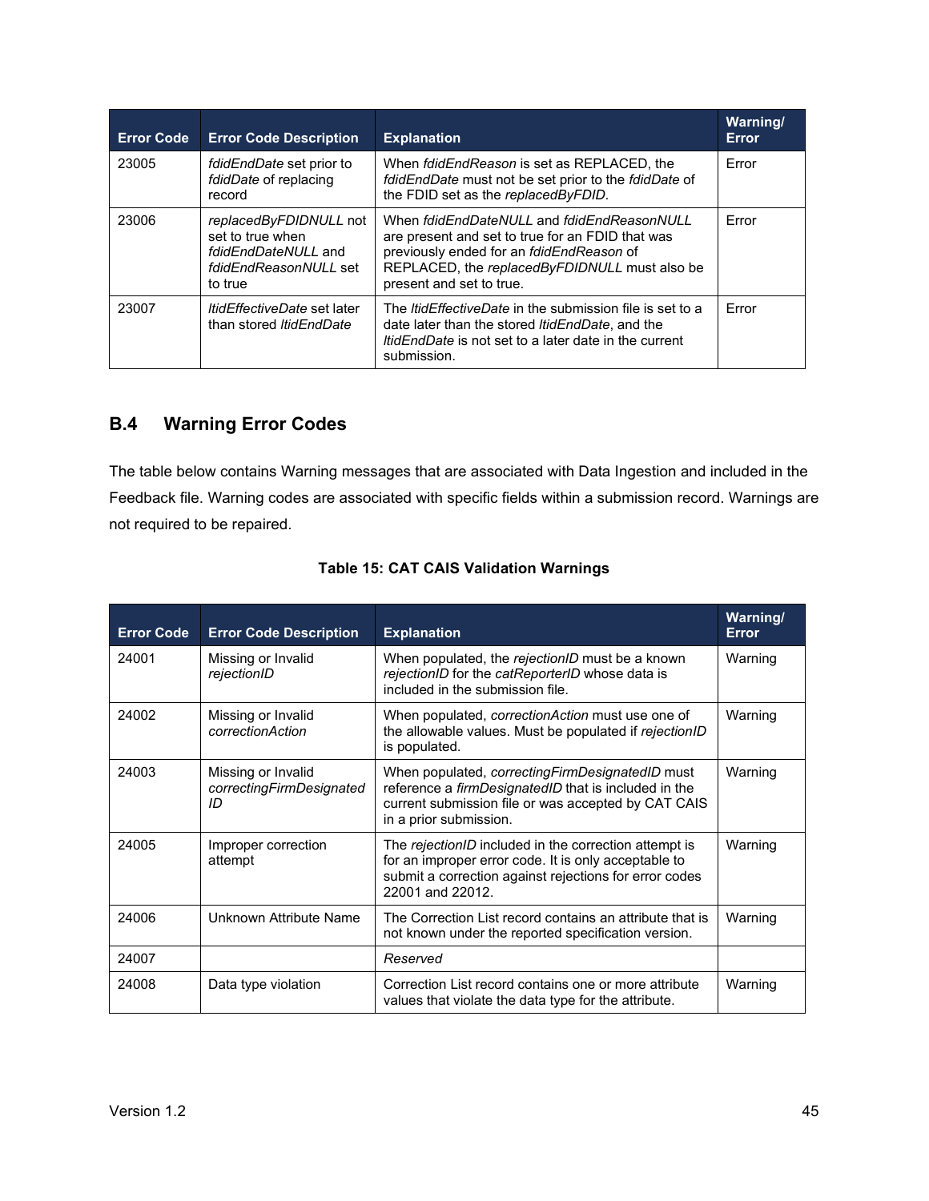| Error Code | Error Code Description | Explanation | Warning/ Error |
|---|---|---|---|
| 23005 | *fdidEndDate* set prior to *fdidDate* of replacing record | When *fdidEndReason* is set as REPLACED, the *fdidEndDate* must not be set prior to the *fdidDate* of the FDID set as the *replacedByFDID*. | Error |
| 23006 | *replacedByFDIDNULL* not set to true when *fdidEndDateNULL* and *fdidEndReasonNULL* set to true | When *fdidEndDateNULL* and *fdidEndReasonNULL* are present and set to true for an FDID that was previously ended for an *fdidEndReason* of REPLACED, the *replacedByFDIDNULL* must also be present and set to true. | Error |
| 23007 | *ltidEffectiveDate* set later than stored *ltidEndDate* | The *ltidEffectiveDate* in the submission file is set to a date later than the stored *ltidEndDate*, and the *ltidEndDate* is not set to a later date in the current submission. | Error |

## B.4 Warning Error Codes

The table below contains Warning messages that are associated with Data Ingestion and included in the Feedback file. Warning codes are associated with specific fields within a submission record. Warnings are not required to be repaired.

**Table 15: CAT CAIS Validation Warnings**

| Error Code | Error Code Description | Explanation | Warning/ Error |
|---|---|---|---|
| 24001 | Missing or Invalid *rejectionID* | When populated, the *rejectionID* must be a known *rejectionID* for the *catReporterID* whose data is included in the submission file. | Warning |
| 24002 | Missing or Invalid *correctionAction* | When populated, *correctionAction* must use one of the allowable values. Must be populated if *rejectionID* is populated. | Warning |
| 24003 | Missing or Invalid *correctingFirmDesignatedID* | When populated, *correctingFirmDesignatedID* must reference a *firmDesignatedID* that is included in the current submission file or was accepted by CAT CAIS in a prior submission. | Warning |
| 24005 | Improper correction attempt | The *rejectionID* included in the correction attempt is for an improper error code. It is only acceptable to submit a correction against rejections for error codes 22001 and 22012. | Warning |
| 24006 | Unknown Attribute Name | The Correction List record contains an attribute that is not known under the reported specification version. | Warning |
| 24007 | | *Reserved* | |
| 24008 | Data type violation | Correction List record contains one or more attribute values that violate the data type for the attribute. | Warning |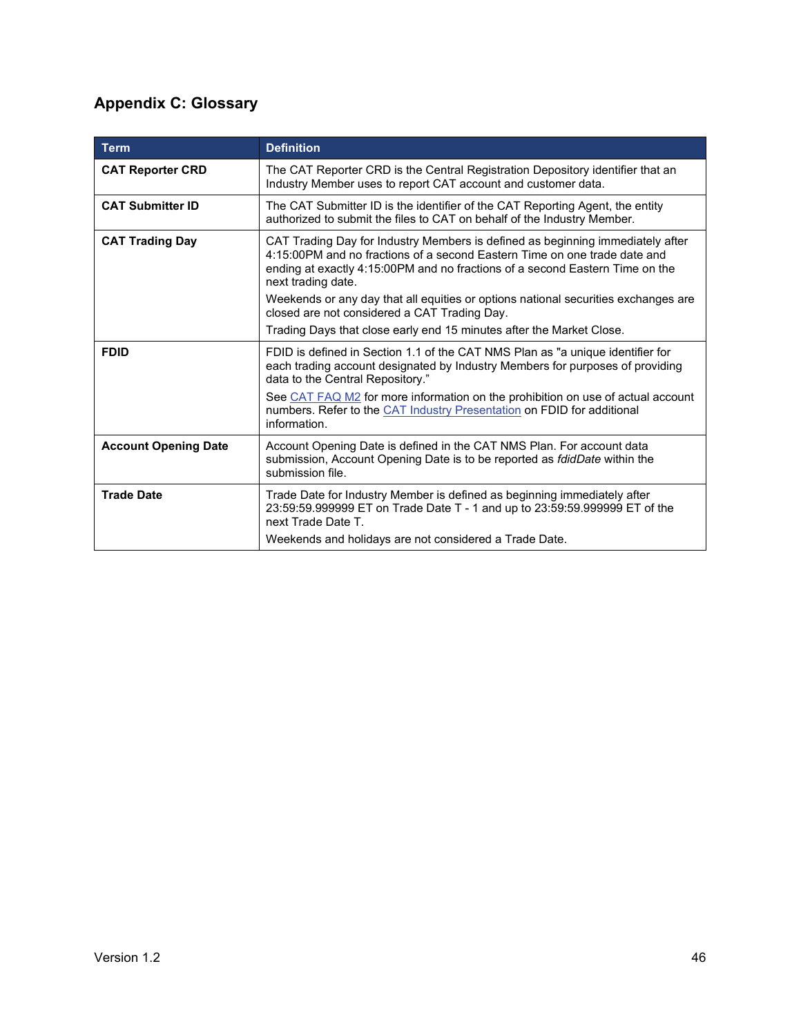## Appendix C: Glossary

| Term | Definition |
| --- | --- |
| **CAT Reporter CRD** | The CAT Reporter CRD is the Central Registration Depository identifier that an Industry Member uses to report CAT account and customer data. |
| **CAT Submitter ID** | The CAT Submitter ID is the identifier of the CAT Reporting Agent, the entity authorized to submit the files to CAT on behalf of the Industry Member. |
| **CAT Trading Day** | CAT Trading Day for Industry Members is defined as beginning immediately after 4:15:00PM and no fractions of a second Eastern Time on one trade date and ending at exactly 4:15:00PM and no fractions of a second Eastern Time on the next trading date.<br>Weekends or any day that all equities or options national securities exchanges are closed are not considered a CAT Trading Day.<br>Trading Days that close early end 15 minutes after the Market Close. |
| **FDID** | FDID is defined in Section 1.1 of the CAT NMS Plan as "a unique identifier for each trading account designated by Industry Members for purposes of providing data to the Central Repository."<br>See CAT FAQ M2 for more information on the prohibition on use of actual account numbers. Refer to the CAT Industry Presentation on FDID for additional information. |
| **Account Opening Date** | Account Opening Date is defined in the CAT NMS Plan. For account data submission, Account Opening Date is to be reported as *fdidDate* within the submission file. |
| **Trade Date** | Trade Date for Industry Member is defined as beginning immediately after 23:59:59.999999 ET on Trade Date T - 1 and up to 23:59:59.999999 ET of the next Trade Date T.<br>Weekends and holidays are not considered a Trade Date. |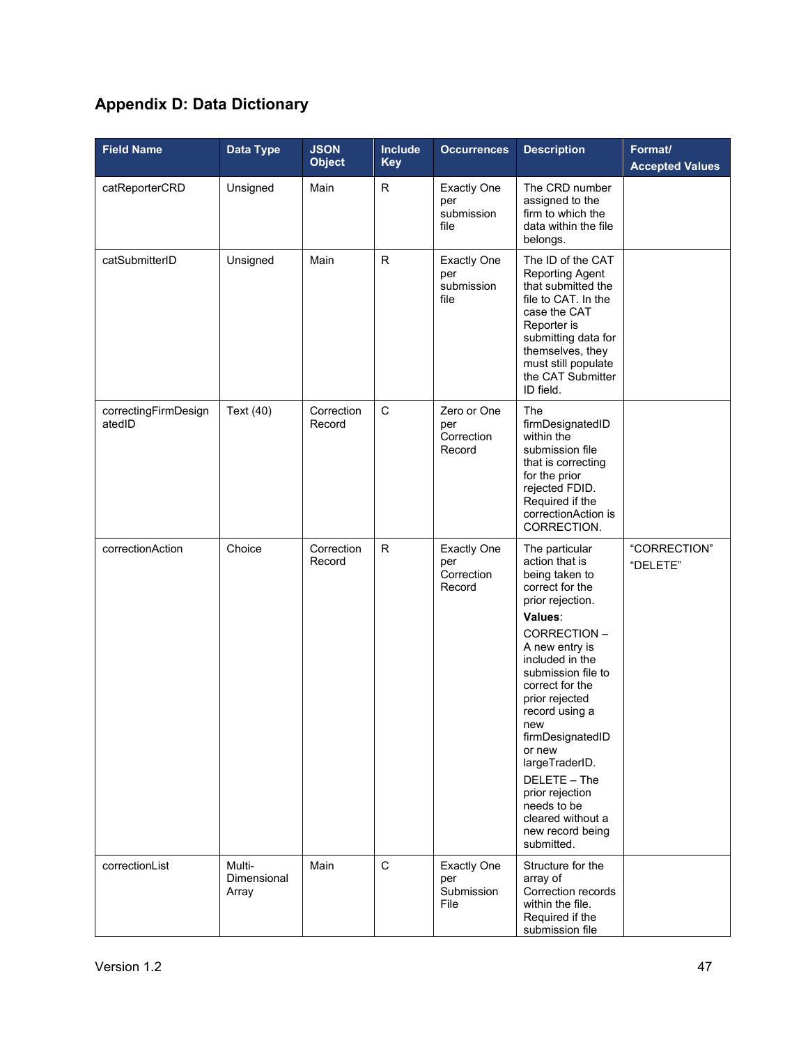# Appendix D: Data Dictionary

| Field Name | Data Type | JSON Object | Include Key | Occurrences | Description | Format/ Accepted Values |
|---|---|---|---|---|---|---|
| catReporterCRD | Unsigned | Main | R | Exactly One per submission file | The CRD number assigned to the firm to which the data within the file belongs. | |
| catSubmitterID | Unsigned | Main | R | Exactly One per submission file | The ID of the CAT Reporting Agent that submitted the file to CAT. In the case the CAT Reporter is submitting data for themselves, they must still populate the CAT Submitter ID field. | |
| correctingFirmDesignatedID | Text (40) | Correction Record | C | Zero or One per Correction Record | The firmDesignatedID within the submission file that is correcting for the prior rejected FDID. Required if the correctionAction is CORRECTION. | |
| correctionAction | Choice | Correction Record | R | Exactly One per Correction Record | The particular action that is being taken to correct for the prior rejection. **Values**: CORRECTION – A new entry is included in the submission file to correct for the prior rejected record using a new firmDesignatedID or new largeTraderID. DELETE – The prior rejection needs to be cleared without a new record being submitted. | "CORRECTION" "DELETE" |
| correctionList | Multi-Dimensional Array | Main | C | Exactly One per Submission File | Structure for the array of Correction records within the file. Required if the submission file | |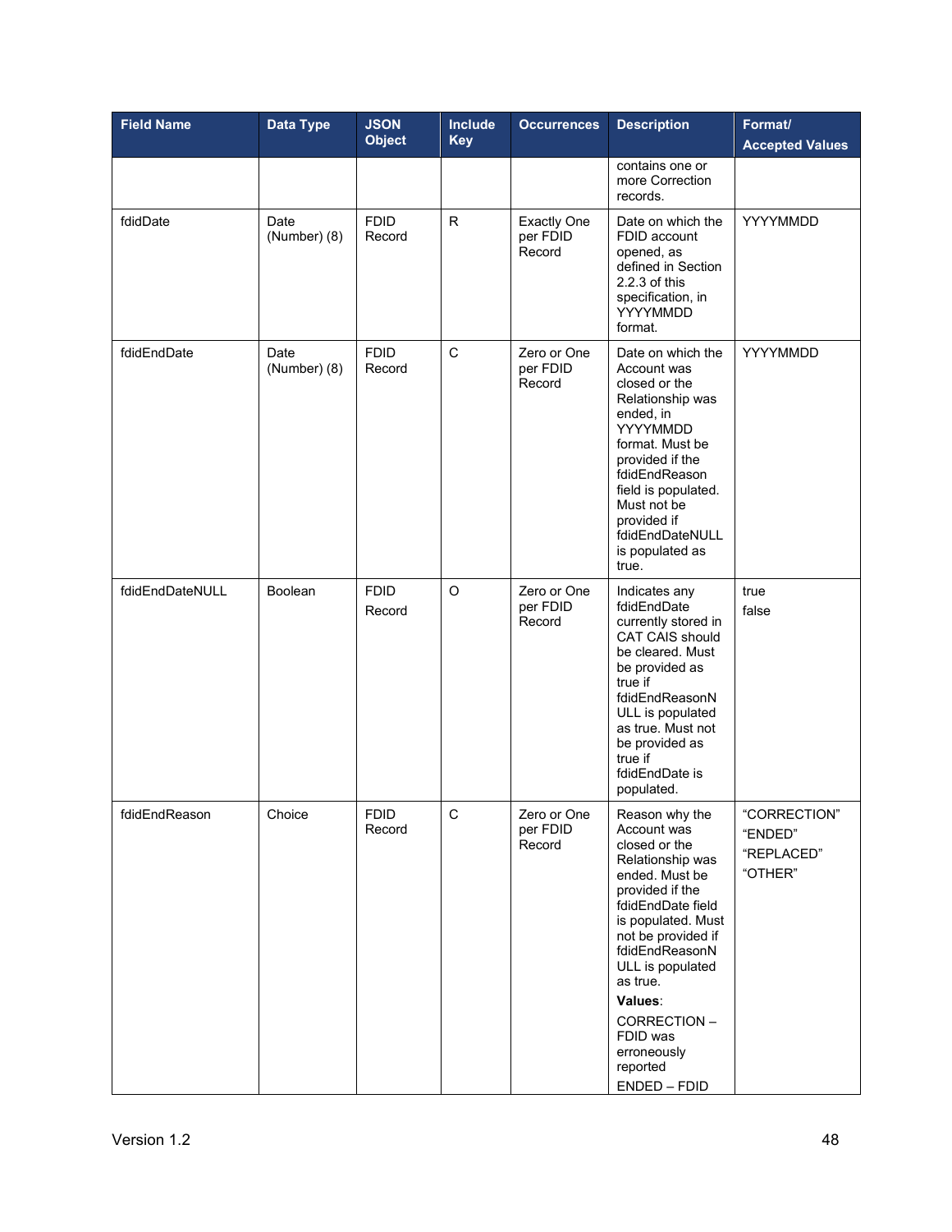| Field Name | Data Type | JSON Object | Include Key | Occurrences | Description | Format/ Accepted Values |
|---|---|---|---|---|---|---|
| | | | | | contains one or more Correction records. | |
| fdidDate | Date (Number) (8) | FDID Record | R | Exactly One per FDID Record | Date on which the FDID account opened, as defined in Section 2.2.3 of this specification, in YYYYMMDD format. | YYYYMMDD |
| fdidEndDate | Date (Number) (8) | FDID Record | C | Zero or One per FDID Record | Date on which the Account was closed or the Relationship was ended, in YYYYMMDD format. Must be provided if the fdidEndReason field is populated. Must not be provided if fdidEndDateNULL is populated as true. | YYYYMMDD |
| fdidEndDateNULL | Boolean | FDID Record | O | Zero or One per FDID Record | Indicates any fdidEndDate currently stored in CAT CAIS should be cleared. Must be provided as true if fdidEndReasonNULL is populated as true. Must not be provided as true if fdidEndDate is populated. | true<br>false |
| fdidEndReason | Choice | FDID Record | C | Zero or One per FDID Record | Reason why the Account was closed or the Relationship was ended. Must be provided if the fdidEndDate field is populated. Must not be provided if fdidEndReasonNULL is populated as true.<br>**Values**:<br>CORRECTION – FDID was erroneously reported<br>ENDED – FDID | "CORRECTION"<br>"ENDED"<br>"REPLACED"<br>"OTHER" |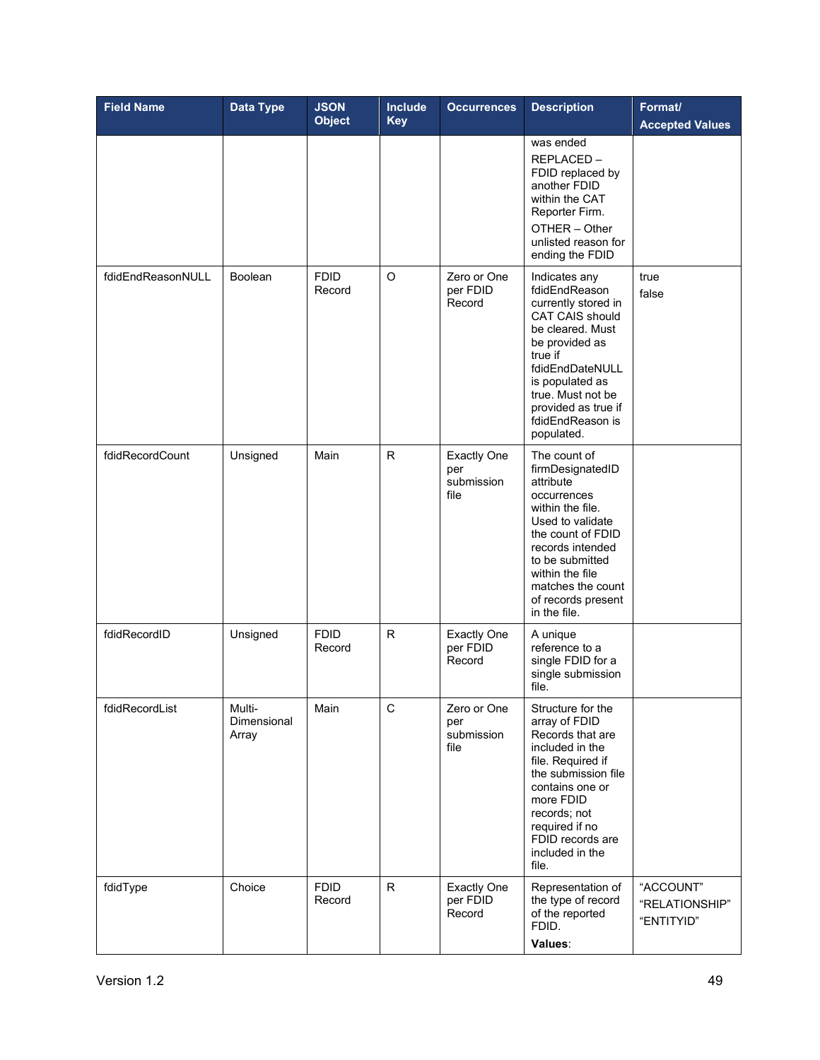| Field Name | Data Type | JSON Object | Include Key | Occurrences | Description | Format/ Accepted Values |
|---|---|---|---|---|---|---|
| | | | | | was ended<br>REPLACED – FDID replaced by another FDID within the CAT Reporter Firm.<br>OTHER – Other unlisted reason for ending the FDID | |
| fdidEndReasonNULL | Boolean | FDID Record | O | Zero or One per FDID Record | Indicates any fdidEndReason currently stored in CAT CAIS should be cleared. Must be provided as true if fdidEndDateNULL is populated as true. Must not be provided as true if fdidEndReason is populated. | true<br>false |
| fdidRecordCount | Unsigned | Main | R | Exactly One per submission file | The count of firmDesignatedID attribute occurrences within the file. Used to validate the count of FDID records intended to be submitted within the file matches the count of records present in the file. | |
| fdidRecordID | Unsigned | FDID Record | R | Exactly One per FDID Record | A unique reference to a single FDID for a single submission file. | |
| fdidRecordList | Multi-Dimensional Array | Main | C | Zero or One per submission file | Structure for the array of FDID Records that are included in the file. Required if the submission file contains one or more FDID records; not required if no FDID records are included in the file. | |
| fdidType | Choice | FDID Record | R | Exactly One per FDID Record | Representation of the type of record of the reported FDID.<br>**Values**: | "ACCOUNT"<br>"RELATIONSHIP"<br>"ENTITYID" |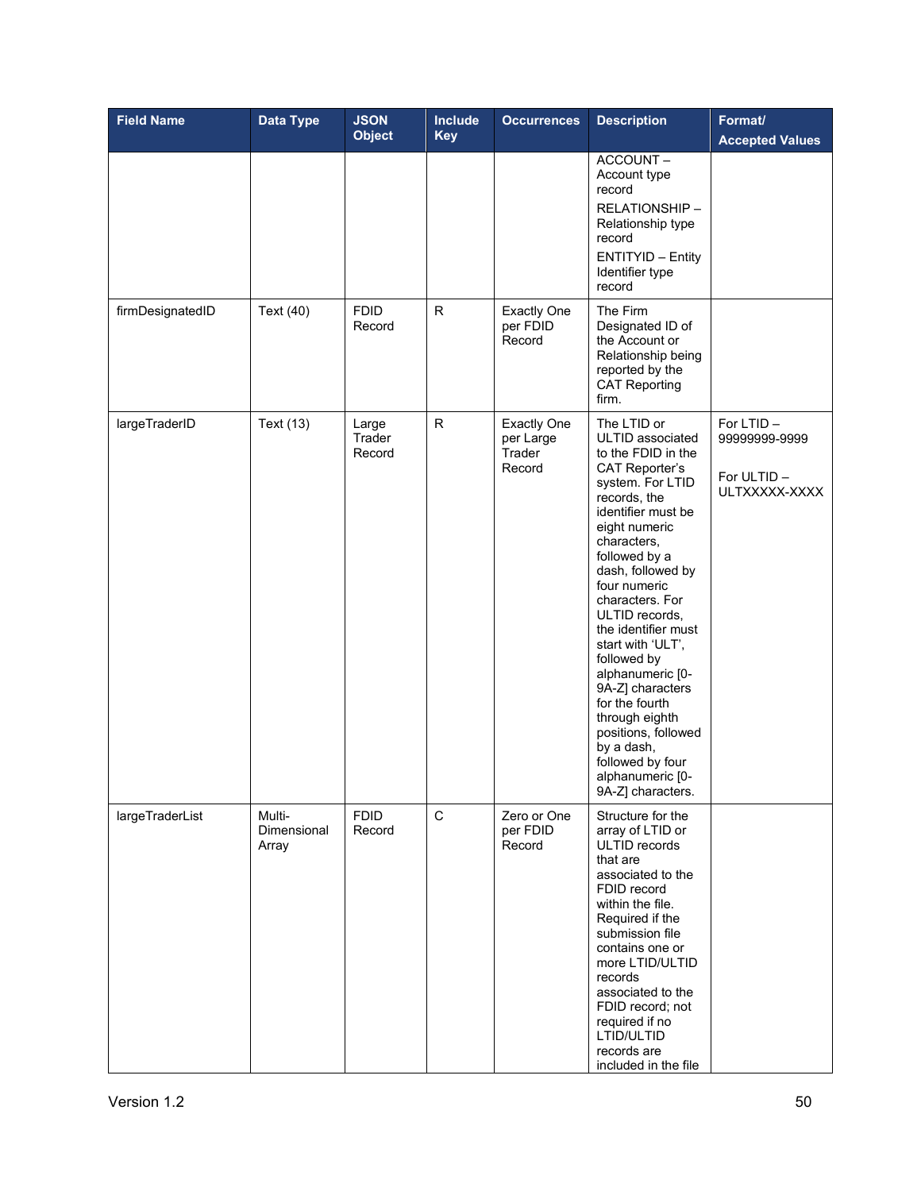| Field Name | Data Type | JSON Object | Include Key | Occurrences | Description | Format/ Accepted Values |
|---|---|---|---|---|---|---|
| | | | | | ACCOUNT – Account type record<br><br>RELATIONSHIP – Relationship type record<br><br>ENTITYID – Entity Identifier type record | |
| firmDesignatedID | Text (40) | FDID Record | R | Exactly One per FDID Record | The Firm Designated ID of the Account or Relationship being reported by the CAT Reporting firm. | |
| largeTraderID | Text (13) | Large Trader Record | R | Exactly One per Large Trader Record | The LTID or ULTID associated to the FDID in the CAT Reporter's system. For LTID records, the identifier must be eight numeric characters, followed by a dash, followed by four numeric characters. For ULTID records, the identifier must start with 'ULT', followed by alphanumeric [0-9A-Z] characters for the fourth through eighth positions, followed by a dash, followed by four alphanumeric [0-9A-Z] characters. | For LTID – 99999999-9999<br><br>For ULTID – ULTXXXXX-XXXX |
| largeTraderList | Multi-Dimensional Array | FDID Record | C | Zero or One per FDID Record | Structure for the array of LTID or ULTID records that are associated to the FDID record within the file. Required if the submission file contains one or more LTID/ULTID records associated to the FDID record; not required if no LTID/ULTID records are included in the file | |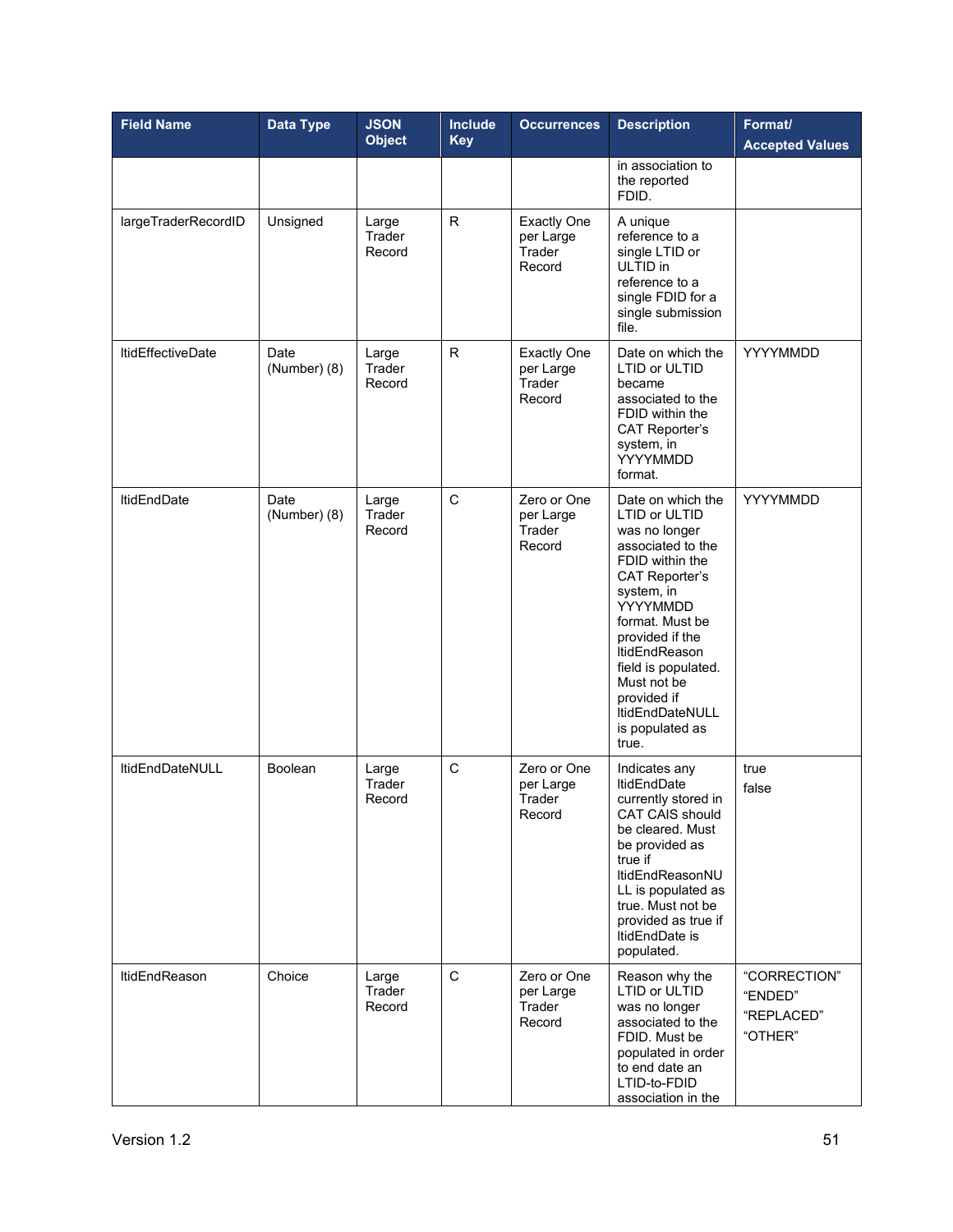| Field Name | Data Type | JSON Object | Include Key | Occurrences | Description | Format/ Accepted Values |
|---|---|---|---|---|---|---|
| | | | | | in association to the reported FDID. | |
| largeTraderRecordID | Unsigned | Large Trader Record | R | Exactly One per Large Trader Record | A unique reference to a single LTID or ULTID in reference to a single FDID for a single submission file. | |
| ltidEffectiveDate | Date (Number) (8) | Large Trader Record | R | Exactly One per Large Trader Record | Date on which the LTID or ULTID became associated to the FDID within the CAT Reporter's system, in YYYYMMDD format. | YYYYMMDD |
| ltidEndDate | Date (Number) (8) | Large Trader Record | C | Zero or One per Large Trader Record | Date on which the LTID or ULTID was no longer associated to the FDID within the CAT Reporter's system, in YYYYMMDD format. Must be provided if the ltidEndReason field is populated. Must not be provided if ltidEndDateNULL is populated as true. | YYYYMMDD |
| ltidEndDateNULL | Boolean | Large Trader Record | C | Zero or One per Large Trader Record | Indicates any ltidEndDate currently stored in CAT CAIS should be cleared. Must be provided as true if ltidEndReasonNULL is populated as true. Must not be provided as true if ltidEndDate is populated. | true<br>false |
| ltidEndReason | Choice | Large Trader Record | C | Zero or One per Large Trader Record | Reason why the LTID or ULTID was no longer associated to the FDID. Must be populated in order to end date an LTID-to-FDID association in the | "CORRECTION"<br>"ENDED"<br>"REPLACED"<br>"OTHER" |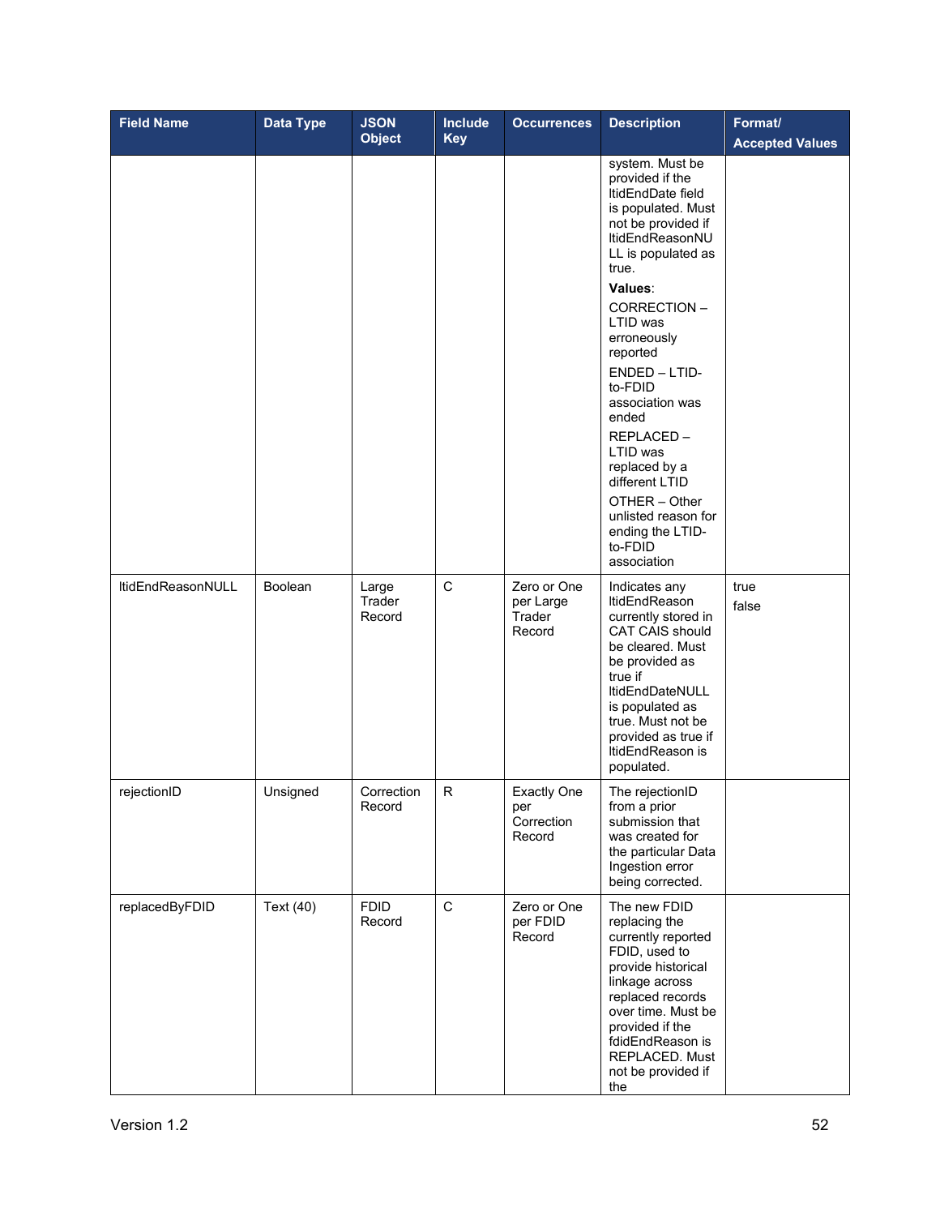| Field Name | Data Type | JSON Object | Include Key | Occurrences | Description | Format/ Accepted Values |
|---|---|---|---|---|---|---|
| | | | | | system. Must be provided if the ltidEndDate field is populated. Must not be provided if ltidEndReasonNULL is populated as true. **Values**: CORRECTION – LTID was erroneously reported ENDED – LTID-to-FDID association was ended REPLACED – LTID was replaced by a different LTID OTHER – Other unlisted reason for ending the LTID-to-FDID association | |
| ltidEndReasonNULL | Boolean | Large Trader Record | C | Zero or One per Large Trader Record | Indicates any ltidEndReason currently stored in CAT CAIS should be cleared. Must be provided as true if ltidEndDateNULL is populated as true. Must not be provided as true if ltidEndReason is populated. | true false |
| rejectionID | Unsigned | Correction Record | R | Exactly One per Correction Record | The rejectionID from a prior submission that was created for the particular Data Ingestion error being corrected. | |
| replacedByFDID | Text (40) | FDID Record | C | Zero or One per FDID Record | The new FDID replacing the currently reported FDID, used to provide historical linkage across replaced records over time. Must be provided if the fdidEndReason is REPLACED. Must not be provided if the | |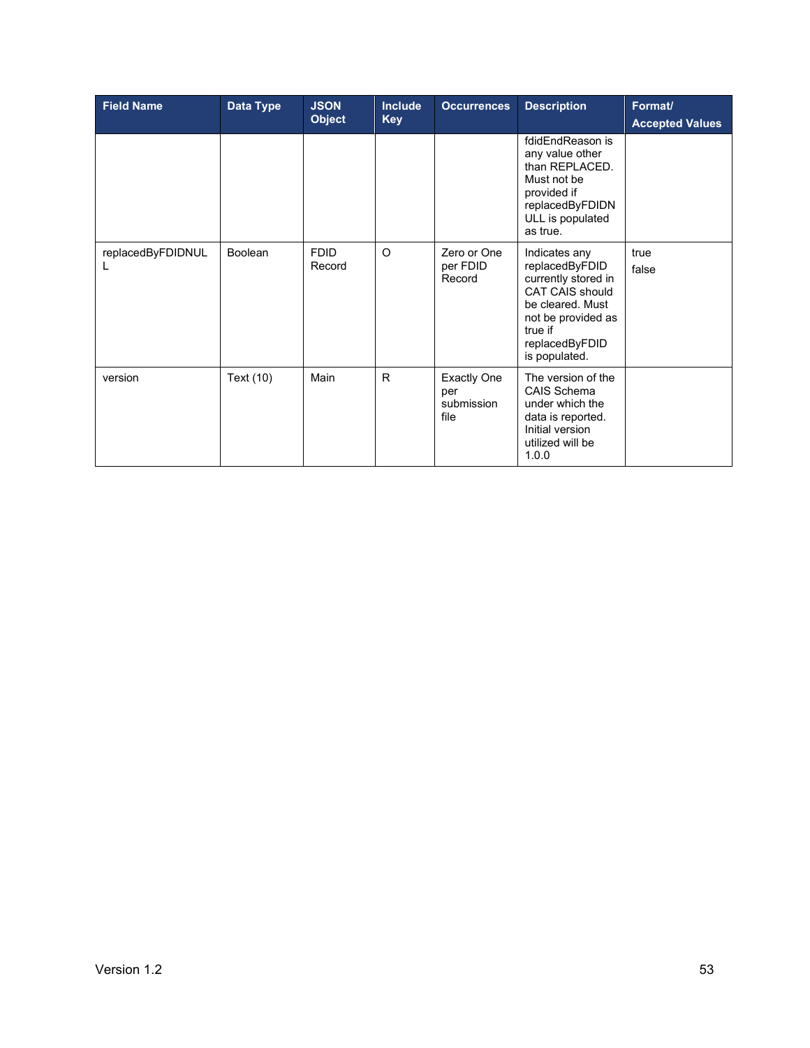| Field Name | Data Type | JSON Object | Include Key | Occurrences | Description | Format/ Accepted Values |
|---|---|---|---|---|---|---|
| | | | | | fdidEndReason is any value other than REPLACED. Must not be provided if replacedByFDIDNULL is populated as true. | |
| replacedByFDIDNULL | Boolean | FDID Record | O | Zero or One per FDID Record | Indicates any replacedByFDID currently stored in CAT CAIS should be cleared. Must not be provided as true if replacedByFDID is populated. | true<br>false |
| version | Text (10) | Main | R | Exactly One per submission file | The version of the CAIS Schema under which the data is reported. Initial version utilized will be 1.0.0 | |